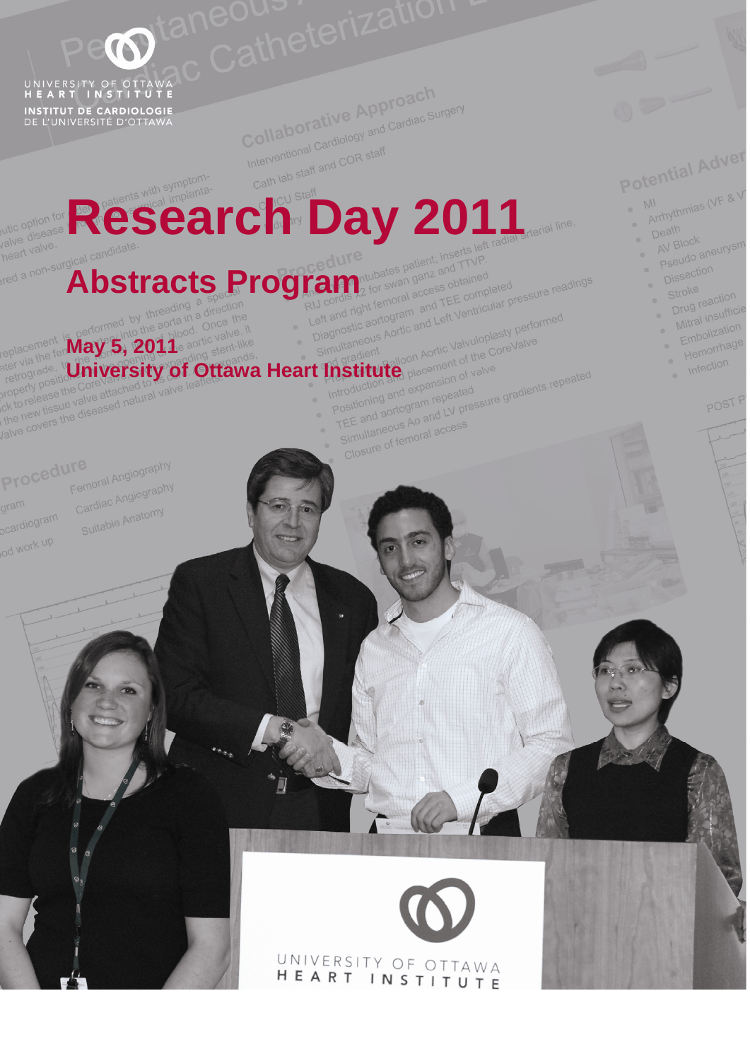UNIVERSITY OF OTTAWA
HEART INSTITUTE
INSTITUT DE CARDIOLOGIE
DE L'UNIVERSITÉ D'OTTAWA

# Research Day 2011

## Abstracts Program

**May 5, 2011**
**University of Ottawa Heart Institute**

UNIVERSITY OF OTTAWA
HEART INSTITUTE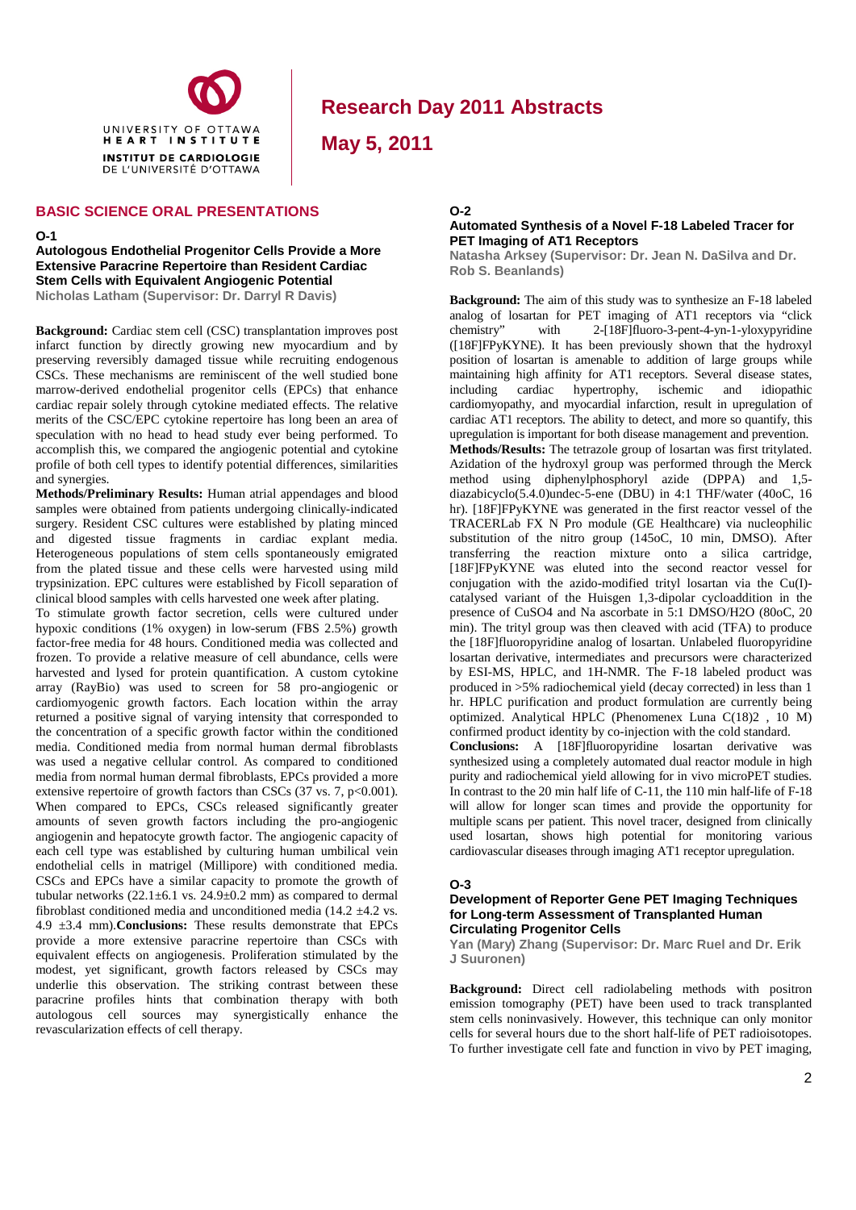UNIVERSITY OF OTTAWA HEART INSTITUTE
INSTITUT DE CARDIOLOGIE DE L'UNIVERSITÉ D'OTTAWA

# Research Day 2011 Abstracts

**May 5, 2011**

## BASIC SCIENCE ORAL PRESENTATIONS

### O-1

**Autologous Endothelial Progenitor Cells Provide a More Extensive Paracrine Repertoire than Resident Cardiac Stem Cells with Equivalent Angiogenic Potential**
Nicholas Latham (Supervisor: Dr. Darryl R Davis)

**Background:** Cardiac stem cell (CSC) transplantation improves post infarct function by directly growing new myocardium and by preserving reversibly damaged tissue while recruiting endogenous CSCs. These mechanisms are reminiscent of the well studied bone marrow-derived endothelial progenitor cells (EPCs) that enhance cardiac repair solely through cytokine mediated effects. The relative merits of the CSC/EPC cytokine repertoire has long been an area of speculation with no head to head study ever being performed. To accomplish this, we compared the angiogenic potential and cytokine profile of both cell types to identify potential differences, similarities and synergies.

**Methods/Preliminary Results:** Human atrial appendages and blood samples were obtained from patients undergoing clinically-indicated surgery. Resident CSC cultures were established by plating minced and digested tissue fragments in cardiac explant media. Heterogeneous populations of stem cells spontaneously emigrated from the plated tissue and these cells were harvested using mild trypsinization. EPC cultures were established by Ficoll separation of clinical blood samples with cells harvested one week after plating.

To stimulate growth factor secretion, cells were cultured under hypoxic conditions (1% oxygen) in low-serum (FBS 2.5%) growth factor-free media for 48 hours. Conditioned media was collected and frozen. To provide a relative measure of cell abundance, cells were harvested and lysed for protein quantification. A custom cytokine array (RayBio) was used to screen for 58 pro-angiogenic or cardiomyogenic growth factors. Each location within the array returned a positive signal of varying intensity that corresponded to the concentration of a specific growth factor within the conditioned media. Conditioned media from normal human dermal fibroblasts was used a negative cellular control. As compared to conditioned media from normal human dermal fibroblasts, EPCs provided a more extensive repertoire of growth factors than CSCs (37 vs. 7, $p<0.001$). When compared to EPCs, CSCs released significantly greater amounts of seven growth factors including the pro-angiogenic angiogenin and hepatocyte growth factor. The angiogenic capacity of each cell type was established by culturing human umbilical vein endothelial cells in matrigel (Millipore) with conditioned media. CSCs and EPCs have a similar capacity to promote the growth of tubular networks ($22.1\pm6.1$ vs. $24.9\pm0.2$ mm) as compared to dermal fibroblast conditioned media and unconditioned media ($14.2 \pm4.2$ vs. $4.9 \pm3.4$ mm). **Conclusions:** These results demonstrate that EPCs provide a more extensive paracrine repertoire than CSCs with equivalent effects on angiogenesis. Proliferation stimulated by the modest, yet significant, growth factors released by CSCs may underlie this observation. The striking contrast between these paracrine profiles hints that combination therapy with both autologous cell sources may synergistically enhance the revascularization effects of cell therapy.

### O-2

**Automated Synthesis of a Novel F-18 Labeled Tracer for PET Imaging of AT1 Receptors**
Natasha Arksey (Supervisor: Dr. Jean N. DaSilva and Dr. Rob S. Beanlands)

**Background:** The aim of this study was to synthesize an F-18 labeled analog of losartan for PET imaging of AT1 receptors via "click chemistry" with 2-[18F]fluoro-3-pent-4-yn-1-yloxypyridine ([18F]FPyKYNE). It has been previously shown that the hydroxyl position of losartan is amenable to addition of large groups while maintaining high affinity for AT1 receptors. Several disease states, including cardiac hypertrophy, ischemic and idiopathic cardiomyopathy, and myocardial infarction, result in upregulation of cardiac AT1 receptors. The ability to detect, and more so quantify, this upregulation is important for both disease management and prevention.

**Methods/Results:** The tetrazole group of losartan was first tritylated. Azidation of the hydroxyl group was performed through the Merck method using diphenylphosphoryl azide (DPPA) and 1,5-diazabicyclo(5.4.0)undec-5-ene (DBU) in 4:1 THF/water (40oC, 16 hr). [18F]FPyKYNE was generated in the first reactor vessel of the TRACERLab FX N Pro module (GE Healthcare) via nucleophilic substitution of the nitro group (145oC, 10 min, DMSO). After transferring the reaction mixture onto a silica cartridge, [18F]FPyKYNE was eluted into the second reactor vessel for conjugation with the azido-modified trityl losartan via the Cu(I)-catalysed variant of the Huisgen 1,3-dipolar cycloaddition in the presence of $CuSO_4$ and Na ascorbate in 5:1 DMSO/$H_2O$ (80oC, 20 min). The trityl group was then cleaved with acid (TFA) to produce the [18F]fluoropyridine analog of losartan. Unlabeled fluoropyridine losartan derivative, intermediates and precursors were characterized by ESI-MS, HPLC, and 1H-NMR. The F-18 labeled product was produced in >5% radiochemical yield (decay corrected) in less than 1 hr. HPLC purification and product formulation are currently being optimized. Analytical HPLC (Phenomenex Luna C(18)2 , 10 M) confirmed product identity by co-injection with the cold standard.

**Conclusions:** A [18F]fluoropyridine losartan derivative was synthesized using a completely automated dual reactor module in high purity and radiochemical yield allowing for in vivo microPET studies. In contrast to the 20 min half life of C-11, the 110 min half-life of F-18 will allow for longer scan times and provide the opportunity for multiple scans per patient. This novel tracer, designed from clinically used losartan, shows high potential for monitoring various cardiovascular diseases through imaging AT1 receptor upregulation.

### O-3

**Development of Reporter Gene PET Imaging Techniques for Long-term Assessment of Transplanted Human Circulating Progenitor Cells**
Yan (Mary) Zhang (Supervisor: Dr. Marc Ruel and Dr. Erik J Suuronen)

**Background:** Direct cell radiolabeling methods with positron emission tomography (PET) have been used to track transplanted stem cells noninvasively. However, this technique can only monitor cells for several hours due to the short half-life of PET radioisotopes. To further investigate cell fate and function in vivo by PET imaging,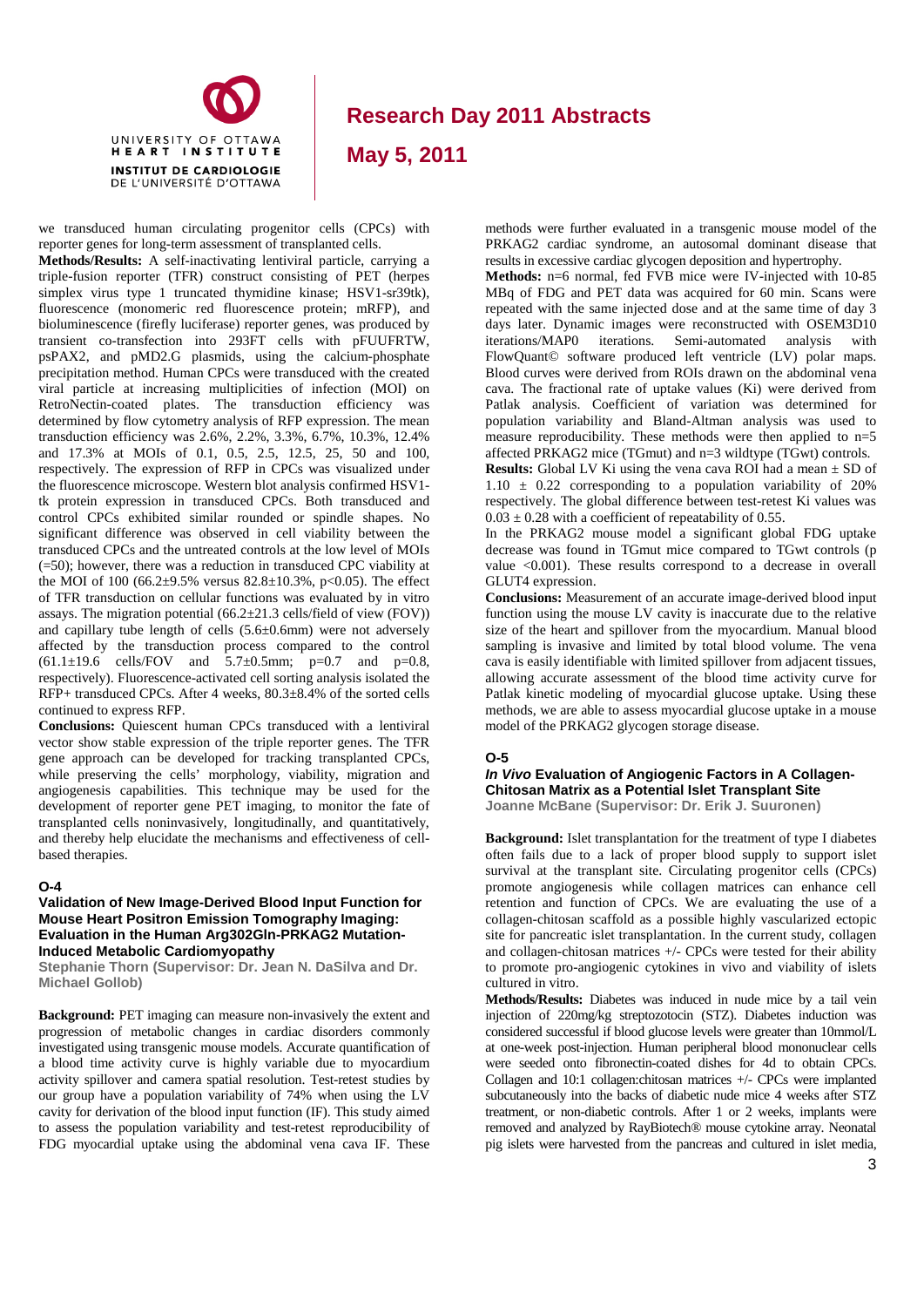we transduced human circulating progenitor cells (CPCs) with reporter genes for long-term assessment of transplanted cells.

**Methods/Results:** A self-inactivating lentiviral particle, carrying a triple-fusion reporter (TFR) construct consisting of PET (herpes simplex virus type 1 truncated thymidine kinase; HSV1-sr39tk), fluorescence (monomeric red fluorescence protein; mRFP), and bioluminescence (firefly luciferase) reporter genes, was produced by transient co-transfection into 293FT cells with pFUUFRTW, psPAX2, and pMD2.G plasmids, using the calcium-phosphate precipitation method. Human CPCs were transduced with the created viral particle at increasing multiplicities of infection (MOI) on RetroNectin-coated plates. The transduction efficiency was determined by flow cytometry analysis of RFP expression. The mean transduction efficiency was 2.6%, 2.2%, 3.3%, 6.7%, 10.3%, 12.4% and 17.3% at MOIs of 0.1, 0.5, 2.5, 12.5, 25, 50 and 100, respectively. The expression of RFP in CPCs was visualized under the fluorescence microscope. Western blot analysis confirmed HSV1-tk protein expression in transduced CPCs. Both transduced and control CPCs exhibited similar rounded or spindle shapes. No significant difference was observed in cell viability between the transduced CPCs and the untreated controls at the low level of MOIs (=50); however, there was a reduction in transduced CPC viability at the MOI of 100 (66.2±9.5% versus 82.8±10.3%, $p<0.05$). The effect of TFR transduction on cellular functions was evaluated by in vitro assays. The migration potential (66.2±21.3 cells/field of view (FOV)) and capillary tube length of cells (5.6±0.6mm) were not adversely affected by the transduction process compared to the control (61.1±19.6 cells/FOV and 5.7±0.5mm; $p=0.7$ and $p=0.8$, respectively). Fluorescence-activated cell sorting analysis isolated the RFP+ transduced CPCs. After 4 weeks, 80.3±8.4% of the sorted cells continued to express RFP.

**Conclusions:** Quiescent human CPCs transduced with a lentiviral vector show stable expression of the triple reporter genes. The TFR gene approach can be developed for tracking transplanted CPCs, while preserving the cells' morphology, viability, migration and angiogenesis capabilities. This technique may be used for the development of reporter gene PET imaging, to monitor the fate of transplanted cells noninvasively, longitudinally, and quantitatively, and thereby help elucidate the mechanisms and effectiveness of cell-based therapies.

### O-4

#### Validation of New Image-Derived Blood Input Function for Mouse Heart Positron Emission Tomography Imaging: Evaluation in the Human Arg302Gln-PRKAG2 Mutation-Induced Metabolic Cardiomyopathy

**Stephanie Thorn (Supervisor: Dr. Jean N. DaSilva and Dr. Michael Gollob)**

**Background:** PET imaging can measure non-invasively the extent and progression of metabolic changes in cardiac disorders commonly investigated using transgenic mouse models. Accurate quantification of a blood time activity curve is highly variable due to myocardium activity spillover and camera spatial resolution. Test-retest studies by our group have a population variability of 74% when using the LV cavity for derivation of the blood input function (IF). This study aimed to assess the population variability and test-retest reproducibility of FDG myocardial uptake using the abdominal vena cava IF. These methods were further evaluated in a transgenic mouse model of the PRKAG2 cardiac syndrome, an autosomal dominant disease that results in excessive cardiac glycogen deposition and hypertrophy.

**Methods:** n=6 normal, fed FVB mice were IV-injected with 10-85 MBq of FDG and PET data was acquired for 60 min. Scans were repeated with the same injected dose and at the same time of day 3 days later. Dynamic images were reconstructed with OSEM3D10 iterations/MAP0 iterations. Semi-automated analysis with FlowQuant© software produced left ventricle (LV) polar maps. Blood curves were derived from ROIs drawn on the abdominal vena cava. The fractional rate of uptake values (Ki) were derived from Patlak analysis. Coefficient of variation was determined for population variability and Bland-Altman analysis was used to measure reproducibility. These methods were then applied to n=5 affected PRKAG2 mice (TGmut) and n=3 wildtype (TGwt) controls.

**Results:** Global LV Ki using the vena cava ROI had a mean ± SD of 1.10 ± 0.22 corresponding to a population variability of 20% respectively. The global difference between test-retest Ki values was 0.03 ± 0.28 with a coefficient of repeatability of 0.55.

In the PRKAG2 mouse model a significant global FDG uptake decrease was found in TGmut mice compared to TGwt controls (p value $<0.001$). These results correspond to a decrease in overall GLUT4 expression.

**Conclusions:** Measurement of an accurate image-derived blood input function using the mouse LV cavity is inaccurate due to the relative size of the heart and spillover from the myocardium. Manual blood sampling is invasive and limited by total blood volume. The vena cava is easily identifiable with limited spillover from adjacent tissues, allowing accurate assessment of the blood time activity curve for Patlak kinetic modeling of myocardial glucose uptake. Using these methods, we are able to assess myocardial glucose uptake in a mouse model of the PRKAG2 glycogen storage disease.

### O-5

#### *In Vivo* Evaluation of Angiogenic Factors in A Collagen-Chitosan Matrix as a Potential Islet Transplant Site

**Joanne McBane (Supervisor: Dr. Erik J. Suuronen)**

**Background:** Islet transplantation for the treatment of type I diabetes often fails due to a lack of proper blood supply to support islet survival at the transplant site. Circulating progenitor cells (CPCs) promote angiogenesis while collagen matrices can enhance cell retention and function of CPCs. We are evaluating the use of a collagen-chitosan scaffold as a possible highly vascularized ectopic site for pancreatic islet transplantation. In the current study, collagen and collagen-chitosan matrices +/- CPCs were tested for their ability to promote pro-angiogenic cytokines in vivo and viability of islets cultured in vitro.

**Methods/Results:** Diabetes was induced in nude mice by a tail vein injection of 220mg/kg streptozotocin (STZ). Diabetes induction was considered successful if blood glucose levels were greater than 10mmol/L at one-week post-injection. Human peripheral blood mononuclear cells were seeded onto fibronectin-coated dishes for 4d to obtain CPCs. Collagen and 10:1 collagen:chitosan matrices +/- CPCs were implanted subcutaneously into the backs of diabetic nude mice 4 weeks after STZ treatment, or non-diabetic controls. After 1 or 2 weeks, implants were removed and analyzed by RayBiotech® mouse cytokine array. Neonatal pig islets were harvested from the pancreas and cultured in islet media,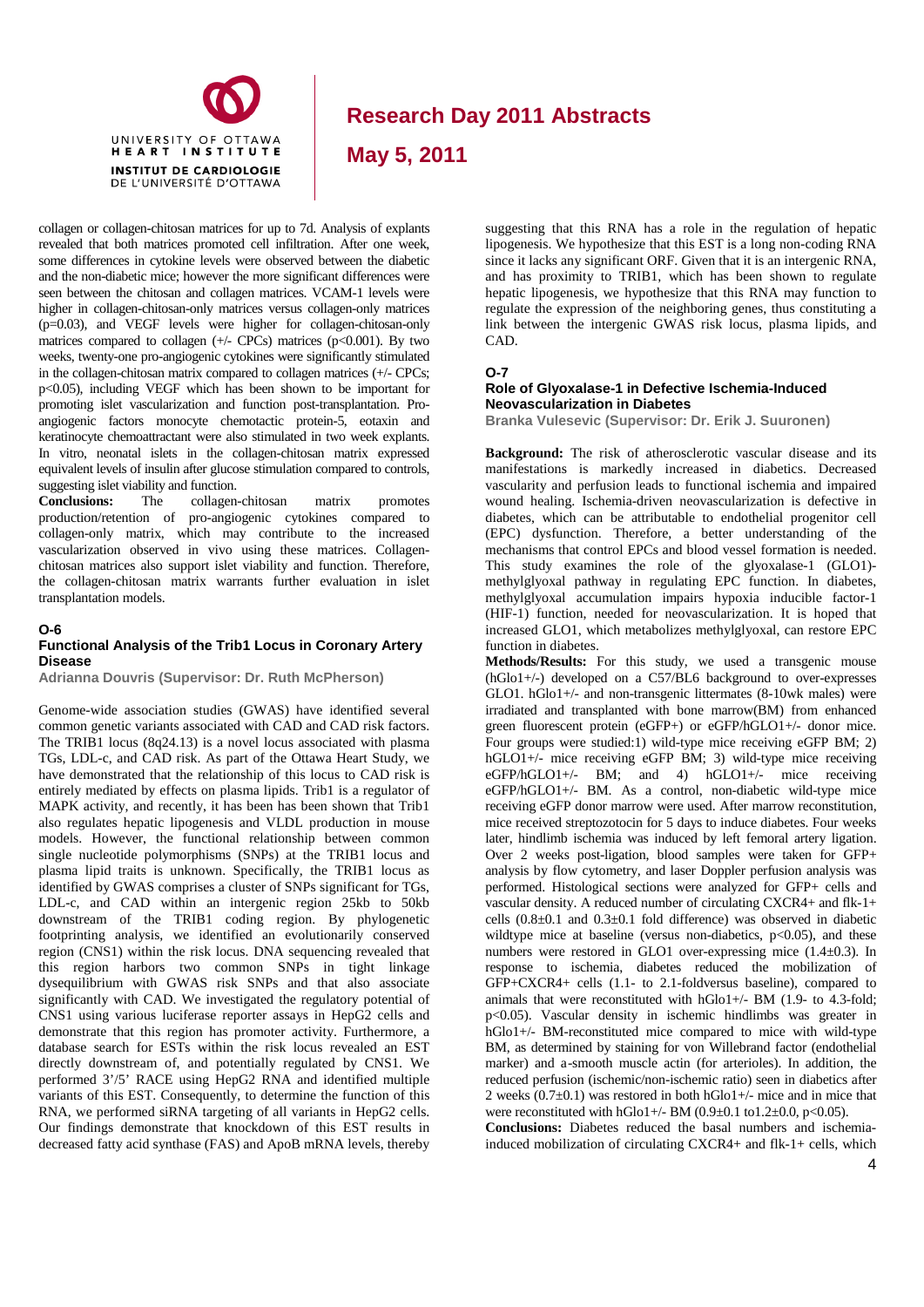collagen or collagen-chitosan matrices for up to 7d. Analysis of explants revealed that both matrices promoted cell infiltration. After one week, some differences in cytokine levels were observed between the diabetic and the non-diabetic mice; however the more significant differences were seen between the chitosan and collagen matrices. VCAM-1 levels were higher in collagen-chitosan-only matrices versus collagen-only matrices ($p=0.03$), and VEGF levels were higher for collagen-chitosan-only matrices compared to collagen (+/- CPCs) matrices ($p<0.001$). By two weeks, twenty-one pro-angiogenic cytokines were significantly stimulated in the collagen-chitosan matrix compared to collagen matrices (+/- CPCs; $p<0.05$), including VEGF which has been shown to be important for promoting islet vascularization and function post-transplantation. Pro-angiogenic factors monocyte chemotactic protein-5, eotaxin and keratinocyte chemoattractant were also stimulated in two week explants. In vitro, neonatal islets in the collagen-chitosan matrix expressed equivalent levels of insulin after glucose stimulation compared to controls, suggesting islet viability and function.

**Conclusions:** The collagen-chitosan matrix promotes production/retention of pro-angiogenic cytokines compared to collagen-only matrix, which may contribute to the increased vascularization observed in vivo using these matrices. Collagen-chitosan matrices also support islet viability and function. Therefore, the collagen-chitosan matrix warrants further evaluation in islet transplantation models.

## O-6

### Functional Analysis of the Trib1 Locus in Coronary Artery Disease

**Adrianna Douvris (Supervisor: Dr. Ruth McPherson)**

Genome-wide association studies (GWAS) have identified several common genetic variants associated with CAD and CAD risk factors. The TRIB1 locus (8q24.13) is a novel locus associated with plasma TGs, LDL-c, and CAD risk. As part of the Ottawa Heart Study, we have demonstrated that the relationship of this locus to CAD risk is entirely mediated by effects on plasma lipids. Trib1 is a regulator of MAPK activity, and recently, it has been has been shown that Trib1 also regulates hepatic lipogenesis and VLDL production in mouse models. However, the functional relationship between common single nucleotide polymorphisms (SNPs) at the TRIB1 locus and plasma lipid traits is unknown. Specifically, the TRIB1 locus as identified by GWAS comprises a cluster of SNPs significant for TGs, LDL-c, and CAD within an intergenic region 25kb to 50kb downstream of the TRIB1 coding region. By phylogenetic footprinting analysis, we identified an evolutionarily conserved region (CNS1) within the risk locus. DNA sequencing revealed that this region harbors two common SNPs in tight linkage dysequilibrium with GWAS risk SNPs and that also associate significantly with CAD. We investigated the regulatory potential of CNS1 using various luciferase reporter assays in HepG2 cells and demonstrate that this region has promoter activity. Furthermore, a database search for ESTs within the risk locus revealed an EST directly downstream of, and potentially regulated by CNS1. We performed 3'/5' RACE using HepG2 RNA and identified multiple variants of this EST. Consequently, to determine the function of this RNA, we performed siRNA targeting of all variants in HepG2 cells. Our findings demonstrate that knockdown of this EST results in decreased fatty acid synthase (FAS) and ApoB mRNA levels, thereby suggesting that this RNA has a role in the regulation of hepatic lipogenesis. We hypothesize that this EST is a long non-coding RNA since it lacks any significant ORF. Given that it is an intergenic RNA, and has proximity to TRIB1, which has been shown to regulate hepatic lipogenesis, we hypothesize that this RNA may function to regulate the expression of the neighboring genes, thus constituting a link between the intergenic GWAS risk locus, plasma lipids, and CAD.

## O-7

### Role of Glyoxalase-1 in Defective Ischemia-Induced Neovascularization in Diabetes

**Branka Vulesevic (Supervisor: Dr. Erik J. Suuronen)**

**Background:** The risk of atherosclerotic vascular disease and its manifestations is markedly increased in diabetics. Decreased vascularity and perfusion leads to functional ischemia and impaired wound healing. Ischemia-driven neovascularization is defective in diabetes, which can be attributable to endothelial progenitor cell (EPC) dysfunction. Therefore, a better understanding of the mechanisms that control EPCs and blood vessel formation is needed. This study examines the role of the glyoxalase-1 (GLO1)-methylglyoxal pathway in regulating EPC function. In diabetes, methylglyoxal accumulation impairs hypoxia inducible factor-1 (HIF-1) function, needed for neovascularization. It is hoped that increased GLO1, which metabolizes methylglyoxal, can restore EPC function in diabetes.

**Methods/Results:** For this study, we used a transgenic mouse (hGlo1+/-) developed on a C57/BL6 background to over-expresses GLO1. hGlo1+/- and non-transgenic littermates (8-10wk males) were irradiated and transplanted with bone marrow(BM) from enhanced green fluorescent protein (eGFP+) or eGFP/hGLO1+/- donor mice. Four groups were studied:1) wild-type mice receiving eGFP BM; 2) hGLO1+/- mice receiving eGFP BM; 3) wild-type mice receiving eGFP/hGLO1+/- BM; and 4) hGLO1+/- mice receiving eGFP/hGLO1+/- BM. As a control, non-diabetic wild-type mice receiving eGFP donor marrow were used. After marrow reconstitution, mice received streptozotocin for 5 days to induce diabetes. Four weeks later, hindlimb ischemia was induced by left femoral artery ligation. Over 2 weeks post-ligation, blood samples were taken for GFP+ analysis by flow cytometry, and laser Doppler perfusion analysis was performed. Histological sections were analyzed for GFP+ cells and vascular density. A reduced number of circulating CXCR4+ and flk-1+ cells ($0.8\pm0.1$ and $0.3\pm0.1$ fold difference) was observed in diabetic wildtype mice at baseline (versus non-diabetics, $p<0.05$), and these numbers were restored in GLO1 over-expressing mice ($1.4\pm0.3$). In response to ischemia, diabetes reduced the mobilization of GFP+CXCR4+ cells (1.1- to 2.1-foldversus baseline), compared to animals that were reconstituted with hGlo1+/- BM (1.9- to 4.3-fold; $p<0.05$). Vascular density in ischemic hindlimbs was greater in hGlo1+/- BM-reconstituted mice compared to mice with wild-type BM, as determined by staining for von Willebrand factor (endothelial marker) and a-smooth muscle actin (for arterioles). In addition, the reduced perfusion (ischemic/non-ischemic ratio) seen in diabetics after 2 weeks ($0.7\pm0.1$) was restored in both hGlo1+/- mice and in mice that were reconstituted with hGlo1+/- BM ($0.9\pm0.1$ to$1.2\pm0.0$, $p<0.05$).

**Conclusions:** Diabetes reduced the basal numbers and ischemia-induced mobilization of circulating CXCR4+ and flk-1+ cells, which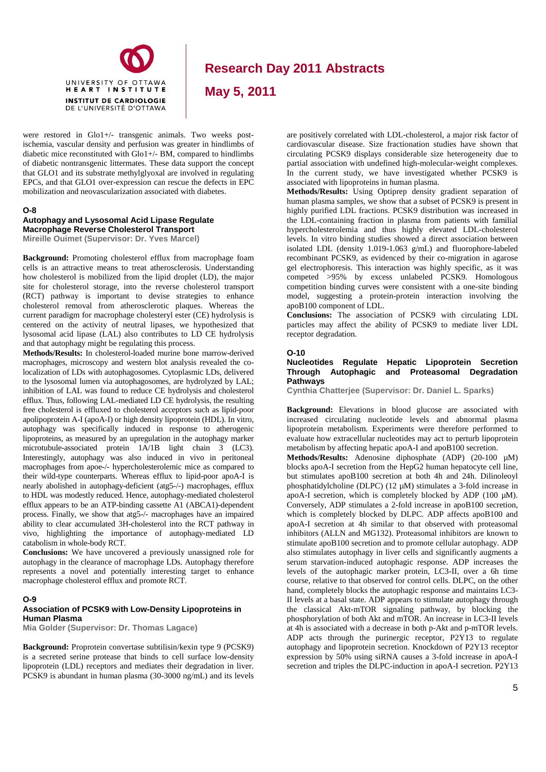were restored in Glo1+/- transgenic animals. Two weeks post-ischemia, vascular density and perfusion was greater in hindlimbs of diabetic mice reconstituted with Glo1+/- BM, compared to hindlimbs of diabetic nontransgenic littermates. These data support the concept that GLO1 and its substrate methylglyoxal are involved in regulating EPCs, and that GLO1 over-expression can rescue the defects in EPC mobilization and neovascularization associated with diabetes.

## O-8

### Autophagy and Lysosomal Acid Lipase Regulate Macrophage Reverse Cholesterol Transport

**Mireille Ouimet (Supervisor: Dr. Yves Marcel)**

**Background:** Promoting cholesterol efflux from macrophage foam cells is an attractive means to treat atherosclerosis. Understanding how cholesterol is mobilized from the lipid droplet (LD), the major site for cholesterol storage, into the reverse cholesterol transport (RCT) pathway is important to devise strategies to enhance cholesterol removal from atherosclerotic plaques. Whereas the current paradigm for macrophage cholesteryl ester (CE) hydrolysis is centered on the activity of neutral lipases, we hypothesized that lysosomal acid lipase (LAL) also contributes to LD CE hydrolysis and that autophagy might be regulating this process.

**Methods/Results:** In cholesterol-loaded murine bone marrow-derived macrophages, microscopy and western blot analysis revealed the co-localization of LDs with autophagosomes. Cytoplasmic LDs, delivered to the lysosomal lumen via autophagosomes, are hydrolyzed by LAL; inhibition of LAL was found to reduce CE hydrolysis and cholesterol efflux. Thus, following LAL-mediated LD CE hydrolysis, the resulting free cholesterol is effluxed to cholesterol acceptors such as lipid-poor apolipoprotein A-I (apoA-I) or high density lipoprotein (HDL). In vitro, autophagy was specifically induced in response to atherogenic lipoproteins, as measured by an upregulation in the autophagy marker microtubule-associated protein 1A/1B light chain 3 (LC3). Interestingly, autophagy was also induced in vivo in peritoneal macrophages from apoe-/- hypercholesterolemic mice as compared to their wild-type counterparts. Whereas efflux to lipid-poor apoA-I is nearly abolished in autophagy-deficient (atg5-/-) macrophages, efflux to HDL was modestly reduced. Hence, autophagy-mediated cholesterol efflux appears to be an ATP-binding cassette A1 (ABCA1)-dependent process. Finally, we show that atg5-/- macrophages have an impaired ability to clear accumulated 3H-cholesterol into the RCT pathway in vivo, highlighting the importance of autophagy-mediated LD catabolism in whole-body RCT.

**Conclusions:** We have uncovered a previously unassigned role for autophagy in the clearance of macrophage LDs. Autophagy therefore represents a novel and potentially interesting target to enhance macrophage cholesterol efflux and promote RCT.

## O-9

### Association of PCSK9 with Low-Density Lipoproteins in Human Plasma

**Mia Golder (Supervisor: Dr. Thomas Lagace)**

**Background:** Proprotein convertase subtilisin/kexin type 9 (PCSK9) is a secreted serine protease that binds to cell surface low-density lipoprotein (LDL) receptors and mediates their degradation in liver. PCSK9 is abundant in human plasma (30-3000 ng/mL) and its levels are positively correlated with LDL-cholesterol, a major risk factor of cardiovascular disease. Size fractionation studies have shown that circulating PCSK9 displays considerable size heterogeneity due to partial association with undefined high-molecular-weight complexes. In the current study, we have investigated whether PCSK9 is associated with lipoproteins in human plasma.

**Methods/Results:** Using Optiprep density gradient separation of human plasma samples, we show that a subset of PCSK9 is present in highly purified LDL fractions. PCSK9 distribution was increased in the LDL-containing fraction in plasma from patients with familial hypercholesterolemia and thus highly elevated LDL-cholesterol levels. In vitro binding studies showed a direct association between isolated LDL (density 1.019-1.063 g/mL) and fluorophore-labeled recombinant PCSK9, as evidenced by their co-migration in agarose gel electrophoresis. This interaction was highly specific, as it was competed >95% by excess unlabeled PCSK9. Homologous competition binding curves were consistent with a one-site binding model, suggesting a protein-protein interaction involving the apoB100 component of LDL.

**Conclusions:** The association of PCSK9 with circulating LDL particles may affect the ability of PCSK9 to mediate liver LDL receptor degradation.

## O-10

### Nucleotides Regulate Hepatic Lipoprotein Secretion Through Autophagic and Proteasomal Degradation Pathways

**Cynthia Chatterjee (Supervisor: Dr. Daniel L. Sparks)**

**Background:** Elevations in blood glucose are associated with increased circulating nucleotide levels and abnormal plasma lipoprotein metabolism. Experiments were therefore performed to evaluate how extracellular nucleotides may act to perturb lipoprotein metabolism by affecting hepatic apoA-I and apoB100 secretion.

**Methods/Results:** Adenosine diphosphate (ADP) (20-100 µM) blocks apoA-I secretion from the HepG2 human hepatocyte cell line, but stimulates apoB100 secretion at both 4h and 24h. Dilinoleoyl phosphatidylcholine (DLPC) (12 µM) stimulates a 3-fold increase in apoA-I secretion, which is completely blocked by ADP (100 µM). Conversely, ADP stimulates a 2-fold increase in apoB100 secretion, which is completely blocked by DLPC. ADP affects apoB100 and apoA-I secretion at 4h similar to that observed with proteasomal inhibitors (ALLN and MG132). Proteasomal inhibitors are known to stimulate apoB100 secretion and to promote cellular autophagy. ADP also stimulates autophagy in liver cells and significantly augments a serum starvation-induced autophagic response. ADP increases the levels of the autophagic marker protein, LC3-II, over a 6h time course, relative to that observed for control cells. DLPC, on the other hand, completely blocks the autophagic response and maintains LC3-II levels at a basal state. ADP appears to stimulate autophagy through the classical Akt-mTOR signaling pathway, by blocking the phosphorylation of both Akt and mTOR. An increase in LC3-II levels at 4h is associated with a decrease in both p-Akt and p-mTOR levels. ADP acts through the purinergic receptor, P2Y13 to regulate autophagy and lipoprotein secretion. Knockdown of P2Y13 receptor expression by 50% using siRNA causes a 3-fold increase in apoA-I secretion and triples the DLPC-induction in apoA-I secretion. P2Y13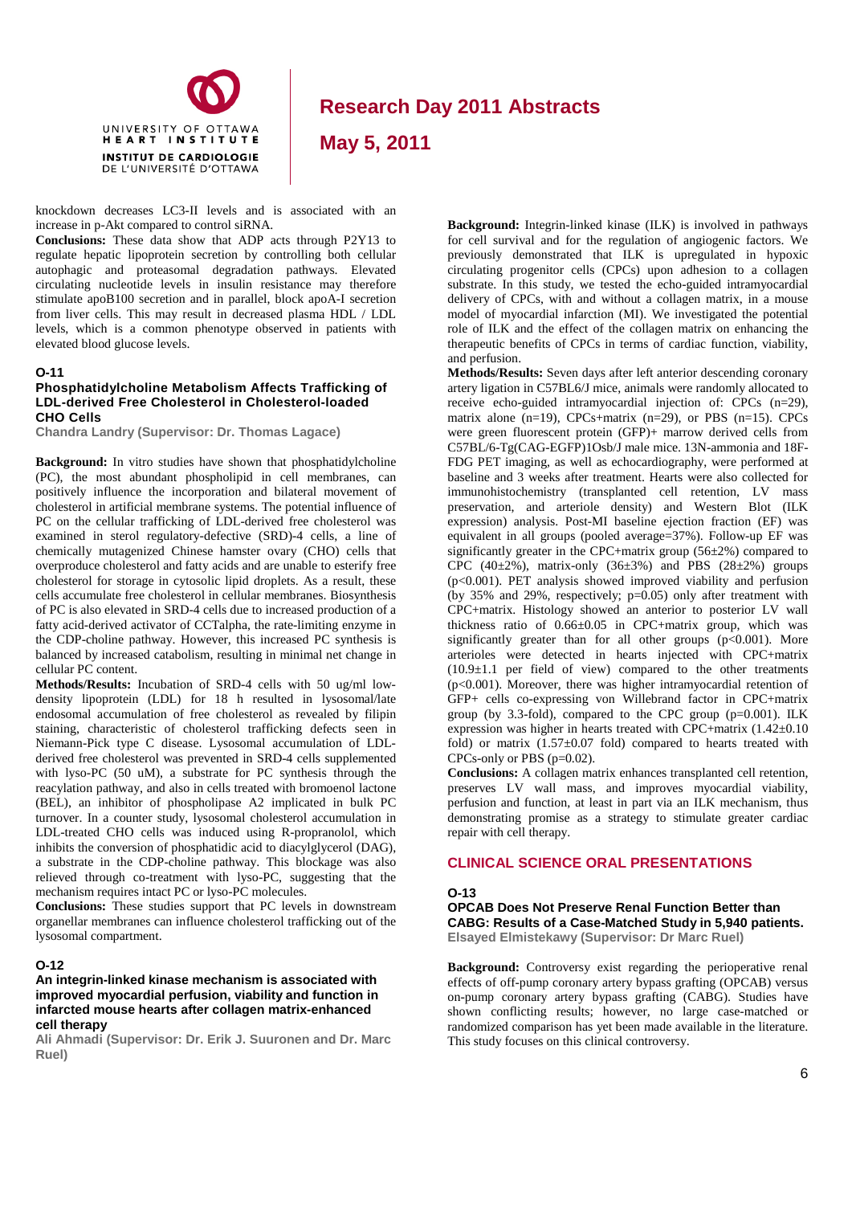knockdown decreases LC3-II levels and is associated with an increase in p-Akt compared to control siRNA.

**Conclusions:** These data show that ADP acts through P2Y13 to regulate hepatic lipoprotein secretion by controlling both cellular autophagic and proteasomal degradation pathways. Elevated circulating nucleotide levels in insulin resistance may therefore stimulate apoB100 secretion and in parallel, block apoA-I secretion from liver cells. This may result in decreased plasma HDL / LDL levels, which is a common phenotype observed in patients with elevated blood glucose levels.

### O-11

### Phosphatidylcholine Metabolism Affects Trafficking of LDL-derived Free Cholesterol in Cholesterol-loaded CHO Cells

**Chandra Landry (Supervisor: Dr. Thomas Lagace)**

**Background:** In vitro studies have shown that phosphatidylcholine (PC), the most abundant phospholipid in cell membranes, can positively influence the incorporation and bilateral movement of cholesterol in artificial membrane systems. The potential influence of PC on the cellular trafficking of LDL-derived free cholesterol was examined in sterol regulatory-defective (SRD)-4 cells, a line of chemically mutagenized Chinese hamster ovary (CHO) cells that overproduce cholesterol and fatty acids and are unable to esterify free cholesterol for storage in cytosolic lipid droplets. As a result, these cells accumulate free cholesterol in cellular membranes. Biosynthesis of PC is also elevated in SRD-4 cells due to increased production of a fatty acid-derived activator of CCTalpha, the rate-limiting enzyme in the CDP-choline pathway. However, this increased PC synthesis is balanced by increased catabolism, resulting in minimal net change in cellular PC content.

**Methods/Results:** Incubation of SRD-4 cells with 50 ug/ml low-density lipoprotein (LDL) for 18 h resulted in lysosomal/late endosomal accumulation of free cholesterol as revealed by filipin staining, characteristic of cholesterol trafficking defects seen in Niemann-Pick type C disease. Lysosomal accumulation of LDL-derived free cholesterol was prevented in SRD-4 cells supplemented with lyso-PC (50 uM), a substrate for PC synthesis through the reacylation pathway, and also in cells treated with bromoenol lactone (BEL), an inhibitor of phospholipase A2 implicated in bulk PC turnover. In a counter study, lysosomal cholesterol accumulation in LDL-treated CHO cells was induced using R-propranolol, which inhibits the conversion of phosphatidic acid to diacylglycerol (DAG), a substrate in the CDP-choline pathway. This blockage was also relieved through co-treatment with lyso-PC, suggesting that the mechanism requires intact PC or lyso-PC molecules.

**Conclusions:** These studies support that PC levels in downstream organellar membranes can influence cholesterol trafficking out of the lysosomal compartment.

### O-12

### An integrin-linked kinase mechanism is associated with improved myocardial perfusion, viability and function in infarcted mouse hearts after collagen matrix-enhanced cell therapy

**Ali Ahmadi (Supervisor: Dr. Erik J. Suuronen and Dr. Marc Ruel)**

**Background:** Integrin-linked kinase (ILK) is involved in pathways for cell survival and for the regulation of angiogenic factors. We previously demonstrated that ILK is upregulated in hypoxic circulating progenitor cells (CPCs) upon adhesion to a collagen substrate. In this study, we tested the echo-guided intramyocardial delivery of CPCs, with and without a collagen matrix, in a mouse model of myocardial infarction (MI). We investigated the potential role of ILK and the effect of the collagen matrix on enhancing the therapeutic benefits of CPCs in terms of cardiac function, viability, and perfusion.

**Methods/Results:** Seven days after left anterior descending coronary artery ligation in C57BL6/J mice, animals were randomly allocated to receive echo-guided intramyocardial injection of: CPCs (n=29), matrix alone (n=19), CPCs+matrix (n=29), or PBS (n=15). CPCs were green fluorescent protein (GFP)+ marrow derived cells from C57BL/6-Tg(CAG-EGFP)1Osb/J male mice. 13N-ammonia and 18F-FDG PET imaging, as well as echocardiography, were performed at baseline and 3 weeks after treatment. Hearts were also collected for immunohistochemistry (transplanted cell retention, LV mass preservation, and arteriole density) and Western Blot (ILK expression) analysis. Post-MI baseline ejection fraction (EF) was equivalent in all groups (pooled average=37%). Follow-up EF was significantly greater in the CPC+matrix group (56±2%) compared to CPC (40±2%), matrix-only (36±3%) and PBS (28±2%) groups ($p<0.001$). PET analysis showed improved viability and perfusion (by 35% and 29%, respectively; $p=0.05$) only after treatment with CPC+matrix. Histology showed an anterior to posterior LV wall thickness ratio of 0.66±0.05 in CPC+matrix group, which was significantly greater than for all other groups ($p<0.001$). More arterioles were detected in hearts injected with CPC+matrix (10.9±1.1 per field of view) compared to the other treatments ($p<0.001$). Moreover, there was higher intramyocardial retention of GFP+ cells co-expressing von Willebrand factor in CPC+matrix group (by 3.3-fold), compared to the CPC group ($p=0.001$). ILK expression was higher in hearts treated with CPC+matrix (1.42±0.10 fold) or matrix (1.57±0.07 fold) compared to hearts treated with CPCs-only or PBS ($p=0.02$).

**Conclusions:** A collagen matrix enhances transplanted cell retention, preserves LV wall mass, and improves myocardial viability, perfusion and function, at least in part via an ILK mechanism, thus demonstrating promise as a strategy to stimulate greater cardiac repair with cell therapy.

## CLINICAL SCIENCE ORAL PRESENTATIONS

### O-13

### OPCAB Does Not Preserve Renal Function Better than CABG: Results of a Case-Matched Study in 5,940 patients.

**Elsayed Elmistekawy (Supervisor: Dr Marc Ruel)**

**Background:** Controversy exist regarding the perioperative renal effects of off-pump coronary artery bypass grafting (OPCAB) versus on-pump coronary artery bypass grafting (CABG). Studies have shown conflicting results; however, no large case-matched or randomized comparison has yet been made available in the literature. This study focuses on this clinical controversy.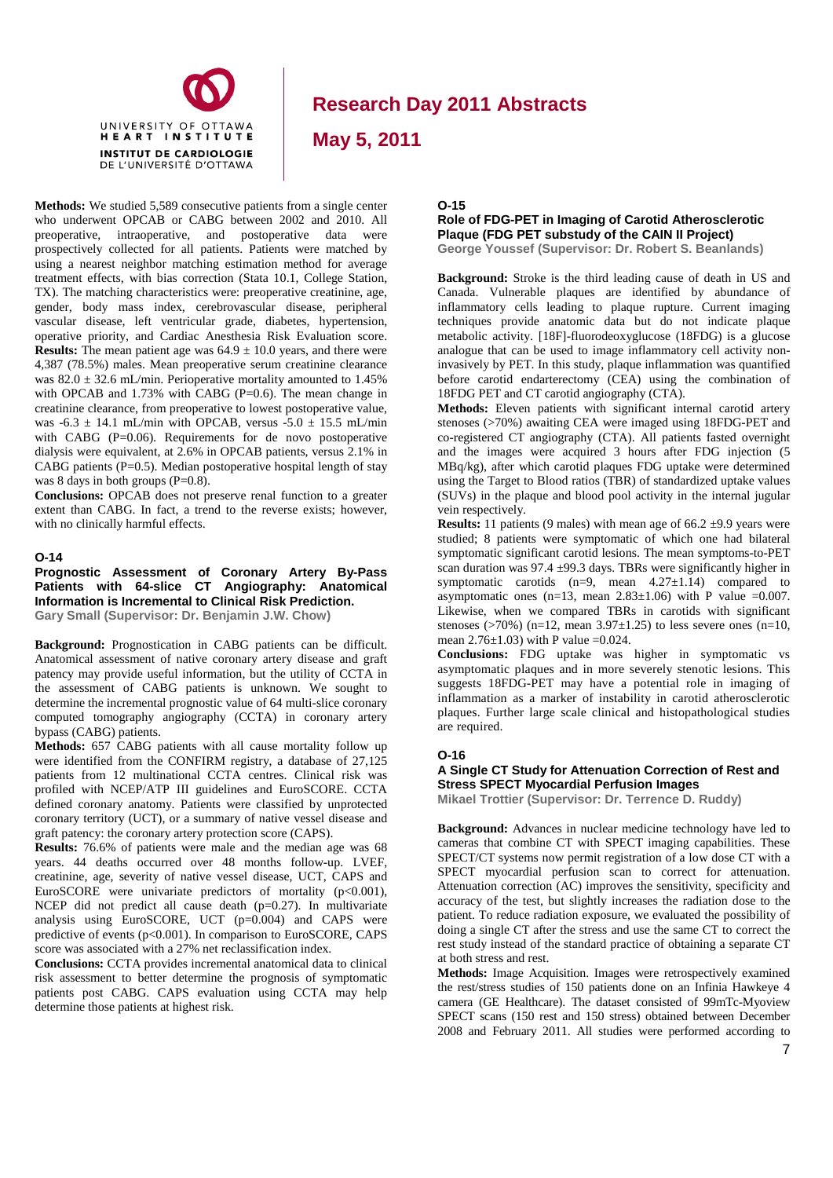**Methods:** We studied 5,589 consecutive patients from a single center who underwent OPCAB or CABG between 2002 and 2010. All preoperative, intraoperative, and postoperative data were prospectively collected for all patients. Patients were matched by using a nearest neighbor matching estimation method for average treatment effects, with bias correction (Stata 10.1, College Station, TX). The matching characteristics were: preoperative creatinine, age, gender, body mass index, cerebrovascular disease, peripheral vascular disease, left ventricular grade, diabetes, hypertension, operative priority, and Cardiac Anesthesia Risk Evaluation score.
**Results:** The mean patient age was 64.9 ± 10.0 years, and there were 4,387 (78.5%) males. Mean preoperative serum creatinine clearance was 82.0 ± 32.6 mL/min. Perioperative mortality amounted to 1.45% with OPCAB and 1.73% with CABG (P=0.6). The mean change in creatinine clearance, from preoperative to lowest postoperative value, was -6.3 ± 14.1 mL/min with OPCAB, versus -5.0 ± 15.5 mL/min with CABG (P=0.06). Requirements for de novo postoperative dialysis were equivalent, at 2.6% in OPCAB patients, versus 2.1% in CABG patients (P=0.5). Median postoperative hospital length of stay was 8 days in both groups (P=0.8).
**Conclusions:** OPCAB does not preserve renal function to a greater extent than CABG. In fact, a trend to the reverse exists; however, with no clinically harmful effects.

## O-14

### Prognostic Assessment of Coronary Artery By-Pass Patients with 64-slice CT Angiography: Anatomical Information is Incremental to Clinical Risk Prediction.

**Gary Small (Supervisor: Dr. Benjamin J.W. Chow)**

**Background:** Prognostication in CABG patients can be difficult. Anatomical assessment of native coronary artery disease and graft patency may provide useful information, but the utility of CCTA in the assessment of CABG patients is unknown. We sought to determine the incremental prognostic value of 64 multi-slice coronary computed tomography angiography (CCTA) in coronary artery bypass (CABG) patients.
**Methods:** 657 CABG patients with all cause mortality follow up were identified from the CONFIRM registry, a database of 27,125 patients from 12 multinational CCTA centres. Clinical risk was profiled with NCEP/ATP III guidelines and EuroSCORE. CCTA defined coronary anatomy. Patients were classified by unprotected coronary territory (UCT), or a summary of native vessel disease and graft patency: the coronary artery protection score (CAPS).
**Results:** 76.6% of patients were male and the median age was 68 years. 44 deaths occurred over 48 months follow-up. LVEF, creatinine, age, severity of native vessel disease, UCT, CAPS and EuroSCORE were univariate predictors of mortality (p<0.001), NCEP did not predict all cause death (p=0.27). In multivariate analysis using EuroSCORE, UCT (p=0.004) and CAPS were predictive of events (p<0.001). In comparison to EuroSCORE, CAPS score was associated with a 27% net reclassification index.
**Conclusions:** CCTA provides incremental anatomical data to clinical risk assessment to better determine the prognosis of symptomatic patients post CABG. CAPS evaluation using CCTA may help determine those patients at highest risk.

## O-15

### Role of FDG-PET in Imaging of Carotid Atherosclerotic Plaque (FDG PET substudy of the CAIN II Project)

**George Youssef (Supervisor: Dr. Robert S. Beanlands)**

**Background:** Stroke is the third leading cause of death in US and Canada. Vulnerable plaques are identified by abundance of inflammatory cells leading to plaque rupture. Current imaging techniques provide anatomic data but do not indicate plaque metabolic activity. [18F]-fluorodeoxyglucose (18FDG) is a glucose analogue that can be used to image inflammatory cell activity non-invasively by PET. In this study, plaque inflammation was quantified before carotid endarterectomy (CEA) using the combination of 18FDG PET and CT carotid angiography (CTA).
**Methods:** Eleven patients with significant internal carotid artery stenoses (>70%) awaiting CEA were imaged using 18FDG-PET and co-registered CT angiography (CTA). All patients fasted overnight and the images were acquired 3 hours after FDG injection (5 MBq/kg), after which carotid plaques FDG uptake were determined using the Target to Blood ratios (TBR) of standardized uptake values (SUVs) in the plaque and blood pool activity in the internal jugular vein respectively.
**Results:** 11 patients (9 males) with mean age of 66.2 ±9.9 years were studied; 8 patients were symptomatic of which one had bilateral symptomatic significant carotid lesions. The mean symptoms-to-PET scan duration was 97.4 ±99.3 days. TBRs were significantly higher in symptomatic carotids (n=9, mean 4.27±1.14) compared to asymptomatic ones (n=13, mean 2.83±1.06) with P value =0.007. Likewise, when we compared TBRs in carotids with significant stenoses (>70%) (n=12, mean 3.97±1.25) to less severe ones (n=10, mean 2.76±1.03) with P value =0.024.
**Conclusions:** FDG uptake was higher in symptomatic vs asymptomatic plaques and in more severely stenotic lesions. This suggests 18FDG-PET may have a potential role in imaging of inflammation as a marker of instability in carotid atherosclerotic plaques. Further large scale clinical and histopathological studies are required.

## O-16

### A Single CT Study for Attenuation Correction of Rest and Stress SPECT Myocardial Perfusion Images

**Mikael Trottier (Supervisor: Dr. Terrence D. Ruddy)**

**Background:** Advances in nuclear medicine technology have led to cameras that combine CT with SPECT imaging capabilities. These SPECT/CT systems now permit registration of a low dose CT with a SPECT myocardial perfusion scan to correct for attenuation. Attenuation correction (AC) improves the sensitivity, specificity and accuracy of the test, but slightly increases the radiation dose to the patient. To reduce radiation exposure, we evaluated the possibility of doing a single CT after the stress and use the same CT to correct the rest study instead of the standard practice of obtaining a separate CT at both stress and rest.
**Methods:** Image Acquisition. Images were retrospectively examined the rest/stress studies of 150 patients done on an Infinia Hawkeye 4 camera (GE Healthcare). The dataset consisted of 99mTc-Myoview SPECT scans (150 rest and 150 stress) obtained between December 2008 and February 2011. All studies were performed according to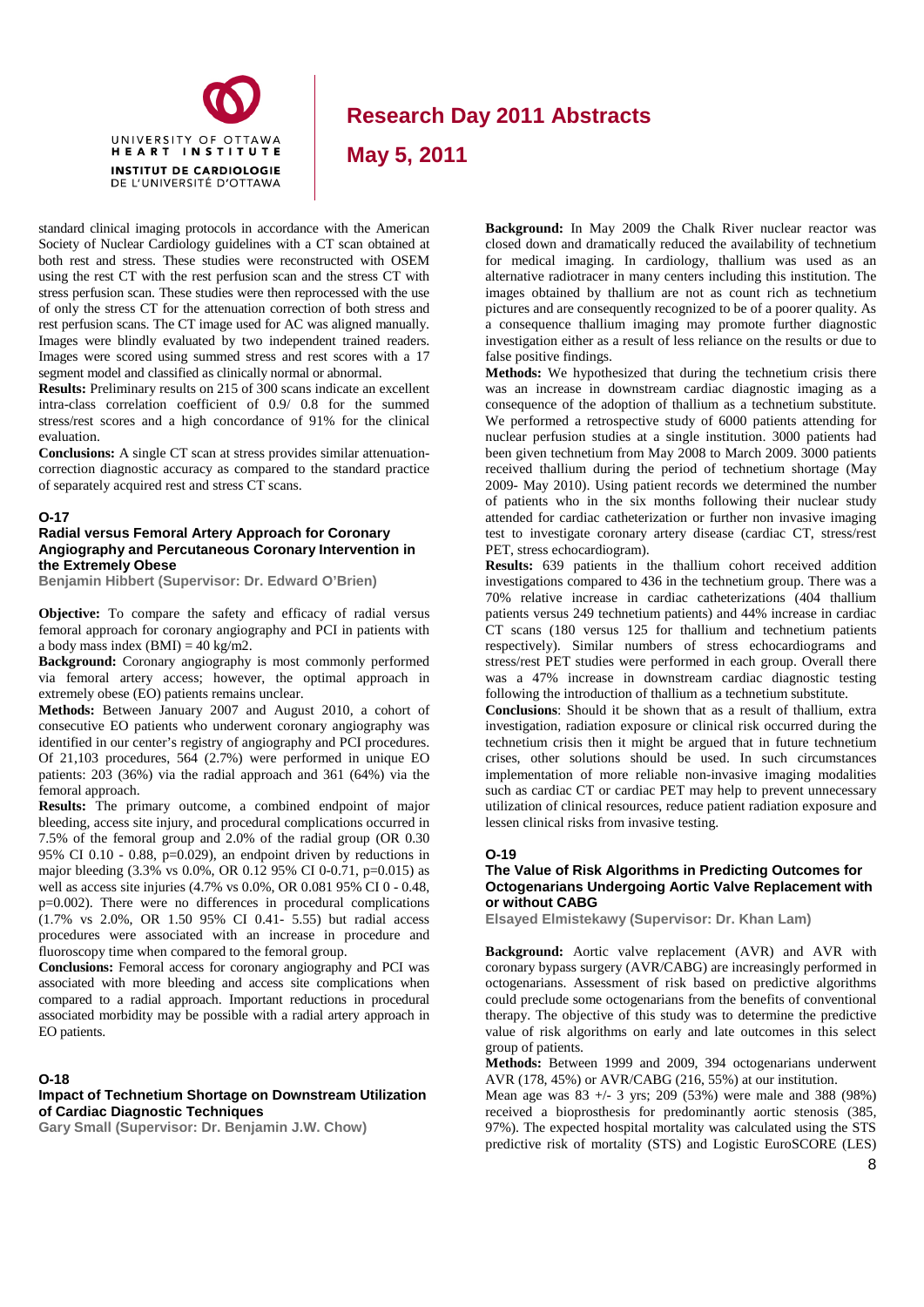standard clinical imaging protocols in accordance with the American Society of Nuclear Cardiology guidelines with a CT scan obtained at both rest and stress. These studies were reconstructed with OSEM using the rest CT with the rest perfusion scan and the stress CT with stress perfusion scan. These studies were then reprocessed with the use of only the stress CT for the attenuation correction of both stress and rest perfusion scans. The CT image used for AC was aligned manually. Images were blindly evaluated by two independent trained readers. Images were scored using summed stress and rest scores with a 17 segment model and classified as clinically normal or abnormal.

**Results:** Preliminary results on 215 of 300 scans indicate an excellent intra-class correlation coefficient of 0.9/ 0.8 for the summed stress/rest scores and a high concordance of 91% for the clinical evaluation.

**Conclusions:** A single CT scan at stress provides similar attenuation-correction diagnostic accuracy as compared to the standard practice of separately acquired rest and stress CT scans.

#### O-17

### Radial versus Femoral Artery Approach for Coronary Angiography and Percutaneous Coronary Intervention in the Extremely Obese

**Benjamin Hibbert (Supervisor: Dr. Edward O'Brien)**

**Objective:** To compare the safety and efficacy of radial versus femoral approach for coronary angiography and PCI in patients with a body mass index (BMI) = 40 kg/m2.

**Background:** Coronary angiography is most commonly performed via femoral artery access; however, the optimal approach in extremely obese (EO) patients remains unclear.

**Methods:** Between January 2007 and August 2010, a cohort of consecutive EO patients who underwent coronary angiography was identified in our center's registry of angiography and PCI procedures. Of 21,103 procedures, 564 (2.7%) were performed in unique EO patients: 203 (36%) via the radial approach and 361 (64%) via the femoral approach.

**Results:** The primary outcome, a combined endpoint of major bleeding, access site injury, and procedural complications occurred in 7.5% of the femoral group and 2.0% of the radial group (OR 0.30 95% CI 0.10 - 0.88, p=0.029), an endpoint driven by reductions in major bleeding (3.3% vs 0.0%, OR 0.12 95% CI 0-0.71, p=0.015) as well as access site injuries (4.7% vs 0.0%, OR 0.081 95% CI 0 - 0.48, p=0.002). There were no differences in procedural complications (1.7% vs 2.0%, OR 1.50 95% CI 0.41- 5.55) but radial access procedures were associated with an increase in procedure and fluoroscopy time when compared to the femoral group.

**Conclusions:** Femoral access for coronary angiography and PCI was associated with more bleeding and access site complications when compared to a radial approach. Important reductions in procedural associated morbidity may be possible with a radial artery approach in EO patients.

#### O-18

### Impact of Technetium Shortage on Downstream Utilization of Cardiac Diagnostic Techniques

**Gary Small (Supervisor: Dr. Benjamin J.W. Chow)**

**Background:** In May 2009 the Chalk River nuclear reactor was closed down and dramatically reduced the availability of technetium for medical imaging. In cardiology, thallium was used as an alternative radiotracer in many centers including this institution. The images obtained by thallium are not as count rich as technetium pictures and are consequently recognized to be of a poorer quality. As a consequence thallium imaging may promote further diagnostic investigation either as a result of less reliance on the results or due to false positive findings.

**Methods:** We hypothesized that during the technetium crisis there was an increase in downstream cardiac diagnostic imaging as a consequence of the adoption of thallium as a technetium substitute. We performed a retrospective study of 6000 patients attending for nuclear perfusion studies at a single institution. 3000 patients had been given technetium from May 2008 to March 2009. 3000 patients received thallium during the period of technetium shortage (May 2009- May 2010). Using patient records we determined the number of patients who in the six months following their nuclear study attended for cardiac catheterization or further non invasive imaging test to investigate coronary artery disease (cardiac CT, stress/rest PET, stress echocardiogram).

**Results:** 639 patients in the thallium cohort received addition investigations compared to 436 in the technetium group. There was a 70% relative increase in cardiac catheterizations (404 thallium patients versus 249 technetium patients) and 44% increase in cardiac CT scans (180 versus 125 for thallium and technetium patients respectively). Similar numbers of stress echocardiograms and stress/rest PET studies were performed in each group. Overall there was a 47% increase in downstream cardiac diagnostic testing following the introduction of thallium as a technetium substitute.

**Conclusions**: Should it be shown that as a result of thallium, extra investigation, radiation exposure or clinical risk occurred during the technetium crisis then it might be argued that in future technetium crises, other solutions should be used. In such circumstances implementation of more reliable non-invasive imaging modalities such as cardiac CT or cardiac PET may help to prevent unnecessary utilization of clinical resources, reduce patient radiation exposure and lessen clinical risks from invasive testing.

#### O-19

### The Value of Risk Algorithms in Predicting Outcomes for Octogenarians Undergoing Aortic Valve Replacement with or without CABG

**Elsayed Elmistekawy (Supervisor: Dr. Khan Lam)**

**Background:** Aortic valve replacement (AVR) and AVR with coronary bypass surgery (AVR/CABG) are increasingly performed in octogenarians. Assessment of risk based on predictive algorithms could preclude some octogenarians from the benefits of conventional therapy. The objective of this study was to determine the predictive value of risk algorithms on early and late outcomes in this select group of patients.

**Methods:** Between 1999 and 2009, 394 octogenarians underwent AVR (178, 45%) or AVR/CABG (216, 55%) at our institution.

Mean age was 83 +/- 3 yrs; 209 (53%) were male and 388 (98%) received a bioprosthesis for predominantly aortic stenosis (385, 97%). The expected hospital mortality was calculated using the STS predictive risk of mortality (STS) and Logistic EuroSCORE (LES)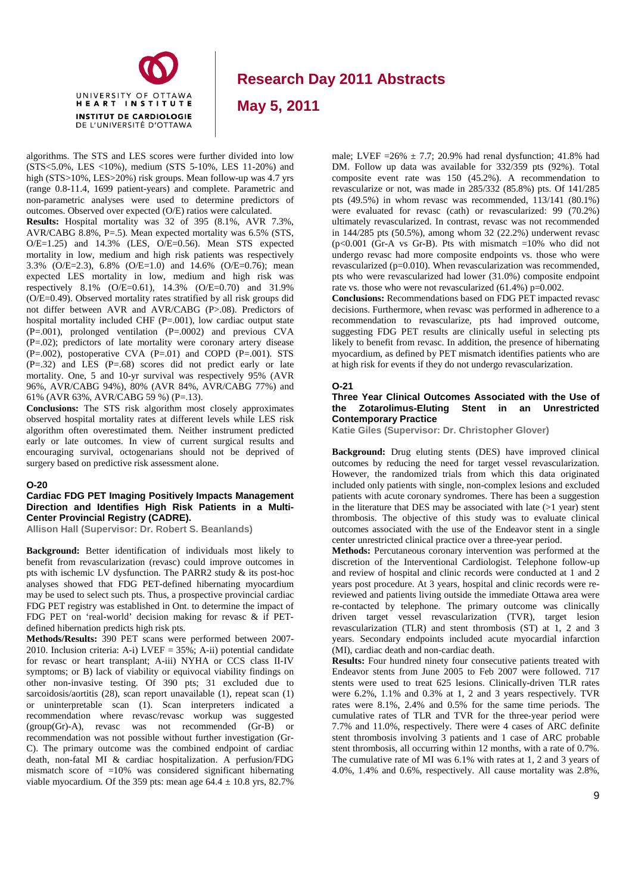algorithms. The STS and LES scores were further divided into low (STS<5.0%, LES <10%), medium (STS 5-10%, LES 11-20%) and high (STS>10%, LES>20%) risk groups. Mean follow-up was 4.7 yrs (range 0.8-11.4, 1699 patient-years) and complete. Parametric and non-parametric analyses were used to determine predictors of outcomes. Observed over expected (O/E) ratios were calculated.

**Results:** Hospital mortality was 32 of 395 (8.1%, AVR 7.3%, AVR/CABG 8.8%, P=.5). Mean expected mortality was 6.5% (STS, O/E=1.25) and 14.3% (LES, O/E=0.56). Mean STS expected mortality in low, medium and high risk patients was respectively 3.3% (O/E=2.3), 6.8% (O/E=1.0) and 14.6% (O/E=0.76); mean expected LES mortality in low, medium and high risk was respectively 8.1% (O/E=0.61), 14.3% (O/E=0.70) and 31.9% (O/E=0.49). Observed mortality rates stratified by all risk groups did not differ between AVR and AVR/CABG (P>.08). Predictors of hospital mortality included CHF (P=.001), low cardiac output state (P=.001), prolonged ventilation (P=.0002) and previous CVA (P=.02); predictors of late mortality were coronary artery disease (P=.002), postoperative CVA (P=.01) and COPD (P=.001). STS (P=.32) and LES (P=.68) scores did not predict early or late mortality. One, 5 and 10-yr survival was respectively 95% (AVR 96%, AVR/CABG 94%), 80% (AVR 84%, AVR/CABG 77%) and 61% (AVR 63%, AVR/CABG 59 %) (P=.13).

**Conclusions:** The STS risk algorithm most closely approximates observed hospital mortality rates at different levels while LES risk algorithm often overestimated them. Neither instrument predicted early or late outcomes. In view of current surgical results and encouraging survival, octogenarians should not be deprived of surgery based on predictive risk assessment alone.

## O-20

### Cardiac FDG PET Imaging Positively Impacts Management Direction and Identifies High Risk Patients in a Multi-Center Provincial Registry (CADRE).

**Allison Hall (Supervisor: Dr. Robert S. Beanlands)**

**Background:** Better identification of individuals most likely to benefit from revascularization (revasc) could improve outcomes in pts with ischemic LV dysfunction. The PARR2 study & its post-hoc analyses showed that FDG PET-defined hibernating myocardium may be used to select such pts. Thus, a prospective provincial cardiac FDG PET registry was established in Ont. to determine the impact of FDG PET on 'real-world' decision making for revasc & if PET-defined hibernation predicts high risk pts.

**Methods/Results:** 390 PET scans were performed between 2007-2010. Inclusion criteria: A-i) LVEF = 35%; A-ii) potential candidate for revasc or heart transplant; A-iii) NYHA or CCS class II-IV symptoms; or B) lack of viability or equivocal viability findings on other non-invasive testing. Of 390 pts; 31 excluded due to sarcoidosis/aortitis (28), scan report unavailable (1), repeat scan (1) or uninterpretable scan (1). Scan interpreters indicated a recommendation where revasc/revasc workup was suggested (group(Gr)-A), revasc was not recommended (Gr-B) or recommendation was not possible without further investigation (Gr-C). The primary outcome was the combined endpoint of cardiac death, non-fatal MI & cardiac hospitalization. A perfusion/FDG mismatch score of =10% was considered significant hibernating viable myocardium. Of the 359 pts: mean age 64.4 ± 10.8 yrs, 82.7% male; LVEF =26% ± 7.7; 20.9% had renal dysfunction; 41.8% had DM. Follow up data was available for 332/359 pts (92%). Total composite event rate was 150 (45.2%). A recommendation to revascularize or not, was made in 285/332 (85.8%) pts. Of 141/285 pts (49.5%) in whom revasc was recommended, 113/141 (80.1%) were evaluated for revasc (cath) or revascularized: 99 (70.2%) ultimately revascularized. In contrast, revasc was not recommended in 144/285 pts (50.5%), among whom 32 (22.2%) underwent revasc (p<0.001 (Gr-A vs Gr-B). Pts with mismatch =10% who did not undergo revasc had more composite endpoints vs. those who were revascularized (p=0.010). When revascularization was recommended, pts who were revascularized had lower (31.0%) composite endpoint rate vs. those who were not revascularized (61.4%) p=0.002.

**Conclusions:** Recommendations based on FDG PET impacted revasc decisions. Furthermore, when revasc was performed in adherence to a recommendation to revascularize, pts had improved outcome, suggesting FDG PET results are clinically useful in selecting pts likely to benefit from revasc. In addition, the presence of hibernating myocardium, as defined by PET mismatch identifies patients who are at high risk for events if they do not undergo revascularization.

## O-21

### Three Year Clinical Outcomes Associated with the Use of the Zotarolimus-Eluting Stent in an Unrestricted Contemporary Practice

**Katie Giles (Supervisor: Dr. Christopher Glover)**

**Background:** Drug eluting stents (DES) have improved clinical outcomes by reducing the need for target vessel revascularization. However, the randomized trials from which this data originated included only patients with single, non-complex lesions and excluded patients with acute coronary syndromes. There has been a suggestion in the literature that DES may be associated with late (>1 year) stent thrombosis. The objective of this study was to evaluate clinical outcomes associated with the use of the Endeavor stent in a single center unrestricted clinical practice over a three-year period.

**Methods:** Percutaneous coronary intervention was performed at the discretion of the Interventional Cardiologist. Telephone follow-up and review of hospital and clinic records were conducted at 1 and 2 years post procedure. At 3 years, hospital and clinic records were re-reviewed and patients living outside the immediate Ottawa area were re-contacted by telephone. The primary outcome was clinically driven target vessel revascularization (TVR), target lesion revascularization (TLR) and stent thrombosis (ST) at 1, 2 and 3 years. Secondary endpoints included acute myocardial infarction (MI), cardiac death and non-cardiac death.

**Results:** Four hundred ninety four consecutive patients treated with Endeavor stents from June 2005 to Feb 2007 were followed. 717 stents were used to treat 625 lesions. Clinically-driven TLR rates were 6.2%, 1.1% and 0.3% at 1, 2 and 3 years respectively. TVR rates were 8.1%, 2.4% and 0.5% for the same time periods. The cumulative rates of TLR and TVR for the three-year period were 7.7% and 11.0%, respectively. There were 4 cases of ARC definite stent thrombosis involving 3 patients and 1 case of ARC probable stent thrombosis, all occurring within 12 months, with a rate of 0.7%. The cumulative rate of MI was 6.1% with rates at 1, 2 and 3 years of 4.0%, 1.4% and 0.6%, respectively. All cause mortality was 2.8%,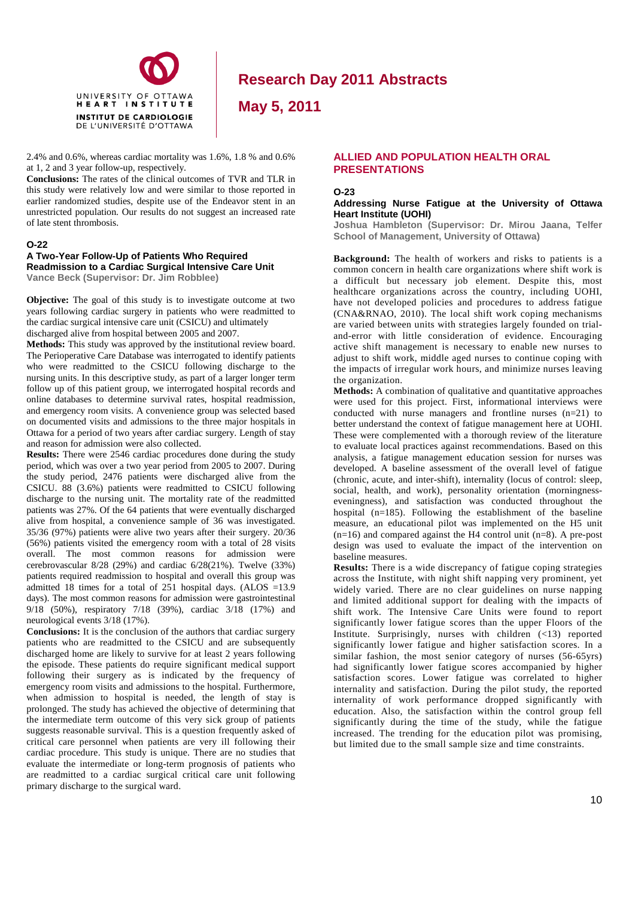2.4% and 0.6%, whereas cardiac mortality was 1.6%, 1.8 % and 0.6% at 1, 2 and 3 year follow-up, respectively.

**Conclusions:** The rates of the clinical outcomes of TVR and TLR in this study were relatively low and were similar to those reported in earlier randomized studies, despite use of the Endeavor stent in an unrestricted population. Our results do not suggest an increased rate of late stent thrombosis.

### O-22

### A Two-Year Follow-Up of Patients Who Required Readmission to a Cardiac Surgical Intensive Care Unit

**Vance Beck (Supervisor: Dr. Jim Robblee)**

**Objective:** The goal of this study is to investigate outcome at two years following cardiac surgery in patients who were readmitted to the cardiac surgical intensive care unit (CSICU) and ultimately discharged alive from hospital between 2005 and 2007.

**Methods:** This study was approved by the institutional review board. The Perioperative Care Database was interrogated to identify patients who were readmitted to the CSICU following discharge to the nursing units. In this descriptive study, as part of a larger longer term follow up of this patient group, we interrogated hospital records and online databases to determine survival rates, hospital readmission, and emergency room visits. A convenience group was selected based on documented visits and admissions to the three major hospitals in Ottawa for a period of two years after cardiac surgery. Length of stay and reason for admission were also collected.

**Results:** There were 2546 cardiac procedures done during the study period, which was over a two year period from 2005 to 2007. During the study period, 2476 patients were discharged alive from the CSICU. 88 (3.6%) patients were readmitted to CSICU following discharge to the nursing unit. The mortality rate of the readmitted patients was 27%. Of the 64 patients that were eventually discharged alive from hospital, a convenience sample of 36 was investigated. 35/36 (97%) patients were alive two years after their surgery. 20/36 (56%) patients visited the emergency room with a total of 28 visits overall. The most common reasons for admission were cerebrovascular 8/28 (29%) and cardiac 6/28(21%). Twelve (33%) patients required readmission to hospital and overall this group was admitted 18 times for a total of 251 hospital days. (ALOS =13.9 days). The most common reasons for admission were gastrointestinal 9/18 (50%), respiratory 7/18 (39%), cardiac 3/18 (17%) and neurological events 3/18 (17%).

**Conclusions:** It is the conclusion of the authors that cardiac surgery patients who are readmitted to the CSICU and are subsequently discharged home are likely to survive for at least 2 years following the episode. These patients do require significant medical support following their surgery as is indicated by the frequency of emergency room visits and admissions to the hospital. Furthermore, when admission to hospital is needed, the length of stay is prolonged. The study has achieved the objective of determining that the intermediate term outcome of this very sick group of patients suggests reasonable survival. This is a question frequently asked of critical care personnel when patients are very ill following their cardiac procedure. This study is unique. There are no studies that evaluate the intermediate or long-term prognosis of patients who are readmitted to a cardiac surgical critical care unit following primary discharge to the surgical ward.

## ALLIED AND POPULATION HEALTH ORAL PRESENTATIONS

### O-23

### Addressing Nurse Fatigue at the University of Ottawa Heart Institute (UOHI)

**Joshua Hambleton (Supervisor: Dr. Mirou Jaana, Telfer School of Management, University of Ottawa)**

**Background:** The health of workers and risks to patients is a common concern in health care organizations where shift work is a difficult but necessary job element. Despite this, most healthcare organizations across the country, including UOHI, have not developed policies and procedures to address fatigue (CNA&RNAO, 2010). The local shift work coping mechanisms are varied between units with strategies largely founded on trial-and-error with little consideration of evidence. Encouraging active shift management is necessary to enable new nurses to adjust to shift work, middle aged nurses to continue coping with the impacts of irregular work hours, and minimize nurses leaving the organization.

**Methods:** A combination of qualitative and quantitative approaches were used for this project. First, informational interviews were conducted with nurse managers and frontline nurses (n=21) to better understand the context of fatigue management here at UOHI. These were complemented with a thorough review of the literature to evaluate local practices against recommendations. Based on this analysis, a fatigue management education session for nurses was developed. A baseline assessment of the overall level of fatigue (chronic, acute, and inter-shift), internality (locus of control: sleep, social, health, and work), personality orientation (morningness-eveningness), and satisfaction was conducted throughout the hospital (n=185). Following the establishment of the baseline measure, an educational pilot was implemented on the H5 unit (n=16) and compared against the H4 control unit (n=8). A pre-post design was used to evaluate the impact of the intervention on baseline measures.

**Results:** There is a wide discrepancy of fatigue coping strategies across the Institute, with night shift napping very prominent, yet widely varied. There are no clear guidelines on nurse napping and limited additional support for dealing with the impacts of shift work. The Intensive Care Units were found to report significantly lower fatigue scores than the upper Floors of the Institute. Surprisingly, nurses with children (<13) reported significantly lower fatigue and higher satisfaction scores. In a similar fashion, the most senior category of nurses (56-65yrs) had significantly lower fatigue scores accompanied by higher satisfaction scores. Lower fatigue was correlated to higher internality and satisfaction. During the pilot study, the reported internality of work performance dropped significantly with education. Also, the satisfaction within the control group fell significantly during the time of the study, while the fatigue increased. The trending for the education pilot was promising, but limited due to the small sample size and time constraints.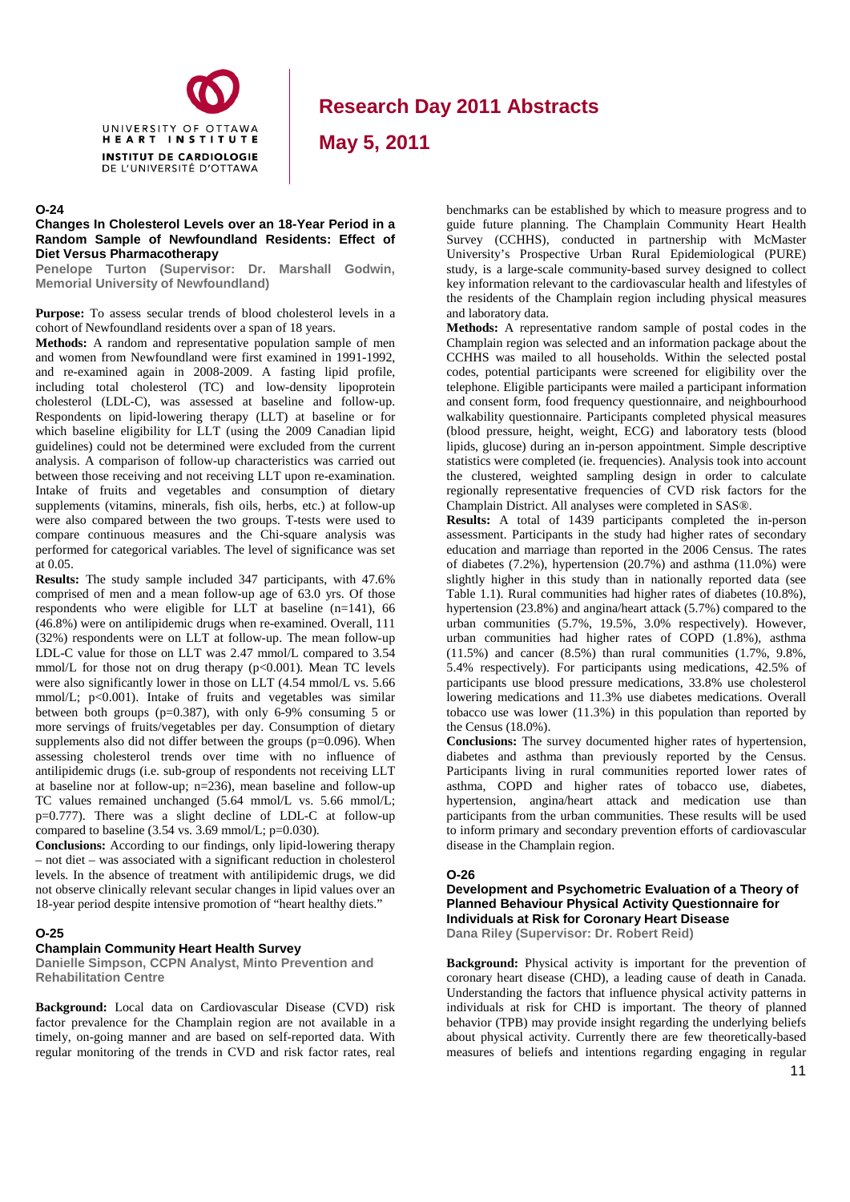## O-24

### Changes In Cholesterol Levels over an 18-Year Period in a Random Sample of Newfoundland Residents: Effect of Diet Versus Pharmacotherapy

**Penelope Turton (Supervisor: Dr. Marshall Godwin, Memorial University of Newfoundland)**

**Purpose:** To assess secular trends of blood cholesterol levels in a cohort of Newfoundland residents over a span of 18 years.

**Methods:** A random and representative population sample of men and women from Newfoundland were first examined in 1991-1992, and re-examined again in 2008-2009. A fasting lipid profile, including total cholesterol (TC) and low-density lipoprotein cholesterol (LDL-C), was assessed at baseline and follow-up. Respondents on lipid-lowering therapy (LLT) at baseline or for which baseline eligibility for LLT (using the 2009 Canadian lipid guidelines) could not be determined were excluded from the current analysis. A comparison of follow-up characteristics was carried out between those receiving and not receiving LLT upon re-examination. Intake of fruits and vegetables and consumption of dietary supplements (vitamins, minerals, fish oils, herbs, etc.) at follow-up were also compared between the two groups. T-tests were used to compare continuous measures and the Chi-square analysis was performed for categorical variables. The level of significance was set at 0.05.

**Results:** The study sample included 347 participants, with 47.6% comprised of men and a mean follow-up age of 63.0 yrs. Of those respondents who were eligible for LLT at baseline (n=141), 66 (46.8%) were on antilipidemic drugs when re-examined. Overall, 111 (32%) respondents were on LLT at follow-up. The mean follow-up LDL-C value for those on LLT was 2.47 mmol/L compared to 3.54 mmol/L for those not on drug therapy ($p<0.001$). Mean TC levels were also significantly lower in those on LLT (4.54 mmol/L vs. 5.66 mmol/L; $p<0.001$). Intake of fruits and vegetables was similar between both groups ($p=0.387$), with only 6-9% consuming 5 or more servings of fruits/vegetables per day. Consumption of dietary supplements also did not differ between the groups ($p=0.096$). When assessing cholesterol trends over time with no influence of antilipidemic drugs (i.e. sub-group of respondents not receiving LLT at baseline nor at follow-up; n=236), mean baseline and follow-up TC values remained unchanged (5.64 mmol/L vs. 5.66 mmol/L; $p=0.777$). There was a slight decline of LDL-C at follow-up compared to baseline (3.54 vs. 3.69 mmol/L; $p=0.030$).

**Conclusions:** According to our findings, only lipid-lowering therapy – not diet – was associated with a significant reduction in cholesterol levels. In the absence of treatment with antilipidemic drugs, we did not observe clinically relevant secular changes in lipid values over an 18-year period despite intensive promotion of "heart healthy diets."

## O-25

### Champlain Community Heart Health Survey

**Danielle Simpson, CCPN Analyst, Minto Prevention and Rehabilitation Centre**

**Background:** Local data on Cardiovascular Disease (CVD) risk factor prevalence for the Champlain region are not available in a timely, on-going manner and are based on self-reported data. With regular monitoring of the trends in CVD and risk factor rates, real benchmarks can be established by which to measure progress and to guide future planning. The Champlain Community Heart Health Survey (CCHHS), conducted in partnership with McMaster University's Prospective Urban Rural Epidemiological (PURE) study, is a large-scale community-based survey designed to collect key information relevant to the cardiovascular health and lifestyles of the residents of the Champlain region including physical measures and laboratory data.

**Methods:** A representative random sample of postal codes in the Champlain region was selected and an information package about the CCHHS was mailed to all households. Within the selected postal codes, potential participants were screened for eligibility over the telephone. Eligible participants were mailed a participant information and consent form, food frequency questionnaire, and neighbourhood walkability questionnaire. Participants completed physical measures (blood pressure, height, weight, ECG) and laboratory tests (blood lipids, glucose) during an in-person appointment. Simple descriptive statistics were completed (ie. frequencies). Analysis took into account the clustered, weighted sampling design in order to calculate regionally representative frequencies of CVD risk factors for the Champlain District. All analyses were completed in SAS®.

**Results:** A total of 1439 participants completed the in-person assessment. Participants in the study had higher rates of secondary education and marriage than reported in the 2006 Census. The rates of diabetes (7.2%), hypertension (20.7%) and asthma (11.0%) were slightly higher in this study than in nationally reported data (see Table 1.1). Rural communities had higher rates of diabetes (10.8%), hypertension (23.8%) and angina/heart attack (5.7%) compared to the urban communities (5.7%, 19.5%, 3.0% respectively). However, urban communities had higher rates of COPD (1.8%), asthma (11.5%) and cancer (8.5%) than rural communities (1.7%, 9.8%, 5.4% respectively). For participants using medications, 42.5% of participants use blood pressure medications, 33.8% use cholesterol lowering medications and 11.3% use diabetes medications. Overall tobacco use was lower (11.3%) in this population than reported by the Census (18.0%).

**Conclusions:** The survey documented higher rates of hypertension, diabetes and asthma than previously reported by the Census. Participants living in rural communities reported lower rates of asthma, COPD and higher rates of tobacco use, diabetes, hypertension, angina/heart attack and medication use than participants from the urban communities. These results will be used to inform primary and secondary prevention efforts of cardiovascular disease in the Champlain region.

## O-26

### Development and Psychometric Evaluation of a Theory of Planned Behaviour Physical Activity Questionnaire for Individuals at Risk for Coronary Heart Disease

**Dana Riley (Supervisor: Dr. Robert Reid)**

**Background:** Physical activity is important for the prevention of coronary heart disease (CHD), a leading cause of death in Canada. Understanding the factors that influence physical activity patterns in individuals at risk for CHD is important. The theory of planned behavior (TPB) may provide insight regarding the underlying beliefs about physical activity. Currently there are few theoretically-based measures of beliefs and intentions regarding engaging in regular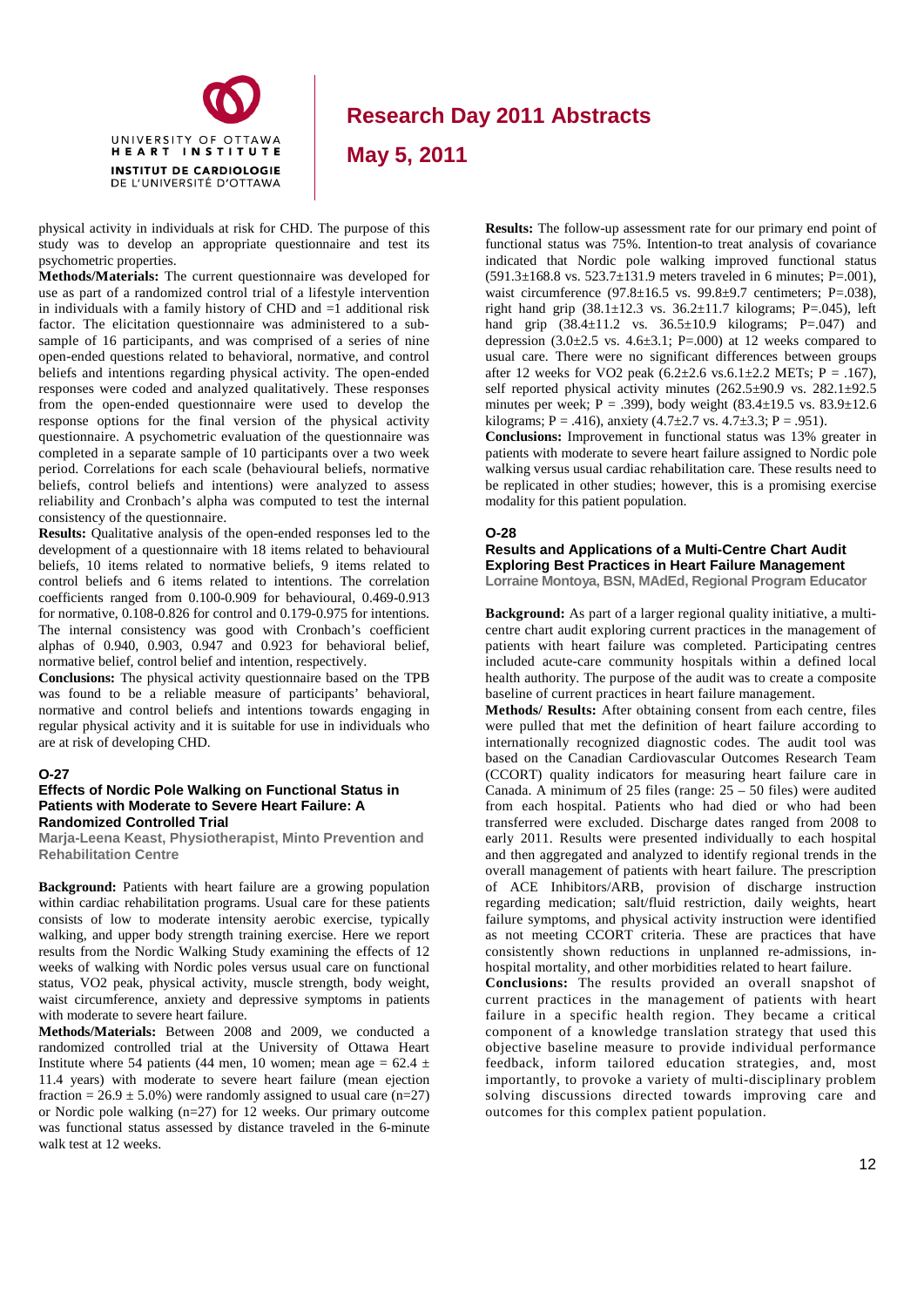physical activity in individuals at risk for CHD. The purpose of this study was to develop an appropriate questionnaire and test its psychometric properties.

**Methods/Materials:** The current questionnaire was developed for use as part of a randomized control trial of a lifestyle intervention in individuals with a family history of CHD and =1 additional risk factor. The elicitation questionnaire was administered to a sub-sample of 16 participants, and was comprised of a series of nine open-ended questions related to behavioral, normative, and control beliefs and intentions regarding physical activity. The open-ended responses were coded and analyzed qualitatively. These responses from the open-ended questionnaire were used to develop the response options for the final version of the physical activity questionnaire. A psychometric evaluation of the questionnaire was completed in a separate sample of 10 participants over a two week period. Correlations for each scale (behavioural beliefs, normative beliefs, control beliefs and intentions) were analyzed to assess reliability and Cronbach's alpha was computed to test the internal consistency of the questionnaire.

**Results:** Qualitative analysis of the open-ended responses led to the development of a questionnaire with 18 items related to behavioural beliefs, 10 items related to normative beliefs, 9 items related to control beliefs and 6 items related to intentions. The correlation coefficients ranged from 0.100-0.909 for behavioural, 0.469-0.913 for normative, 0.108-0.826 for control and 0.179-0.975 for intentions. The internal consistency was good with Cronbach's coefficient alphas of 0.940, 0.903, 0.947 and 0.923 for behavioral belief, normative belief, control belief and intention, respectively.

**Conclusions:** The physical activity questionnaire based on the TPB was found to be a reliable measure of participants' behavioral, normative and control beliefs and intentions towards engaging in regular physical activity and it is suitable for use in individuals who are at risk of developing CHD.

### O-27

**Effects of Nordic Pole Walking on Functional Status in Patients with Moderate to Severe Heart Failure: A Randomized Controlled Trial**

**Marja-Leena Keast, Physiotherapist, Minto Prevention and Rehabilitation Centre**

**Background:** Patients with heart failure are a growing population within cardiac rehabilitation programs. Usual care for these patients consists of low to moderate intensity aerobic exercise, typically walking, and upper body strength training exercise. Here we report results from the Nordic Walking Study examining the effects of 12 weeks of walking with Nordic poles versus usual care on functional status, VO2 peak, physical activity, muscle strength, body weight, waist circumference, anxiety and depressive symptoms in patients with moderate to severe heart failure.

**Methods/Materials:** Between 2008 and 2009, we conducted a randomized controlled trial at the University of Ottawa Heart Institute where 54 patients (44 men, 10 women; mean age = 62.4 ± 11.4 years) with moderate to severe heart failure (mean ejection fraction = 26.9 ± 5.0%) were randomly assigned to usual care (n=27) or Nordic pole walking (n=27) for 12 weeks. Our primary outcome was functional status assessed by distance traveled in the 6-minute walk test at 12 weeks.

**Results:** The follow-up assessment rate for our primary end point of functional status was 75%. Intention-to treat analysis of covariance indicated that Nordic pole walking improved functional status (591.3±168.8 vs. 523.7±131.9 meters traveled in 6 minutes; P=.001), waist circumference (97.8±16.5 vs. 99.8±9.7 centimeters; P=.038), right hand grip (38.1±12.3 vs. 36.2±11.7 kilograms; P=.045), left hand grip (38.4±11.2 vs. 36.5±10.9 kilograms; P=.047) and depression (3.0±2.5 vs. 4.6±3.1; P=.000) at 12 weeks compared to usual care. There were no significant differences between groups after 12 weeks for VO2 peak (6.2±2.6 vs.6.1±2.2 METs; P = .167), self reported physical activity minutes (262.5±90.9 vs. 282.1±92.5 minutes per week; P = .399), body weight (83.4±19.5 vs. 83.9±12.6 kilograms; P = .416), anxiety (4.7±2.7 vs. 4.7±3.3; P = .951).

**Conclusions:** Improvement in functional status was 13% greater in patients with moderate to severe heart failure assigned to Nordic pole walking versus usual cardiac rehabilitation care. These results need to be replicated in other studies; however, this is a promising exercise modality for this patient population.

### O-28

**Results and Applications of a Multi-Centre Chart Audit Exploring Best Practices in Heart Failure Management**

**Lorraine Montoya, BSN, MAdEd, Regional Program Educator**

**Background:** As part of a larger regional quality initiative, a multi-centre chart audit exploring current practices in the management of patients with heart failure was completed. Participating centres included acute-care community hospitals within a defined local health authority. The purpose of the audit was to create a composite baseline of current practices in heart failure management.

**Methods/ Results:** After obtaining consent from each centre, files were pulled that met the definition of heart failure according to internationally recognized diagnostic codes. The audit tool was based on the Canadian Cardiovascular Outcomes Research Team (CCORT) quality indicators for measuring heart failure care in Canada. A minimum of 25 files (range: 25 – 50 files) were audited from each hospital. Patients who had died or who had been transferred were excluded. Discharge dates ranged from 2008 to early 2011. Results were presented individually to each hospital and then aggregated and analyzed to identify regional trends in the overall management of patients with heart failure. The prescription of ACE Inhibitors/ARB, provision of discharge instruction regarding medication; salt/fluid restriction, daily weights, heart failure symptoms, and physical activity instruction were identified as not meeting CCORT criteria. These are practices that have consistently shown reductions in unplanned re-admissions, in-hospital mortality, and other morbidities related to heart failure.

**Conclusions:** The results provided an overall snapshot of current practices in the management of patients with heart failure in a specific health region. They became a critical component of a knowledge translation strategy that used this objective baseline measure to provide individual performance feedback, inform tailored education strategies, and, most importantly, to provoke a variety of multi-disciplinary problem solving discussions directed towards improving care and outcomes for this complex patient population.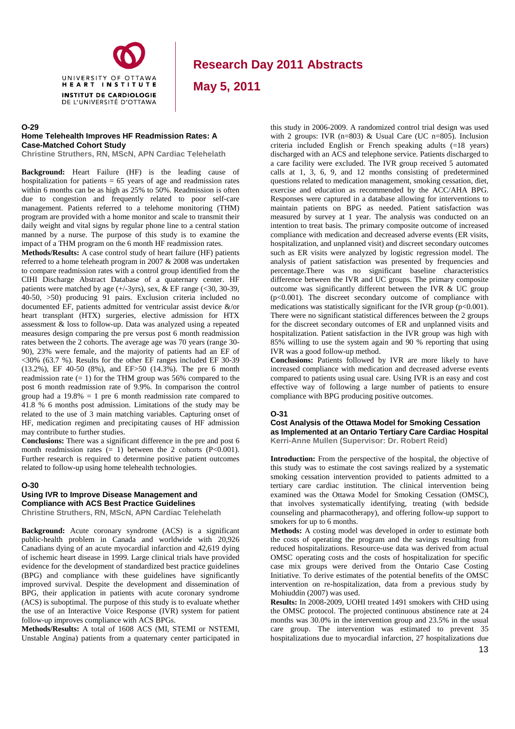**O-29**

### Home Telehealth Improves HF Readmission Rates: A Case-Matched Cohort Study

**Christine Struthers, RN, MScN, APN Cardiac Telehelath**

**Background:** Heart Failure (HF) is the leading cause of hospitalization for patients = 65 years of age and readmission rates within 6 months can be as high as 25% to 50%. Readmission is often due to congestion and frequently related to poor self-care management. Patients referred to a telehome monitoring (THM) program are provided with a home monitor and scale to transmit their daily weight and vital signs by regular phone line to a central station manned by a nurse. The purpose of this study is to examine the impact of a THM program on the 6 month HF readmission rates.

**Methods/Results:** A case control study of heart failure (HF) patients referred to a home teleheath program in 2007 & 2008 was undertaken to compare readmission rates with a control group identified from the CIHI Discharge Abstract Database of a quaternary center. HF patients were matched by age (+/-3yrs), sex, & EF range (<30, 30-39, 40-50, >50) producing 91 pairs. Exclusion criteria included no documented EF, patients admitted for ventricular assist device &/or heart transplant (HTX) surgeries, elective admission for HTX assessment & loss to follow-up. Data was analyzed using a repeated measures design comparing the pre versus post 6 month readmission rates between the 2 cohorts. The average age was 70 years (range 30-90), 23% were female, and the majority of patients had an EF of <30% (63.7 %). Results for the other EF ranges included EF 30-39 (13.2%), EF 40-50 (8%), and EF>50 (14.3%). The pre 6 month readmission rate (= 1) for the THM group was 56% compared to the post 6 month readmission rate of 9.9%. In comparison the control group had a 19.8% = 1 pre 6 month readmission rate compared to 41.8 % 6 months post admission. Limitations of the study may be related to the use of 3 main matching variables. Capturing onset of HF, medication regimen and precipitating causes of HF admission may contribute to further studies.

**Conclusions:** There was a significant difference in the pre and post 6 month readmission rates (= 1) between the 2 cohorts (P<0.001). Further research is required to determine positive patient outcomes related to follow-up using home telehealth technologies.

**O-30**

### Using IVR to Improve Disease Management and Compliance with ACS Best Practice Guidelines

**Christine Struthers, RN, MScN, APN Cardiac Telehelath**

**Background:** Acute coronary syndrome (ACS) is a significant public-health problem in Canada and worldwide with 20,926 Canadians dying of an acute myocardial infarction and 42,619 dying of ischemic heart disease in 1999. Large clinical trials have provided evidence for the development of standardized best practice guidelines (BPG) and compliance with these guidelines have significantly improved survival. Despite the development and dissemination of BPG, their application in patients with acute coronary syndrome (ACS) is suboptimal. The purpose of this study is to evaluate whether the use of an Interactive Voice Response (IVR) system for patient follow-up improves compliance with ACS BPGs.

**Methods/Results:** A total of 1608 ACS (MI, STEMI or NSTEMI, Unstable Angina) patients from a quaternary center participated in this study in 2006-2009. A randomized control trial design was used with 2 groups: IVR (n=803) & Usual Care (UC n=805). Inclusion criteria included English or French speaking adults (=18 years) discharged with an ACS and telephone service. Patients discharged to a care facility were excluded. The IVR group received 5 automated calls at 1, 3, 6, 9, and 12 months consisting of predetermined questions related to medication management, smoking cessation, diet, exercise and education as recommended by the ACC/AHA BPG. Responses were captured in a database allowing for interventions to maintain patients on BPG as needed. Patient satisfaction was measured by survey at 1 year. The analysis was conducted on an intention to treat basis. The primary composite outcome of increased compliance with medication and decreased adverse events (ER visits, hospitalization, and unplanned visit) and discreet secondary outcomes such as ER visits were analyzed by logistic regression model. The analysis of patient satisfaction was presented by frequencies and percentage.There was no significant baseline characteristics difference between the IVR and UC groups. The primary composite outcome was significantly different between the IVR & UC group (p<0.001). The discreet secondary outcome of compliance with medications was statistically significant for the IVR group (p<0.001). There were no significant statistical differences between the 2 groups for the discreet secondary outcomes of ER and unplanned visits and hospitalization. Patient satisfaction in the IVR group was high with 85% willing to use the system again and 90 % reporting that using IVR was a good follow-up method.

**Conclusions:** Patients followed by IVR are more likely to have increased compliance with medication and decreased adverse events compared to patients using usual care. Using IVR is an easy and cost effective way of following a large number of patients to ensure compliance with BPG producing positive outcomes.

**O-31**

### Cost Analysis of the Ottawa Model for Smoking Cessation as Implemented at an Ontario Tertiary Care Cardiac Hospital

**Kerri-Anne Mullen (Supervisor: Dr. Robert Reid)**

**Introduction:** From the perspective of the hospital, the objective of this study was to estimate the cost savings realized by a systematic smoking cessation intervention provided to patients admitted to a tertiary care cardiac institution. The clinical intervention being examined was the Ottawa Model for Smoking Cessation (OMSC), that involves systematically identifying, treating (with bedside counseling and pharmacotherapy), and offering follow-up support to smokers for up to 6 months.

**Methods:** A costing model was developed in order to estimate both the costs of operating the program and the savings resulting from reduced hospitalizations. Resource-use data was derived from actual OMSC operating costs and the costs of hospitalization for specific case mix groups were derived from the Ontario Case Costing Initiative. To derive estimates of the potential benefits of the OMSC intervention on re-hospitalization, data from a previous study by Mohiuddin (2007) was used.

**Results:** In 2008-2009, UOHI treated 1491 smokers with CHD using the OMSC protocol. The projected continuous abstinence rate at 24 months was 30.0% in the intervention group and 23.5% in the usual care group. The intervention was estimated to prevent 35 hospitalizations due to myocardial infarction, 27 hospitalizations due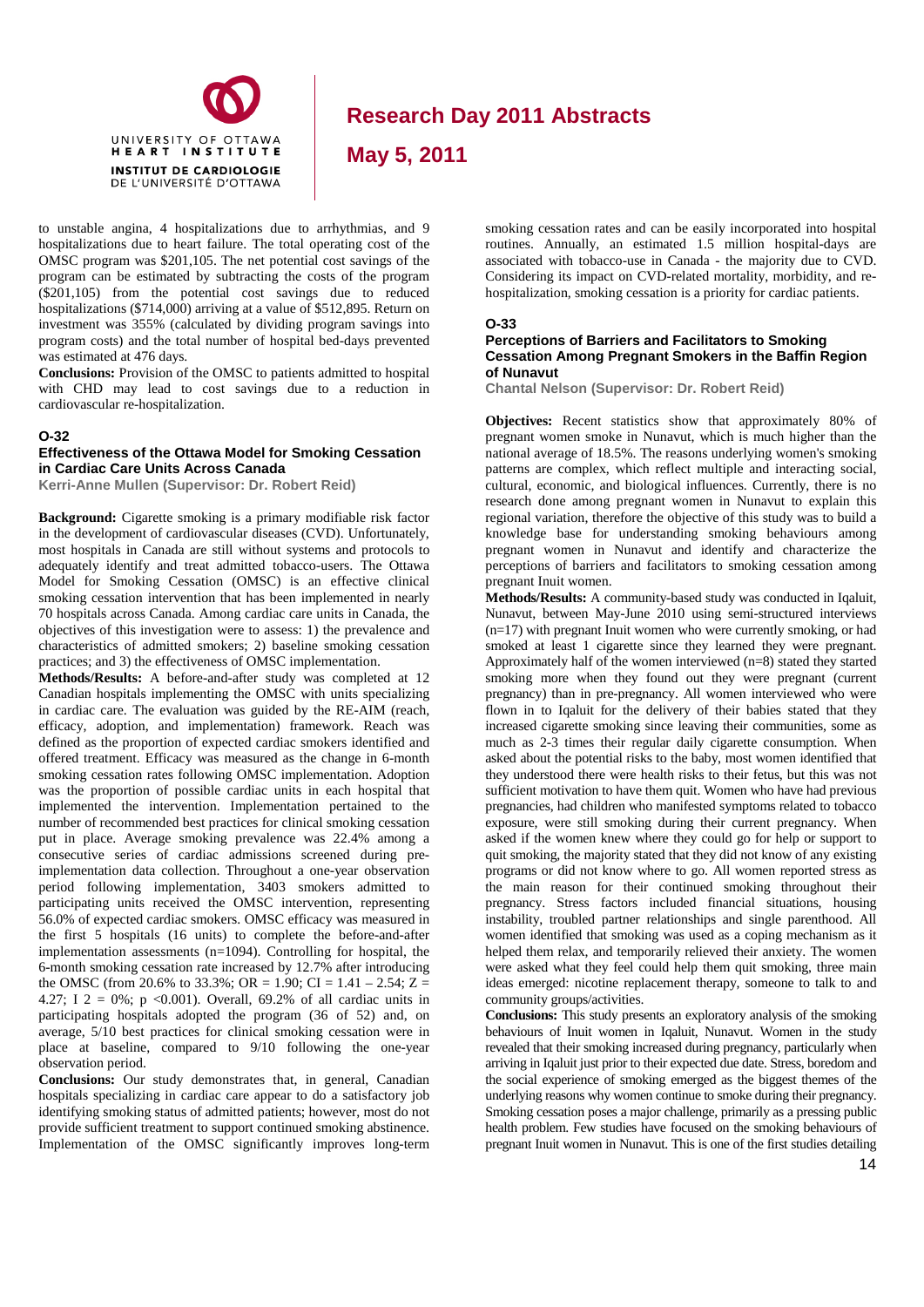to unstable angina, 4 hospitalizations due to arrhythmias, and 9 hospitalizations due to heart failure. The total operating cost of the OMSC program was $201,105. The net potential cost savings of the program can be estimated by subtracting the costs of the program ($201,105) from the potential cost savings due to reduced hospitalizations ($714,000) arriving at a value of $512,895. Return on investment was 355% (calculated by dividing program savings into program costs) and the total number of hospital bed-days prevented was estimated at 476 days.

**Conclusions:** Provision of the OMSC to patients admitted to hospital with CHD may lead to cost savings due to a reduction in cardiovascular re-hospitalization.

### O-32

### Effectiveness of the Ottawa Model for Smoking Cessation in Cardiac Care Units Across Canada

**Kerri-Anne Mullen (Supervisor: Dr. Robert Reid)**

**Background:** Cigarette smoking is a primary modifiable risk factor in the development of cardiovascular diseases (CVD). Unfortunately, most hospitals in Canada are still without systems and protocols to adequately identify and treat admitted tobacco-users. The Ottawa Model for Smoking Cessation (OMSC) is an effective clinical smoking cessation intervention that has been implemented in nearly 70 hospitals across Canada. Among cardiac care units in Canada, the objectives of this investigation were to assess: 1) the prevalence and characteristics of admitted smokers; 2) baseline smoking cessation practices; and 3) the effectiveness of OMSC implementation.

**Methods/Results:** A before-and-after study was completed at 12 Canadian hospitals implementing the OMSC with units specializing in cardiac care. The evaluation was guided by the RE-AIM (reach, efficacy, adoption, and implementation) framework. Reach was defined as the proportion of expected cardiac smokers identified and offered treatment. Efficacy was measured as the change in 6-month smoking cessation rates following OMSC implementation. Adoption was the proportion of possible cardiac units in each hospital that implemented the intervention. Implementation pertained to the number of recommended best practices for clinical smoking cessation put in place. Average smoking prevalence was 22.4% among a consecutive series of cardiac admissions screened during pre-implementation data collection. Throughout a one-year observation period following implementation, 3403 smokers admitted to participating units received the OMSC intervention, representing 56.0% of expected cardiac smokers. OMSC efficacy was measured in the first 5 hospitals (16 units) to complete the before-and-after implementation assessments (n=1094). Controlling for hospital, the 6-month smoking cessation rate increased by 12.7% after introducing the OMSC (from 20.6% to 33.3%; OR = 1.90; CI = 1.41 – 2.54; Z = 4.27; I 2 = 0%; p <0.001). Overall, 69.2% of all cardiac units in participating hospitals adopted the program (36 of 52) and, on average, 5/10 best practices for clinical smoking cessation were in place at baseline, compared to 9/10 following the one-year observation period.

**Conclusions:** Our study demonstrates that, in general, Canadian hospitals specializing in cardiac care appear to do a satisfactory job identifying smoking status of admitted patients; however, most do not provide sufficient treatment to support continued smoking abstinence. Implementation of the OMSC significantly improves long-term smoking cessation rates and can be easily incorporated into hospital routines. Annually, an estimated 1.5 million hospital-days are associated with tobacco-use in Canada - the majority due to CVD. Considering its impact on CVD-related mortality, morbidity, and re-hospitalization, smoking cessation is a priority for cardiac patients.

### O-33

### Perceptions of Barriers and Facilitators to Smoking Cessation Among Pregnant Smokers in the Baffin Region of Nunavut

**Chantal Nelson (Supervisor: Dr. Robert Reid)**

**Objectives:** Recent statistics show that approximately 80% of pregnant women smoke in Nunavut, which is much higher than the national average of 18.5%. The reasons underlying women's smoking patterns are complex, which reflect multiple and interacting social, cultural, economic, and biological influences. Currently, there is no research done among pregnant women in Nunavut to explain this regional variation, therefore the objective of this study was to build a knowledge base for understanding smoking behaviours among pregnant women in Nunavut and identify and characterize the perceptions of barriers and facilitators to smoking cessation among pregnant Inuit women.

**Methods/Results:** A community-based study was conducted in Iqaluit, Nunavut, between May-June 2010 using semi-structured interviews (n=17) with pregnant Inuit women who were currently smoking, or had smoked at least 1 cigarette since they learned they were pregnant. Approximately half of the women interviewed (n=8) stated they started smoking more when they found out they were pregnant (current pregnancy) than in pre-pregnancy. All women interviewed who were flown in to Iqaluit for the delivery of their babies stated that they increased cigarette smoking since leaving their communities, some as much as 2-3 times their regular daily cigarette consumption. When asked about the potential risks to the baby, most women identified that they understood there were health risks to their fetus, but this was not sufficient motivation to have them quit. Women who have had previous pregnancies, had children who manifested symptoms related to tobacco exposure, were still smoking during their current pregnancy. When asked if the women knew where they could go for help or support to quit smoking, the majority stated that they did not know of any existing programs or did not know where to go. All women reported stress as the main reason for their continued smoking throughout their pregnancy. Stress factors included financial situations, housing instability, troubled partner relationships and single parenthood. All women identified that smoking was used as a coping mechanism as it helped them relax, and temporarily relieved their anxiety. The women were asked what they feel could help them quit smoking, three main ideas emerged: nicotine replacement therapy, someone to talk to and community groups/activities.

**Conclusions:** This study presents an exploratory analysis of the smoking behaviours of Inuit women in Iqaluit, Nunavut. Women in the study revealed that their smoking increased during pregnancy, particularly when arriving in Iqaluit just prior to their expected due date. Stress, boredom and the social experience of smoking emerged as the biggest themes of the underlying reasons why women continue to smoke during their pregnancy. Smoking cessation poses a major challenge, primarily as a pressing public health problem. Few studies have focused on the smoking behaviours of pregnant Inuit women in Nunavut. This is one of the first studies detailing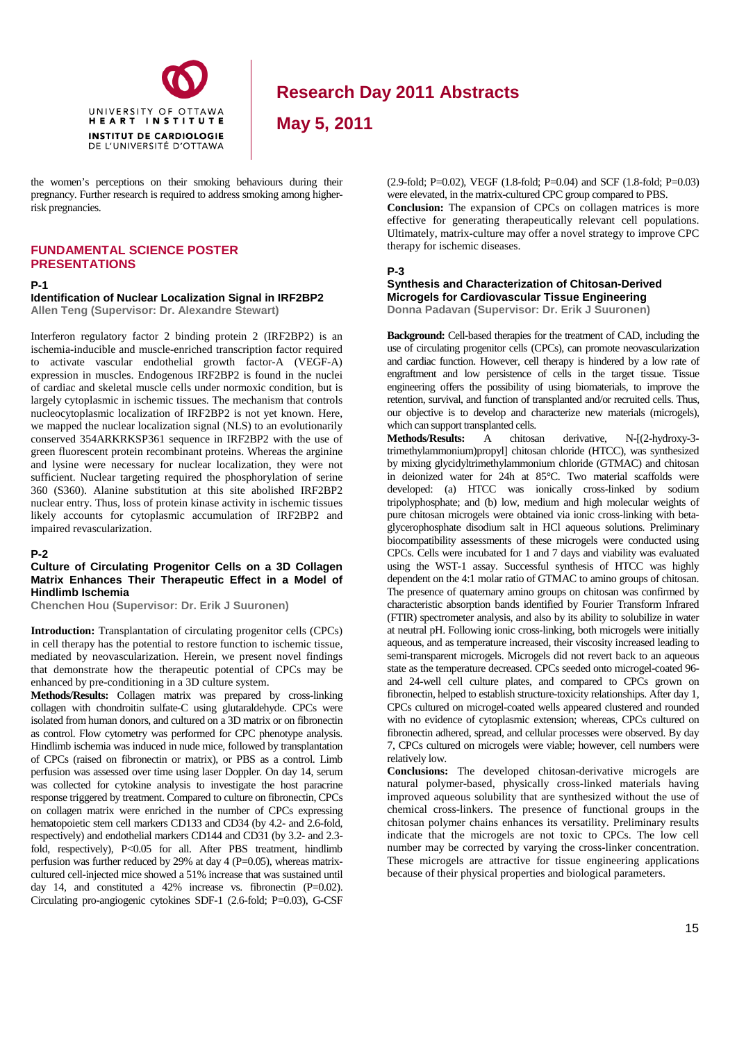the women's perceptions on their smoking behaviours during their pregnancy. Further research is required to address smoking among higher-risk pregnancies.

## FUNDAMENTAL SCIENCE POSTER PRESENTATIONS

### P-1

**Identification of Nuclear Localization Signal in IRF2BP2**
**Allen Teng (Supervisor: Dr. Alexandre Stewart)**

Interferon regulatory factor 2 binding protein 2 (IRF2BP2) is an ischemia-inducible and muscle-enriched transcription factor required to activate vascular endothelial growth factor-A (VEGF-A) expression in muscles. Endogenous IRF2BP2 is found in the nuclei of cardiac and skeletal muscle cells under normoxic condition, but is largely cytoplasmic in ischemic tissues. The mechanism that controls nucleocytoplasmic localization of IRF2BP2 is not yet known. Here, we mapped the nuclear localization signal (NLS) to an evolutionarily conserved 354ARKRKSP361 sequence in IRF2BP2 with the use of green fluorescent protein recombinant proteins. Whereas the arginine and lysine were necessary for nuclear localization, they were not sufficient. Nuclear targeting required the phosphorylation of serine 360 (S360). Alanine substitution at this site abolished IRF2BP2 nuclear entry. Thus, loss of protein kinase activity in ischemic tissues likely accounts for cytoplasmic accumulation of IRF2BP2 and impaired revascularization.

### P-2

**Culture of Circulating Progenitor Cells on a 3D Collagen Matrix Enhances Their Therapeutic Effect in a Model of Hindlimb Ischemia**
**Chenchen Hou (Supervisor: Dr. Erik J Suuronen)**

**Introduction:** Transplantation of circulating progenitor cells (CPCs) in cell therapy has the potential to restore function to ischemic tissue, mediated by neovascularization. Herein, we present novel findings that demonstrate how the therapeutic potential of CPCs may be enhanced by pre-conditioning in a 3D culture system.

**Methods/Results:** Collagen matrix was prepared by cross-linking collagen with chondroitin sulfate-C using glutaraldehyde. CPCs were isolated from human donors, and cultured on a 3D matrix or on fibronectin as control. Flow cytometry was performed for CPC phenotype analysis. Hindlimb ischemia was induced in nude mice, followed by transplantation of CPCs (raised on fibronectin or matrix), or PBS as a control. Limb perfusion was assessed over time using laser Doppler. On day 14, serum was collected for cytokine analysis to investigate the host paracrine response triggered by treatment. Compared to culture on fibronectin, CPCs on collagen matrix were enriched in the number of CPCs expressing hematopoietic stem cell markers CD133 and CD34 (by 4.2- and 2.6-fold, respectively) and endothelial markers CD144 and CD31 (by 3.2- and 2.3-fold, respectively), $P<0.05$ for all. After PBS treatment, hindlimb perfusion was further reduced by 29% at day 4 ($P=0.05$), whereas matrix-cultured cell-injected mice showed a 51% increase that was sustained until day 14, and constituted a 42% increase vs. fibronectin ($P=0.02$). Circulating pro-angiogenic cytokines SDF-1 (2.6-fold; $P=0.03$), G-CSF (2.9-fold; $P=0.02$), VEGF (1.8-fold; $P=0.04$) and SCF (1.8-fold; $P=0.03$) were elevated, in the matrix-cultured CPC group compared to PBS.

**Conclusion:** The expansion of CPCs on collagen matrices is more effective for generating therapeutically relevant cell populations. Ultimately, matrix-culture may offer a novel strategy to improve CPC therapy for ischemic diseases.

### P-3

**Synthesis and Characterization of Chitosan-Derived Microgels for Cardiovascular Tissue Engineering**
**Donna Padavan (Supervisor: Dr. Erik J Suuronen)**

**Background:** Cell-based therapies for the treatment of CAD, including the use of circulating progenitor cells (CPCs), can promote neovascularization and cardiac function. However, cell therapy is hindered by a low rate of engraftment and low persistence of cells in the target tissue. Tissue engineering offers the possibility of using biomaterials, to improve the retention, survival, and function of transplanted and/or recruited cells. Thus, our objective is to develop and characterize new materials (microgels), which can support transplanted cells.

**Methods/Results:** A chitosan derivative, N-[(2-hydroxy-3-trimethylammonium)propyl] chitosan chloride (HTCC), was synthesized by mixing glycidyltrimethylammonium chloride (GTMAC) and chitosan in deionized water for 24h at 85°C. Two material scaffolds were developed: (a) HTCC was ionically cross-linked by sodium tripolyphosphate; and (b) low, medium and high molecular weights of pure chitosan microgels were obtained via ionic cross-linking with beta-glycerophosphate disodium salt in HCl aqueous solutions. Preliminary biocompatibility assessments of these microgels were conducted using CPCs. Cells were incubated for 1 and 7 days and viability was evaluated using the WST-1 assay. Successful synthesis of HTCC was highly dependent on the 4:1 molar ratio of GTMAC to amino groups of chitosan. The presence of quaternary amino groups on chitosan was confirmed by characteristic absorption bands identified by Fourier Transform Infrared (FTIR) spectrometer analysis, and also by its ability to solubilize in water at neutral pH. Following ionic cross-linking, both microgels were initially aqueous, and as temperature increased, their viscosity increased leading to semi-transparent microgels. Microgels did not revert back to an aqueous state as the temperature decreased. CPCs seeded onto microgel-coated 96- and 24-well cell culture plates, and compared to CPCs grown on fibronectin, helped to establish structure-toxicity relationships. After day 1, CPCs cultured on microgel-coated wells appeared clustered and rounded with no evidence of cytoplasmic extension; whereas, CPCs cultured on fibronectin adhered, spread, and cellular processes were observed. By day 7, CPCs cultured on microgels were viable; however, cell numbers were relatively low.

**Conclusions:** The developed chitosan-derivative microgels are natural polymer-based, physically cross-linked materials having improved aqueous solubility that are synthesized without the use of chemical cross-linkers. The presence of functional groups in the chitosan polymer chains enhances its versatility. Preliminary results indicate that the microgels are not toxic to CPCs. The low cell number may be corrected by varying the cross-linker concentration. These microgels are attractive for tissue engineering applications because of their physical properties and biological parameters.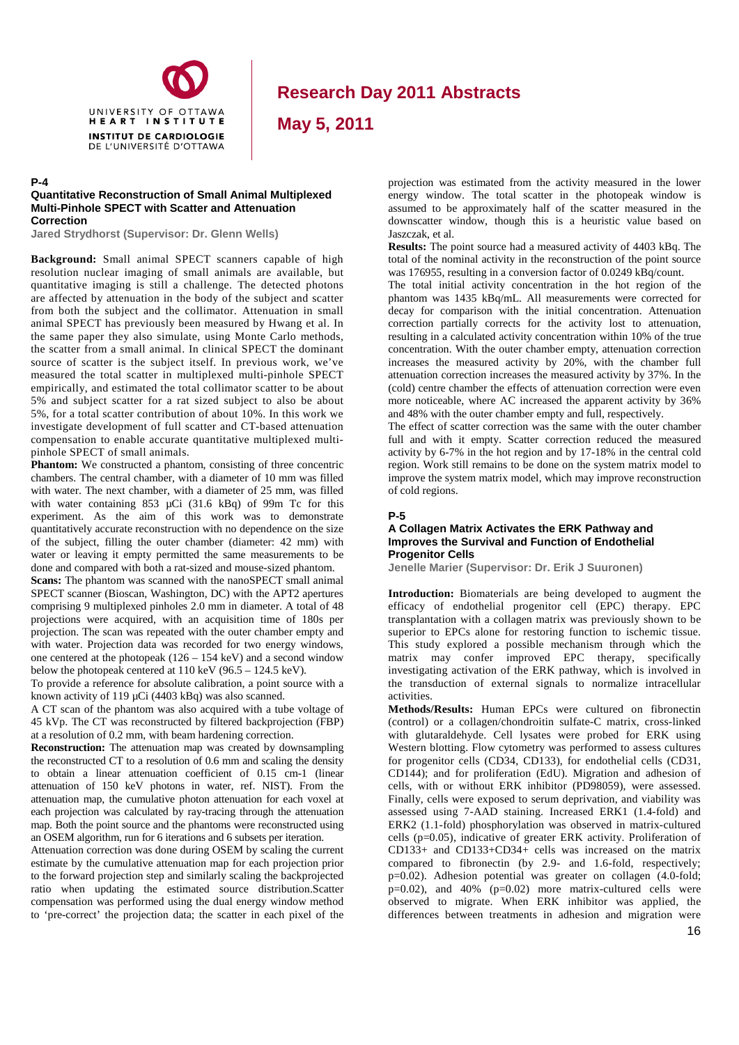## P-4

### Quantitative Reconstruction of Small Animal Multiplexed Multi-Pinhole SPECT with Scatter and Attenuation Correction

**Jared Strydhorst (Supervisor: Dr. Glenn Wells)**

**Background:** Small animal SPECT scanners capable of high resolution nuclear imaging of small animals are available, but quantitative imaging is still a challenge. The detected photons are affected by attenuation in the body of the subject and scatter from both the subject and the collimator. Attenuation in small animal SPECT has previously been measured by Hwang et al. In the same paper they also simulate, using Monte Carlo methods, the scatter from a small animal. In clinical SPECT the dominant source of scatter is the subject itself. In previous work, we've measured the total scatter in multiplexed multi-pinhole SPECT empirically, and estimated the total collimator scatter to be about 5% and subject scatter for a rat sized subject to be also be about 5%, for a total scatter contribution of about 10%. In this work we investigate development of full scatter and CT-based attenuation compensation to enable accurate quantitative multiplexed multi-pinhole SPECT of small animals.

**Phantom:** We constructed a phantom, consisting of three concentric chambers. The central chamber, with a diameter of 10 mm was filled with water. The next chamber, with a diameter of 25 mm, was filled with water containing 853 µCi (31.6 kBq) of 99m Tc for this experiment. As the aim of this work was to demonstrate quantitatively accurate reconstruction with no dependence on the size of the subject, filling the outer chamber (diameter: 42 mm) with water or leaving it empty permitted the same measurements to be done and compared with both a rat-sized and mouse-sized phantom.

**Scans:** The phantom was scanned with the nanoSPECT small animal SPECT scanner (Bioscan, Washington, DC) with the APT2 apertures comprising 9 multiplexed pinholes 2.0 mm in diameter. A total of 48 projections were acquired, with an acquisition time of 180s per projection. The scan was repeated with the outer chamber empty and with water. Projection data was recorded for two energy windows, one centered at the photopeak (126 – 154 keV) and a second window below the photopeak centered at 110 keV (96.5 – 124.5 keV).

To provide a reference for absolute calibration, a point source with a known activity of 119 µCi (4403 kBq) was also scanned.

A CT scan of the phantom was also acquired with a tube voltage of 45 kVp. The CT was reconstructed by filtered backprojection (FBP) at a resolution of 0.2 mm, with beam hardening correction.

**Reconstruction:** The attenuation map was created by downsampling the reconstructed CT to a resolution of 0.6 mm and scaling the density to obtain a linear attenuation coefficient of 0.15 cm-1 (linear attenuation of 150 keV photons in water, ref. NIST). From the attenuation map, the cumulative photon attenuation for each voxel at each projection was calculated by ray-tracing through the attenuation map. Both the point source and the phantoms were reconstructed using an OSEM algorithm, run for 6 iterations and 6 subsets per iteration.

Attenuation correction was done during OSEM by scaling the current estimate by the cumulative attenuation map for each projection prior to the forward projection step and similarly scaling the backprojected ratio when updating the estimated source distribution.Scatter compensation was performed using the dual energy window method to 'pre-correct' the projection data; the scatter in each pixel of the projection was estimated from the activity measured in the lower energy window. The total scatter in the photopeak window is assumed to be approximately half of the scatter measured in the downscatter window, though this is a heuristic value based on Jaszczak, et al.

**Results:** The point source had a measured activity of 4403 kBq. The total of the nominal activity in the reconstruction of the point source was 176955, resulting in a conversion factor of 0.0249 kBq/count.

The total initial activity concentration in the hot region of the phantom was 1435 kBq/mL. All measurements were corrected for decay for comparison with the initial concentration. Attenuation correction partially corrects for the activity lost to attenuation, resulting in a calculated activity concentration within 10% of the true concentration. With the outer chamber empty, attenuation correction increases the measured activity by 20%, with the chamber full attenuation correction increases the measured activity by 37%. In the (cold) centre chamber the effects of attenuation correction were even more noticeable, where AC increased the apparent activity by 36% and 48% with the outer chamber empty and full, respectively.

The effect of scatter correction was the same with the outer chamber full and with it empty. Scatter correction reduced the measured activity by 6-7% in the hot region and by 17-18% in the central cold region. Work still remains to be done on the system matrix model to improve the system matrix model, which may improve reconstruction of cold regions.

## P-5

### A Collagen Matrix Activates the ERK Pathway and Improves the Survival and Function of Endothelial Progenitor Cells

**Jenelle Marier (Supervisor: Dr. Erik J Suuronen)**

**Introduction:** Biomaterials are being developed to augment the efficacy of endothelial progenitor cell (EPC) therapy. EPC transplantation with a collagen matrix was previously shown to be superior to EPCs alone for restoring function to ischemic tissue. This study explored a possible mechanism through which the matrix may confer improved EPC therapy, specifically investigating activation of the ERK pathway, which is involved in the transduction of external signals to normalize intracellular activities.

**Methods/Results:** Human EPCs were cultured on fibronectin (control) or a collagen/chondroitin sulfate-C matrix, cross-linked with glutaraldehyde. Cell lysates were probed for ERK using Western blotting. Flow cytometry was performed to assess cultures for progenitor cells (CD34, CD133), for endothelial cells (CD31, CD144); and for proliferation (EdU). Migration and adhesion of cells, with or without ERK inhibitor (PD98059), were assessed. Finally, cells were exposed to serum deprivation, and viability was assessed using 7-AAD staining. Increased ERK1 (1.4-fold) and ERK2 (1.1-fold) phosphorylation was observed in matrix-cultured cells ($p$=0.05), indicative of greater ERK activity. Proliferation of CD133+ and CD133+CD34+ cells was increased on the matrix compared to fibronectin (by 2.9- and 1.6-fold, respectively; $p$=0.02). Adhesion potential was greater on collagen (4.0-fold; $p$=0.02), and 40% ($p$=0.02) more matrix-cultured cells were observed to migrate. When ERK inhibitor was applied, the differences between treatments in adhesion and migration were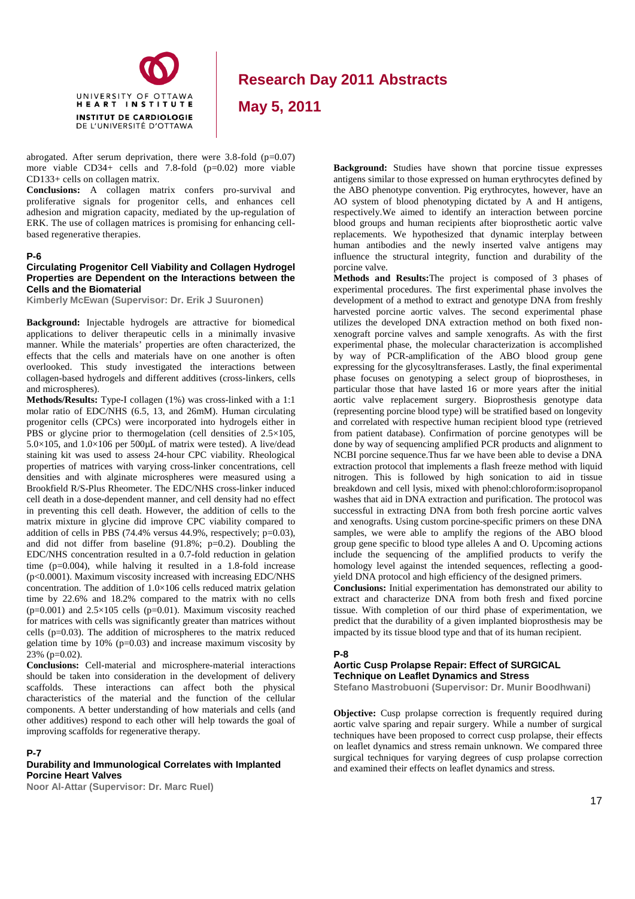abrogated. After serum deprivation, there were 3.8-fold ($p=0.07$) more viable CD34+ cells and 7.8-fold ($p=0.02$) more viable CD133+ cells on collagen matrix.

**Conclusions:** A collagen matrix confers pro-survival and proliferative signals for progenitor cells, and enhances cell adhesion and migration capacity, mediated by the up-regulation of ERK. The use of collagen matrices is promising for enhancing cell-based regenerative therapies.

#### P-6

### Circulating Progenitor Cell Viability and Collagen Hydrogel Properties are Dependent on the Interactions between the Cells and the Biomaterial

**Kimberly McEwan (Supervisor: Dr. Erik J Suuronen)**

**Background:** Injectable hydrogels are attractive for biomedical applications to deliver therapeutic cells in a minimally invasive manner. While the materials' properties are often characterized, the effects that the cells and materials have on one another is often overlooked. This study investigated the interactions between collagen-based hydrogels and different additives (cross-linkers, cells and microspheres).

**Methods/Results:** Type-I collagen (1%) was cross-linked with a 1:1 molar ratio of EDC/NHS (6.5, 13, and 26mM). Human circulating progenitor cells (CPCs) were incorporated into hydrogels either in PBS or glycine prior to thermogelation (cell densities of $2.5\times10^5$, $5.0\times10^5$, and $1.0\times10^6$ per 500µL of matrix were tested). A live/dead staining kit was used to assess 24-hour CPC viability. Rheological properties of matrices with varying cross-linker concentrations, cell densities and with alginate microspheres were measured using a Brookfield R/S-Plus Rheometer. The EDC/NHS cross-linker induced cell death in a dose-dependent manner, and cell density had no effect in preventing this cell death. However, the addition of cells to the matrix mixture in glycine did improve CPC viability compared to addition of cells in PBS (74.4% versus 44.9%, respectively; $p=0.03$), and did not differ from baseline (91.8%; $p=0.2$). Doubling the EDC/NHS concentration resulted in a 0.7-fold reduction in gelation time ($p=0.004$), while halving it resulted in a 1.8-fold increase ($p<0.0001$). Maximum viscosity increased with increasing EDC/NHS concentration. The addition of $1.0\times10^6$ cells reduced matrix gelation time by 22.6% and 18.2% compared to the matrix with no cells ($p=0.001$) and $2.5\times10^5$ cells ($p=0.01$). Maximum viscosity reached for matrices with cells was significantly greater than matrices without cells ($p=0.03$). The addition of microspheres to the matrix reduced gelation time by 10% ($p=0.03$) and increase maximum viscosity by 23% ($p=0.02$).

**Conclusions:** Cell-material and microsphere-material interactions should be taken into consideration in the development of delivery scaffolds. These interactions can affect both the physical characteristics of the material and the function of the cellular components. A better understanding of how materials and cells (and other additives) respond to each other will help towards the goal of improving scaffolds for regenerative therapy.

#### P-7

### Durability and Immunological Correlates with Implanted Porcine Heart Valves

**Noor Al-Attar (Supervisor: Dr. Marc Ruel)**

**Background:** Studies have shown that porcine tissue expresses antigens similar to those expressed on human erythrocytes defined by the ABO phenotype convention. Pig erythrocytes, however, have an AO system of blood phenotyping dictated by A and H antigens, respectively.We aimed to identify an interaction between porcine blood groups and human recipients after bioprosthetic aortic valve replacements. We hypothesized that dynamic interplay between human antibodies and the newly inserted valve antigens may influence the structural integrity, function and durability of the porcine valve.

**Methods and Results:**The project is composed of 3 phases of experimental procedures. The first experimental phase involves the development of a method to extract and genotype DNA from freshly harvested porcine aortic valves. The second experimental phase utilizes the developed DNA extraction method on both fixed non-xenograft porcine valves and sample xenografts. As with the first experimental phase, the molecular characterization is accomplished by way of PCR-amplification of the ABO blood group gene expressing for the glycosyltransferases. Lastly, the final experimental phase focuses on genotyping a select group of bioprostheses, in particular those that have lasted 16 or more years after the initial aortic valve replacement surgery. Bioprosthesis genotype data (representing porcine blood type) will be stratified based on longevity and correlated with respective human recipient blood type (retrieved from patient database). Confirmation of porcine genotypes will be done by way of sequencing amplified PCR products and alignment to NCBI porcine sequence.Thus far we have been able to devise a DNA extraction protocol that implements a flash freeze method with liquid nitrogen. This is followed by high sonication to aid in tissue breakdown and cell lysis, mixed with phenol:chloroform:isopropanol washes that aid in DNA extraction and purification. The protocol was successful in extracting DNA from both fresh porcine aortic valves and xenografts. Using custom porcine-specific primers on these DNA samples, we were able to amplify the regions of the ABO blood group gene specific to blood type alleles A and O. Upcoming actions include the sequencing of the amplified products to verify the homology level against the intended sequences, reflecting a good-yield DNA protocol and high efficiency of the designed primers.

**Conclusions:** Initial experimentation has demonstrated our ability to extract and characterize DNA from both fresh and fixed porcine tissue. With completion of our third phase of experimentation, we predict that the durability of a given implanted bioprosthesis may be impacted by its tissue blood type and that of its human recipient.

#### P-8

### Aortic Cusp Prolapse Repair: Effect of SURGICAL Technique on Leaflet Dynamics and Stress

**Stefano Mastrobuoni (Supervisor: Dr. Munir Boodhwani)**

**Objective:** Cusp prolapse correction is frequently required during aortic valve sparing and repair surgery. While a number of surgical techniques have been proposed to correct cusp prolapse, their effects on leaflet dynamics and stress remain unknown. We compared three surgical techniques for varying degrees of cusp prolapse correction and examined their effects on leaflet dynamics and stress.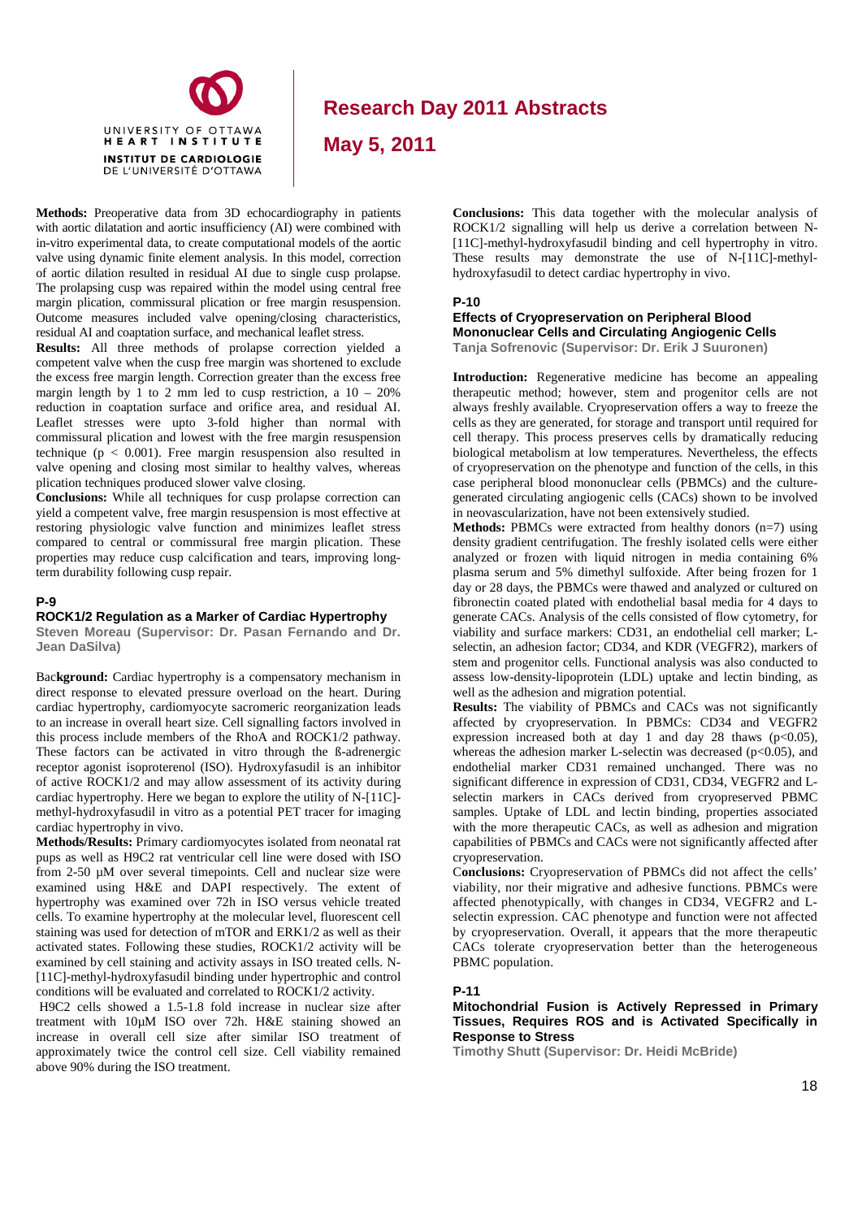**Methods:** Preoperative data from 3D echocardiography in patients with aortic dilatation and aortic insufficiency (AI) were combined with in-vitro experimental data, to create computational models of the aortic valve using dynamic finite element analysis. In this model, correction of aortic dilation resulted in residual AI due to single cusp prolapse. The prolapsing cusp was repaired within the model using central free margin plication, commissural plication or free margin resuspension. Outcome measures included valve opening/closing characteristics, residual AI and coaptation surface, and mechanical leaflet stress.

**Results:** All three methods of prolapse correction yielded a competent valve when the cusp free margin was shortened to exclude the excess free margin length. Correction greater than the excess free margin length by 1 to 2 mm led to cusp restriction, a 10 – 20% reduction in coaptation surface and orifice area, and residual AI. Leaflet stresses were upto 3-fold higher than normal with commissural plication and lowest with the free margin resuspension technique ($p < 0.001$). Free margin resuspension also resulted in valve opening and closing most similar to healthy valves, whereas plication techniques produced slower valve closing.

**Conclusions:** While all techniques for cusp prolapse correction can yield a competent valve, free margin resuspension is most effective at restoring physiologic valve function and minimizes leaflet stress compared to central or commissural free margin plication. These properties may reduce cusp calcification and tears, improving long-term durability following cusp repair.

**P-9**

### ROCK1/2 Regulation as a Marker of Cardiac Hypertrophy

**Steven Moreau (Supervisor: Dr. Pasan Fernando and Dr. Jean DaSilva)**

**Background:** Cardiac hypertrophy is a compensatory mechanism in direct response to elevated pressure overload on the heart. During cardiac hypertrophy, cardiomyocyte sacromeric reorganization leads to an increase in overall heart size. Cell signalling factors involved in this process include members of the RhoA and ROCK1/2 pathway. These factors can be activated in vitro through the ß-adrenergic receptor agonist isoproterenol (ISO). Hydroxyfasudil is an inhibitor of active ROCK1/2 and may allow assessment of its activity during cardiac hypertrophy. Here we began to explore the utility of N-[11C]-methyl-hydroxyfasudil in vitro as a potential PET tracer for imaging cardiac hypertrophy in vivo.

**Methods/Results:** Primary cardiomyocytes isolated from neonatal rat pups as well as H9C2 rat ventricular cell line were dosed with ISO from 2-50 µM over several timepoints. Cell and nuclear size were examined using H&E and DAPI respectively. The extent of hypertrophy was examined over 72h in ISO versus vehicle treated cells. To examine hypertrophy at the molecular level, fluorescent cell staining was used for detection of mTOR and ERK1/2 as well as their activated states. Following these studies, ROCK1/2 activity will be examined by cell staining and activity assays in ISO treated cells. N-[11C]-methyl-hydroxyfasudil binding under hypertrophic and control conditions will be evaluated and correlated to ROCK1/2 activity.

H9C2 cells showed a 1.5-1.8 fold increase in nuclear size after treatment with 10µM ISO over 72h. H&E staining showed an increase in overall cell size after similar ISO treatment of approximately twice the control cell size. Cell viability remained above 90% during the ISO treatment.

**Conclusions:** This data together with the molecular analysis of ROCK1/2 signalling will help us derive a correlation between N-[11C]-methyl-hydroxyfasudil binding and cell hypertrophy in vitro. These results may demonstrate the use of N-[11C]-methyl-hydroxyfasudil to detect cardiac hypertrophy in vivo.

**P-10**

### Effects of Cryopreservation on Peripheral Blood Mononuclear Cells and Circulating Angiogenic Cells

**Tanja Sofrenovic (Supervisor: Dr. Erik J Suuronen)**

**Introduction:** Regenerative medicine has become an appealing therapeutic method; however, stem and progenitor cells are not always freshly available. Cryopreservation offers a way to freeze the cells as they are generated, for storage and transport until required for cell therapy. This process preserves cells by dramatically reducing biological metabolism at low temperatures. Nevertheless, the effects of cryopreservation on the phenotype and function of the cells, in this case peripheral blood mononuclear cells (PBMCs) and the culture-generated circulating angiogenic cells (CACs) shown to be involved in neovascularization, have not been extensively studied.

**Methods:** PBMCs were extracted from healthy donors (n=7) using density gradient centrifugation. The freshly isolated cells were either analyzed or frozen with liquid nitrogen in media containing 6% plasma serum and 5% dimethyl sulfoxide. After being frozen for 1 day or 28 days, the PBMCs were thawed and analyzed or cultured on fibronectin coated plated with endothelial basal media for 4 days to generate CACs. Analysis of the cells consisted of flow cytometry, for viability and surface markers: CD31, an endothelial cell marker; L-selectin, an adhesion factor; CD34, and KDR (VEGFR2), markers of stem and progenitor cells. Functional analysis was also conducted to assess low-density-lipoprotein (LDL) uptake and lectin binding, as well as the adhesion and migration potential.

**Results:** The viability of PBMCs and CACs was not significantly affected by cryopreservation. In PBMCs: CD34 and VEGFR2 expression increased both at day 1 and day 28 thaws ($p<0.05$), whereas the adhesion marker L-selectin was decreased ($p<0.05$), and endothelial marker CD31 remained unchanged. There was no significant difference in expression of CD31, CD34, VEGFR2 and L-selectin markers in CACs derived from cryopreserved PBMC samples. Uptake of LDL and lectin binding, properties associated with the more therapeutic CACs, as well as adhesion and migration capabilities of PBMCs and CACs were not significantly affected after cryopreservation.

**Conclusions:** Cryopreservation of PBMCs did not affect the cells' viability, nor their migrative and adhesive functions. PBMCs were affected phenotypically, with changes in CD34, VEGFR2 and L-selectin expression. CAC phenotype and function were not affected by cryopreservation. Overall, it appears that the more therapeutic CACs tolerate cryopreservation better than the heterogeneous PBMC population.

**P-11**

### Mitochondrial Fusion is Actively Repressed in Primary Tissues, Requires ROS and is Activated Specifically in Response to Stress

**Timothy Shutt (Supervisor: Dr. Heidi McBride)**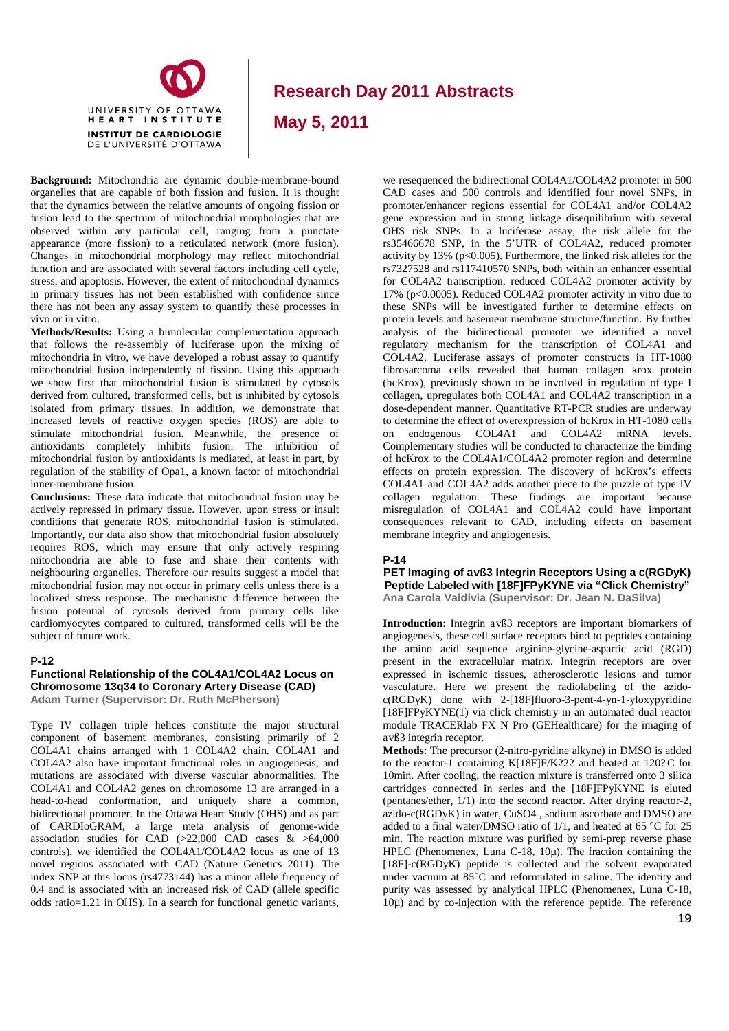**Background:** Mitochondria are dynamic double-membrane-bound organelles that are capable of both fission and fusion. It is thought that the dynamics between the relative amounts of ongoing fission or fusion lead to the spectrum of mitochondrial morphologies that are observed within any particular cell, ranging from a punctate appearance (more fission) to a reticulated network (more fusion). Changes in mitochondrial morphology may reflect mitochondrial function and are associated with several factors including cell cycle, stress, and apoptosis. However, the extent of mitochondrial dynamics in primary tissues has not been established with confidence since there has not been any assay system to quantify these processes in vivo or in vitro.

**Methods/Results:** Using a bimolecular complementation approach that follows the re-assembly of luciferase upon the mixing of mitochondria in vitro, we have developed a robust assay to quantify mitochondrial fusion independently of fission. Using this approach we show first that mitochondrial fusion is stimulated by cytosols derived from cultured, transformed cells, but is inhibited by cytosols isolated from primary tissues. In addition, we demonstrate that increased levels of reactive oxygen species (ROS) are able to stimulate mitochondrial fusion. Meanwhile, the presence of antioxidants completely inhibits fusion. The inhibition of mitochondrial fusion by antioxidants is mediated, at least in part, by regulation of the stability of Opa1, a known factor of mitochondrial inner-membrane fusion.

**Conclusions:** These data indicate that mitochondrial fusion may be actively repressed in primary tissue. However, upon stress or insult conditions that generate ROS, mitochondrial fusion is stimulated. Importantly, our data also show that mitochondrial fusion absolutely requires ROS, which may ensure that only actively respiring mitochondria are able to fuse and share their contents with neighbouring organelles. Therefore our results suggest a model that mitochondrial fusion may not occur in primary cells unless there is a localized stress response. The mechanistic difference between the fusion potential of cytosols derived from primary cells like cardiomyocytes compared to cultured, transformed cells will be the subject of future work.

## P-12

### Functional Relationship of the COL4A1/COL4A2 Locus on Chromosome 13q34 to Coronary Artery Disease (CAD)

**Adam Turner (Supervisor: Dr. Ruth McPherson)**

Type IV collagen triple helices constitute the major structural component of basement membranes, consisting primarily of 2 COL4A1 chains arranged with 1 COL4A2 chain. COL4A1 and COL4A2 also have important functional roles in angiogenesis, and mutations are associated with diverse vascular abnormalities. The COL4A1 and COL4A2 genes on chromosome 13 are arranged in a head-to-head conformation, and uniquely share a common, bidirectional promoter. In the Ottawa Heart Study (OHS) and as part of CARDIoGRAM, a large meta analysis of genome-wide association studies for CAD (>22,000 CAD cases & >64,000 controls), we identified the COL4A1/COL4A2 locus as one of 13 novel regions associated with CAD (Nature Genetics 2011). The index SNP at this locus (rs4773144) has a minor allele frequency of 0.4 and is associated with an increased risk of CAD (allele specific odds ratio=1.21 in OHS). In a search for functional genetic variants, we resequenced the bidirectional COL4A1/COL4A2 promoter in 500 CAD cases and 500 controls and identified four novel SNPs, in promoter/enhancer regions essential for COL4A1 and/or COL4A2 gene expression and in strong linkage disequilibrium with several OHS risk SNPs. In a luciferase assay, the risk allele for the rs35466678 SNP, in the 5'UTR of COL4A2, reduced promoter activity by 13% ($p<0.005$). Furthermore, the linked risk alleles for the rs7327528 and rs117410570 SNPs, both within an enhancer essential for COL4A2 transcription, reduced COL4A2 promoter activity by 17% ($p<0.0005$). Reduced COL4A2 promoter activity in vitro due to these SNPs will be investigated further to determine effects on protein levels and basement membrane structure/function. By further analysis of the bidirectional promoter we identified a novel regulatory mechanism for the transcription of COL4A1 and COL4A2. Luciferase assays of promoter constructs in HT-1080 fibrosarcoma cells revealed that human collagen krox protein (hcKrox), previously shown to be involved in regulation of type I collagen, upregulates both COL4A1 and COL4A2 transcription in a dose-dependent manner. Quantitative RT-PCR studies are underway to determine the effect of overexpression of hcKrox in HT-1080 cells on endogenous COL4A1 and COL4A2 mRNA levels. Complementary studies will be conducted to characterize the binding of hcKrox to the COL4A1/COL4A2 promoter region and determine effects on protein expression. The discovery of hcKrox's effects COL4A1 and COL4A2 adds another piece to the puzzle of type IV collagen regulation. These findings are important because misregulation of COL4A1 and COL4A2 could have important consequences relevant to CAD, including effects on basement membrane integrity and angiogenesis.

## P-14

### PET Imaging of αvß3 Integrin Receptors Using a c(RGDyK) Peptide Labeled with [18F]FPyKYNE via "Click Chemistry"

**Ana Carola Valdivia (Supervisor: Dr. Jean N. DaSilva)**

**Introduction**: Integrin αvß3 receptors are important biomarkers of angiogenesis, these cell surface receptors bind to peptides containing the amino acid sequence arginine-glycine-aspartic acid (RGD) present in the extracellular matrix. Integrin receptors are over expressed in ischemic tissues, atherosclerotic lesions and tumor vasculature. Here we present the radiolabeling of the azido-c(RGDyK) done with 2-[18F]fluoro-3-pent-4-yn-1-yloxypyridine [18F]FPyKYNE(1) via click chemistry in an automated dual reactor module TRACERlab FX N Pro (GEHealthcare) for the imaging of αvß3 integrin receptor.

**Methods**: The precursor (2-nitro-pyridine alkyne) in DMSO is added to the reactor-1 containing K[18F]F/K222 and heated at 120?C for 10min. After cooling, the reaction mixture is transferred onto 3 silica cartridges connected in series and the [18F]FPyKYNE is eluted (pentanes/ether, 1/1) into the second reactor. After drying reactor-2, azido-c(RGDyK) in water, $CuSO_4$ , sodium ascorbate and DMSO are added to a final water/DMSO ratio of 1/1, and heated at 65 °C for 25 min. The reaction mixture was purified by semi-prep reverse phase HPLC (Phenomenex, Luna C-18, 10μ). The fraction containing the [18F]-c(RGDyK) peptide is collected and the solvent evaporated under vacuum at 85°C and reformulated in saline. The identity and purity was assessed by analytical HPLC (Phenomenex, Luna C-18, 10μ) and by co-injection with the reference peptide. The reference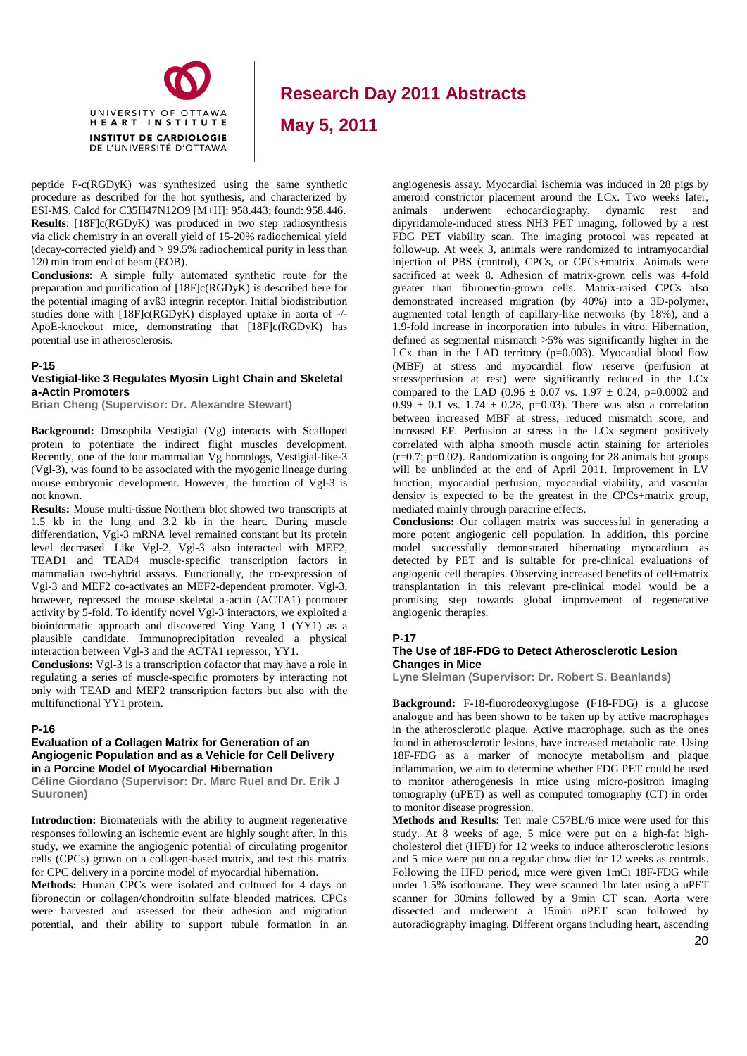peptide F-c(RGDyK) was synthesized using the same synthetic procedure as described for the hot synthesis, and characterized by ESI-MS. Calcd for $C_{35}H_{47}N_{12}O_9$ [M+H]: 958.443; found: 958.446.
**Results**: [18F]c(RGDyK) was produced in two step radiosynthesis via click chemistry in an overall yield of 15-20% radiochemical yield (decay-corrected yield) and > 99.5% radiochemical purity in less than 120 min from end of beam (EOB).
**Conclusions**: A simple fully automated synthetic route for the preparation and purification of [18F]c(RGDyK) is described here for the potential imaging of $\alpha v\beta 3$ integrin receptor. Initial biodistribution studies done with [18F]c(RGDyK) displayed uptake in aorta of -/- ApoE-knockout mice, demonstrating that [18F]c(RGDyK) has potential use in atherosclerosis.

### P-15

### Vestigial-like 3 Regulates Myosin Light Chain and Skeletal a-Actin Promoters

**Brian Cheng (Supervisor: Dr. Alexandre Stewart)**

**Background:** Drosophila Vestigial (Vg) interacts with Scalloped protein to potentiate the indirect flight muscles development. Recently, one of the four mammalian Vg homologs, Vestigial-like-3 (Vgl-3), was found to be associated with the myogenic lineage during mouse embryonic development. However, the function of Vgl-3 is not known.
**Results:** Mouse multi-tissue Northern blot showed two transcripts at 1.5 kb in the lung and 3.2 kb in the heart. During muscle differentiation, Vgl-3 mRNA level remained constant but its protein level decreased. Like Vgl-2, Vgl-3 also interacted with MEF2, TEAD1 and TEAD4 muscle-specific transcription factors in mammalian two-hybrid assays. Functionally, the co-expression of Vgl-3 and MEF2 co-activates an MEF2-dependent promoter. Vgl-3, however, repressed the mouse skeletal a-actin (ACTA1) promoter activity by 5-fold. To identify novel Vgl-3 interactors, we exploited a bioinformatic approach and discovered Ying Yang 1 (YY1) as a plausible candidate. Immunoprecipitation revealed a physical interaction between Vgl-3 and the ACTA1 repressor, YY1.
**Conclusions:** Vgl-3 is a transcription cofactor that may have a role in regulating a series of muscle-specific promoters by interacting not only with TEAD and MEF2 transcription factors but also with the multifunctional YY1 protein.

### P-16

### Evaluation of a Collagen Matrix for Generation of an Angiogenic Population and as a Vehicle for Cell Delivery in a Porcine Model of Myocardial Hibernation

**Céline Giordano (Supervisor: Dr. Marc Ruel and Dr. Erik J Suuronen)**

**Introduction:** Biomaterials with the ability to augment regenerative responses following an ischemic event are highly sought after. In this study, we examine the angiogenic potential of circulating progenitor cells (CPCs) grown on a collagen-based matrix, and test this matrix for CPC delivery in a porcine model of myocardial hibernation.
**Methods:** Human CPCs were isolated and cultured for 4 days on fibronectin or collagen/chondroitin sulfate blended matrices. CPCs were harvested and assessed for their adhesion and migration potential, and their ability to support tubule formation in an angiogenesis assay. Myocardial ischemia was induced in 28 pigs by ameroid constrictor placement around the LCx. Two weeks later, animals underwent echocardiography, dynamic rest and dipyridamole-induced stress NH3 PET imaging, followed by a rest FDG PET viability scan. The imaging protocol was repeated at follow-up. At week 3, animals were randomized to intramyocardial injection of PBS (control), CPCs, or CPCs+matrix. Animals were sacrificed at week 8. Adhesion of matrix-grown cells was 4-fold greater than fibronectin-grown cells. Matrix-raised CPCs also demonstrated increased migration (by 40%) into a 3D-polymer, augmented total length of capillary-like networks (by 18%), and a 1.9-fold increase in incorporation into tubules in vitro. Hibernation, defined as segmental mismatch >5% was significantly higher in the LCx than in the LAD territory (p=0.003). Myocardial blood flow (MBF) at stress and myocardial flow reserve (perfusion at stress/perfusion at rest) were significantly reduced in the LCx compared to the LAD ($0.96 \pm 0.07$ vs. $1.97 \pm 0.24$, p=0.0002 and $0.99 \pm 0.1$ vs. $1.74 \pm 0.28$, p=0.03). There was also a correlation between increased MBF at stress, reduced mismatch score, and increased EF. Perfusion at stress in the LCx segment positively correlated with alpha smooth muscle actin staining for arterioles (r=0.7; p=0.02). Randomization is ongoing for 28 animals but groups will be unblinded at the end of April 2011. Improvement in LV function, myocardial perfusion, myocardial viability, and vascular density is expected to be the greatest in the CPCs+matrix group, mediated mainly through paracrine effects.
**Conclusions:** Our collagen matrix was successful in generating a more potent angiogenic cell population. In addition, this porcine model successfully demonstrated hibernating myocardium as detected by PET and is suitable for pre-clinical evaluations of angiogenic cell therapies. Observing increased benefits of cell+matrix transplantation in this relevant pre-clinical model would be a promising step towards global improvement of regenerative angiogenic therapies.

### P-17

### The Use of 18F-FDG to Detect Atherosclerotic Lesion Changes in Mice

**Lyne Sleiman (Supervisor: Dr. Robert S. Beanlands)**

**Background:** F-18-fluorodeoxyglugose (F18-FDG) is a glucose analogue and has been shown to be taken up by active macrophages in the atherosclerotic plaque. Active macrophage, such as the ones found in atherosclerotic lesions, have increased metabolic rate. Using 18F-FDG as a marker of monocyte metabolism and plaque inflammation, we aim to determine whether FDG PET could be used to monitor atherogenesis in mice using micro-positron imaging tomography (uPET) as well as computed tomography (CT) in order to monitor disease progression.
**Methods and Results:** Ten male C57BL/6 mice were used for this study. At 8 weeks of age, 5 mice were put on a high-fat high-cholesterol diet (HFD) for 12 weeks to induce atherosclerotic lesions and 5 mice were put on a regular chow diet for 12 weeks as controls. Following the HFD period, mice were given 1mCi 18F-FDG while under 1.5% isoflourane. They were scanned 1hr later using a uPET scanner for 30mins followed by a 9min CT scan. Aorta were dissected and underwent a 15min uPET scan followed by autoradiography imaging. Different organs including heart, ascending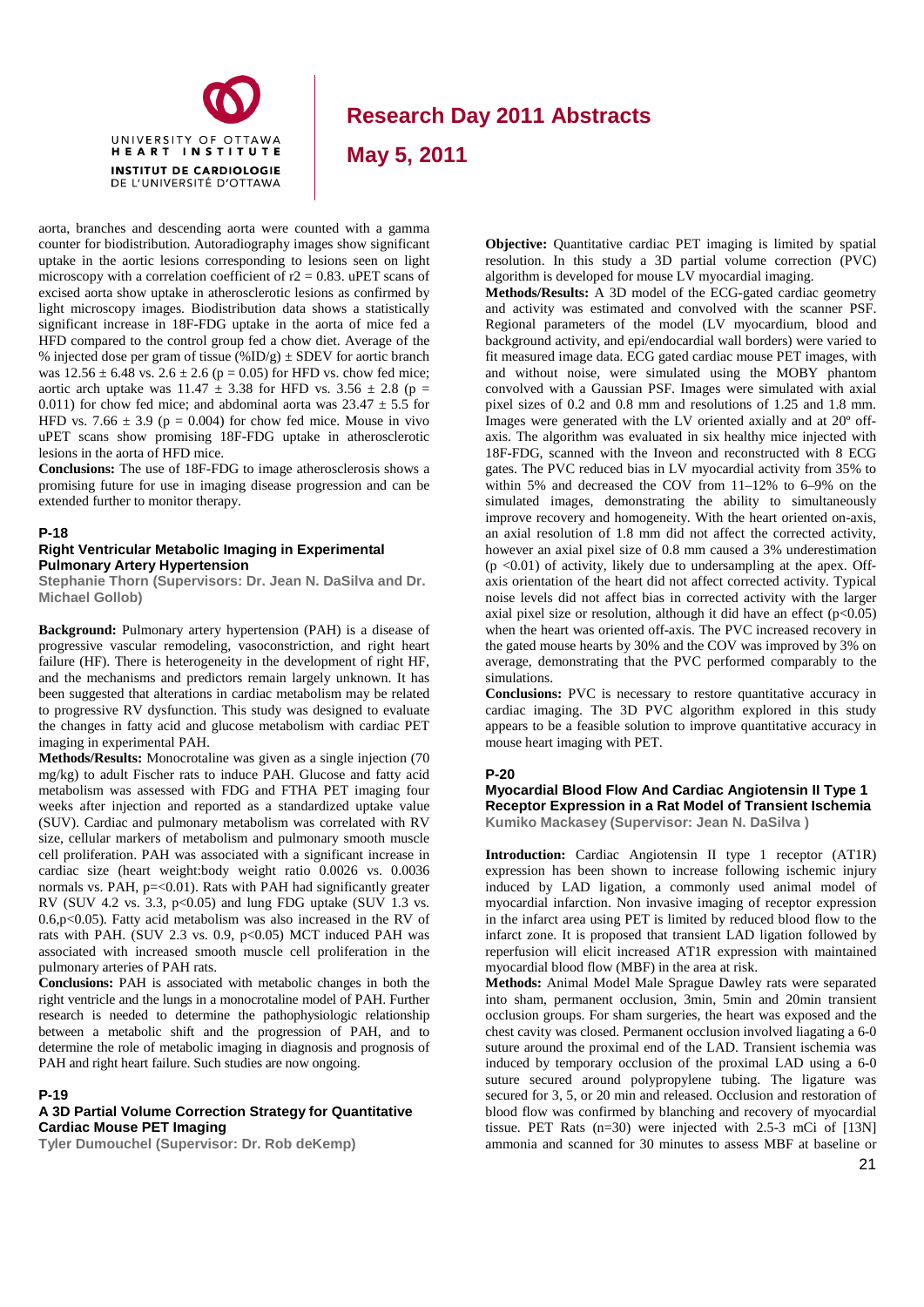aorta, branches and descending aorta were counted with a gamma counter for biodistribution. Autoradiography images show significant uptake in the aortic lesions corresponding to lesions seen on light microscopy with a correlation coefficient of r2 = 0.83. uPET scans of excised aorta show uptake in atherosclerotic lesions as confirmed by light microscopy images. Biodistribution data shows a statistically significant increase in 18F-FDG uptake in the aorta of mice fed a HFD compared to the control group fed a chow diet. Average of the % injected dose per gram of tissue (%ID/g) ± SDEV for aortic branch was 12.56 ± 6.48 vs. 2.6 ± 2.6 (p = 0.05) for HFD vs. chow fed mice; aortic arch uptake was 11.47 ± 3.38 for HFD vs. 3.56 ± 2.8 (p = 0.011) for chow fed mice; and abdominal aorta was 23.47 ± 5.5 for HFD vs. 7.66 ± 3.9 (p = 0.004) for chow fed mice. Mouse in vivo uPET scans show promising 18F-FDG uptake in atherosclerotic lesions in the aorta of HFD mice.

**Conclusions:** The use of 18F-FDG to image atherosclerosis shows a promising future for use in imaging disease progression and can be extended further to monitor therapy.

### P-18

### Right Ventricular Metabolic Imaging in Experimental Pulmonary Artery Hypertension

**Stephanie Thorn (Supervisors: Dr. Jean N. DaSilva and Dr. Michael Gollob)**

**Background:** Pulmonary artery hypertension (PAH) is a disease of progressive vascular remodeling, vasoconstriction, and right heart failure (HF). There is heterogeneity in the development of right HF, and the mechanisms and predictors remain largely unknown. It has been suggested that alterations in cardiac metabolism may be related to progressive RV dysfunction. This study was designed to evaluate the changes in fatty acid and glucose metabolism with cardiac PET imaging in experimental PAH.

**Methods/Results:** Monocrotaline was given as a single injection (70 mg/kg) to adult Fischer rats to induce PAH. Glucose and fatty acid metabolism was assessed with FDG and FTHA PET imaging four weeks after injection and reported as a standardized uptake value (SUV). Cardiac and pulmonary metabolism was correlated with RV size, cellular markers of metabolism and pulmonary smooth muscle cell proliferation. PAH was associated with a significant increase in cardiac size (heart weight:body weight ratio 0.0026 vs. 0.0036 normals vs. PAH, p=<0.01). Rats with PAH had significantly greater RV (SUV 4.2 vs. 3.3, p<0.05) and lung FDG uptake (SUV 1.3 vs. 0.6,p<0.05). Fatty acid metabolism was also increased in the RV of rats with PAH. (SUV 2.3 vs. 0.9, p<0.05) MCT induced PAH was associated with increased smooth muscle cell proliferation in the pulmonary arteries of PAH rats.

**Conclusions:** PAH is associated with metabolic changes in both the right ventricle and the lungs in a monocrotaline model of PAH. Further research is needed to determine the pathophysiologic relationship between a metabolic shift and the progression of PAH, and to determine the role of metabolic imaging in diagnosis and prognosis of PAH and right heart failure. Such studies are now ongoing.

### P-19

### A 3D Partial Volume Correction Strategy for Quantitative Cardiac Mouse PET Imaging

**Tyler Dumouchel (Supervisor: Dr. Rob deKemp)**

**Objective:** Quantitative cardiac PET imaging is limited by spatial resolution. In this study a 3D partial volume correction (PVC) algorithm is developed for mouse LV myocardial imaging.

**Methods/Results:** A 3D model of the ECG-gated cardiac geometry and activity was estimated and convolved with the scanner PSF. Regional parameters of the model (LV myocardium, blood and background activity, and epi/endocardial wall borders) were varied to fit measured image data. ECG gated cardiac mouse PET images, with and without noise, were simulated using the MOBY phantom convolved with a Gaussian PSF. Images were simulated with axial pixel sizes of 0.2 and 0.8 mm and resolutions of 1.25 and 1.8 mm. Images were generated with the LV oriented axially and at 20º off-axis. The algorithm was evaluated in six healthy mice injected with 18F-FDG, scanned with the Inveon and reconstructed with 8 ECG gates. The PVC reduced bias in LV myocardial activity from 35% to within 5% and decreased the COV from 11–12% to 6–9% on the simulated images, demonstrating the ability to simultaneously improve recovery and homogeneity. With the heart oriented on-axis, an axial resolution of 1.8 mm did not affect the corrected activity, however an axial pixel size of 0.8 mm caused a 3% underestimation (p <0.01) of activity, likely due to undersampling at the apex. Off-axis orientation of the heart did not affect corrected activity. Typical noise levels did not affect bias in corrected activity with the larger axial pixel size or resolution, although it did have an effect (p<0.05) when the heart was oriented off-axis. The PVC increased recovery in the gated mouse hearts by 30% and the COV was improved by 3% on average, demonstrating that the PVC performed comparably to the simulations.

**Conclusions:** PVC is necessary to restore quantitative accuracy in cardiac imaging. The 3D PVC algorithm explored in this study appears to be a feasible solution to improve quantitative accuracy in mouse heart imaging with PET.

### P-20

### Myocardial Blood Flow And Cardiac Angiotensin II Type 1 Receptor Expression in a Rat Model of Transient Ischemia

**Kumiko Mackasey (Supervisor: Jean N. DaSilva )**

**Introduction:** Cardiac Angiotensin II type 1 receptor (AT1R) expression has been shown to increase following ischemic injury induced by LAD ligation, a commonly used animal model of myocardial infarction. Non invasive imaging of receptor expression in the infarct area using PET is limited by reduced blood flow to the infarct zone. It is proposed that transient LAD ligation followed by reperfusion will elicit increased AT1R expression with maintained myocardial blood flow (MBF) in the area at risk.

**Methods:** Animal Model Male Sprague Dawley rats were separated into sham, permanent occlusion, 3min, 5min and 20min transient occlusion groups. For sham surgeries, the heart was exposed and the chest cavity was closed. Permanent occlusion involved ligating a 6-0 suture around the proximal end of the LAD. Transient ischemia was induced by temporary occlusion of the proximal LAD using a 6-0 suture secured around polypropylene tubing. The ligature was secured for 3, 5, or 20 min and released. Occlusion and restoration of blood flow was confirmed by blanching and recovery of myocardial tissue. PET Rats (n=30) were injected with 2.5-3 mCi of [13N] ammonia and scanned for 30 minutes to assess MBF at baseline or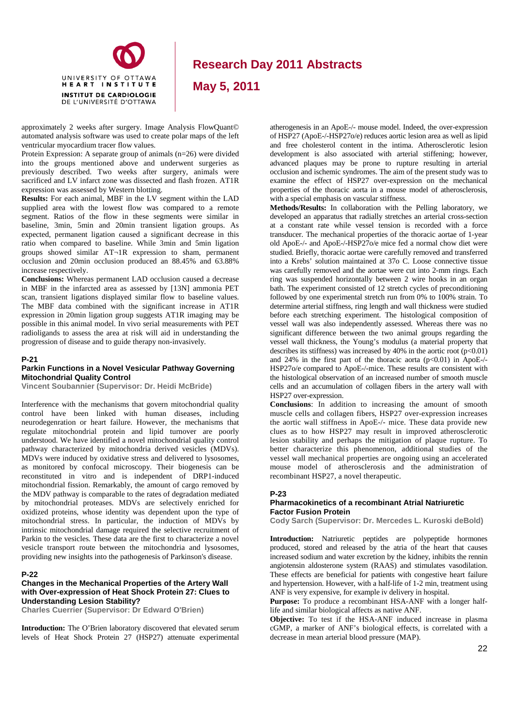approximately 2 weeks after surgery. Image Analysis FlowQuant© automated analysis software was used to create polar maps of the left ventricular myocardium tracer flow values.

Protein Expression: A separate group of animals (n=26) were divided into the groups mentioned above and underwent surgeries as previously described. Two weeks after surgery, animals were sacrificed and LV infarct zone was dissected and flash frozen. AT1R expression was assessed by Western blotting.

**Results:** For each animal, MBF in the LV segment within the LAD supplied area with the lowest flow was compared to a remote segment. Ratios of the flow in these segments were similar in baseline, 3min, 5min and 20min transient ligation groups. As expected, permanent ligation caused a significant decrease in this ratio when compared to baseline. While 3min and 5min ligation groups showed similar AT¬1R expression to sham, permanent occlusion and 20min occlusion produced an 88.45% and 63.88% increase respectively.

**Conclusions:** Whereas permanent LAD occlusion caused a decrease in MBF in the infarcted area as assessed by [13N] ammonia PET scan, transient ligations displayed similar flow to baseline values. The MBF data combined with the significant increase in AT1R expression in 20min ligation group suggests AT1R imaging may be possible in this animal model. In vivo serial measurements with PET radioligands to assess the area at risk will aid in understanding the progression of disease and to guide therapy non-invasively.

### P-21

### Parkin Functions in a Novel Vesicular Pathway Governing Mitochondrial Quality Control

**Vincent Soubannier (Supervisor: Dr. Heidi McBride)**

Interference with the mechanisms that govern mitochondrial quality control have been linked with human diseases, including neurodegenration or heart failure. However, the mechanisms that regulate mitochondrial protein and lipid turnover are poorly understood. We have identified a novel mitochondrial quality control pathway characterized by mitochondria derived vesicles (MDVs). MDVs were induced by oxidative stress and delivered to lysosomes, as monitored by confocal microscopy. Their biogenesis can be reconstituted in vitro and is independent of DRP1-induced mitochondrial fission. Remarkably, the amount of cargo removed by the MDV pathway is comparable to the rates of degradation mediated by mitochondrial proteases. MDVs are selectively enriched for oxidized proteins, whose identity was dependent upon the type of mitochondrial stress. In particular, the induction of MDVs by intrinsic mitochondrial damage required the selective recruitment of Parkin to the vesicles. These data are the first to characterize a novel vesicle transport route between the mitochondria and lysosomes, providing new insights into the pathogenesis of Parkinson's disease.

### P-22

### Changes in the Mechanical Properties of the Artery Wall with Over-expression of Heat Shock Protein 27: Clues to Understanding Lesion Stability?

**Charles Cuerrier (Supervisor: Dr Edward O'Brien)**

**Introduction:** The O'Brien laboratory discovered that elevated serum levels of Heat Shock Protein 27 (HSP27) attenuate experimental atherogenesis in an ApoE-/- mouse model. Indeed, the over-expression of HSP27 (ApoE-/-HSP27o/e) reduces aortic lesion area as well as lipid and free cholesterol content in the intima. Atherosclerotic lesion development is also associated with arterial stiffening; however, advanced plaques may be prone to rupture resulting in arterial occlusion and ischemic syndromes. The aim of the present study was to examine the effect of HSP27 over-expression on the mechanical properties of the thoracic aorta in a mouse model of atherosclerosis, with a special emphasis on vascular stiffness.

**Methods/Results:** In collaboration with the Pelling laboratory, we developed an apparatus that radially stretches an arterial cross-section at a constant rate while vessel tension is recorded with a force transducer. The mechanical properties of the thoracic aortae of 1-year old ApoE-/- and ApoE-/-HSP27o/e mice fed a normal chow diet were studied. Briefly, thoracic aortae were carefully removed and transferred into a Krebs' solution maintained at 37o C. Loose connective tissue was carefully removed and the aortae were cut into 2-mm rings. Each ring was suspended horizontally between 2 wire hooks in an organ bath. The experiment consisted of 12 stretch cycles of preconditioning followed by one experimental stretch run from 0% to 100% strain. To determine arterial stiffness, ring length and wall thickness were studied before each stretching experiment. The histological composition of vessel wall was also independently assessed. Whereas there was no significant difference between the two animal groups regarding the vessel wall thickness, the Young's modulus (a material property that describes its stiffness) was increased by 40% in the aortic root ($p<0.01$) and 24% in the first part of the thoracic aorta ($p<0.01$) in ApoE-/-HSP27o/e compared to ApoE-/-mice. These results are consistent with the histological observation of an increased number of smooth muscle cells and an accumulation of collagen fibers in the artery wall with HSP27 over-expression.

**Conclusions**: In addition to increasing the amount of smooth muscle cells and collagen fibers, HSP27 over-expression increases the aortic wall stiffness in ApoE-/- mice. These data provide new clues as to how HSP27 may result in improved atherosclerotic lesion stability and perhaps the mitigation of plaque rupture. To better characterize this phenomenon, additional studies of the vessel wall mechanical properties are ongoing using an accelerated mouse model of atherosclerosis and the administration of recombinant HSP27, a novel therapeutic.

### P-23

### Pharmacokinetics of a recombinant Atrial Natriuretic Factor Fusion Protein

**Cody Sarch (Supervisor: Dr. Mercedes L. Kuroski deBold)**

**Introduction:** Natriuretic peptides are polypeptide hormones produced, stored and released by the atria of the heart that causes increased sodium and water excretion by the kidney, inhibits the rennin angiotensin aldosterone system (RAAS) and stimulates vasodilation. These effects are beneficial for patients with congestive heart failure and hypertension. However, with a half-life of 1-2 min, treatment using ANF is very expensive, for example iv delivery in hospital.

**Purpose:** To produce a recombinant HSA-ANF with a longer half-life and similar biological affects as native ANF.

**Objective:** To test if the HSA-ANF induced increase in plasma cGMP, a marker of ANF's biological effects, is correlated with a decrease in mean arterial blood pressure (MAP).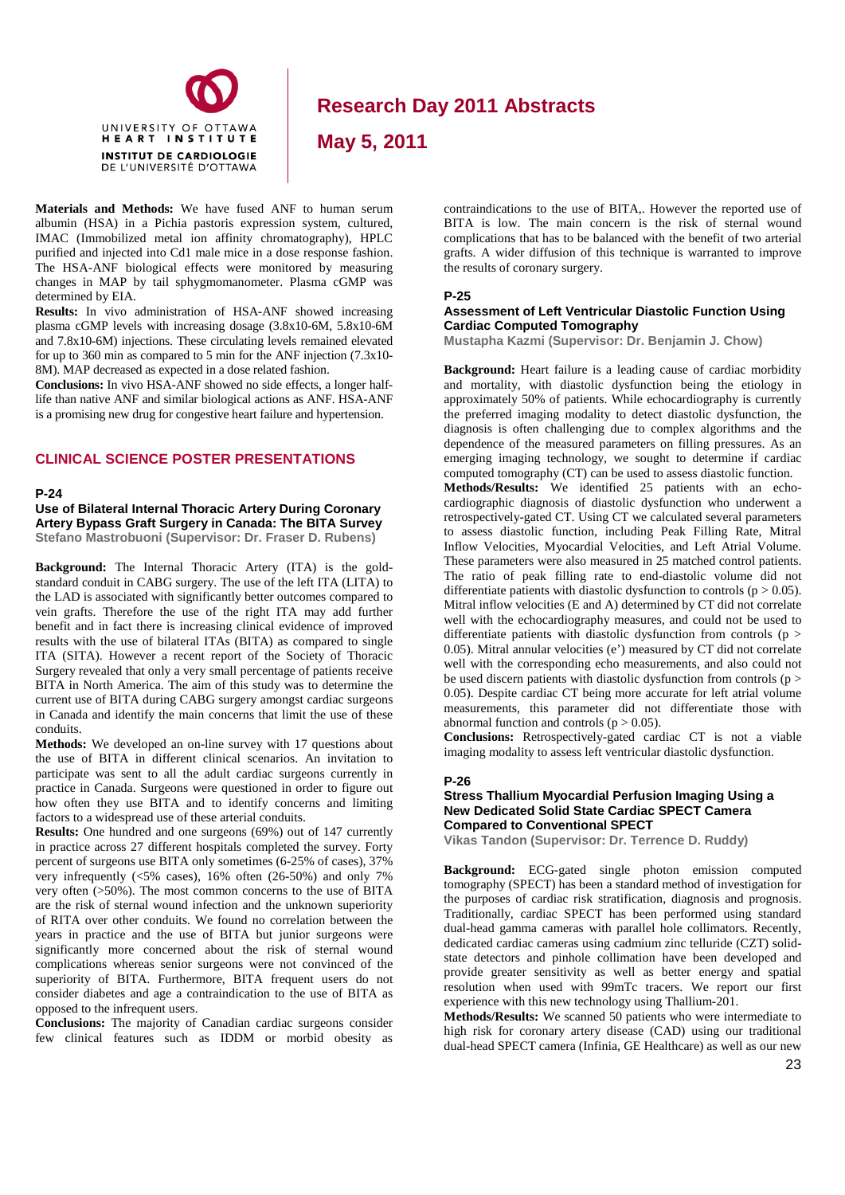**Materials and Methods:** We have fused ANF to human serum albumin (HSA) in a Pichia pastoris expression system, cultured, IMAC (Immobilized metal ion affinity chromatography), HPLC purified and injected into Cd1 male mice in a dose response fashion. The HSA-ANF biological effects were monitored by measuring changes in MAP by tail sphygmomanometer. Plasma cGMP was determined by EIA.

**Results:** In vivo administration of HSA-ANF showed increasing plasma cGMP levels with increasing dosage (3.8x10-6M, 5.8x10-6M and 7.8x10-6M) injections. These circulating levels remained elevated for up to 360 min as compared to 5 min for the ANF injection (7.3x10-8M). MAP decreased as expected in a dose related fashion.

**Conclusions:** In vivo HSA-ANF showed no side effects, a longer half-life than native ANF and similar biological actions as ANF. HSA-ANF is a promising new drug for congestive heart failure and hypertension.

## CLINICAL SCIENCE POSTER PRESENTATIONS

### P-24

#### Use of Bilateral Internal Thoracic Artery During Coronary Artery Bypass Graft Surgery in Canada: The BITA Survey

**Stefano Mastrobuoni (Supervisor: Dr. Fraser D. Rubens)**

**Background:** The Internal Thoracic Artery (ITA) is the gold-standard conduit in CABG surgery. The use of the left ITA (LITA) to the LAD is associated with significantly better outcomes compared to vein grafts. Therefore the use of the right ITA may add further benefit and in fact there is increasing clinical evidence of improved results with the use of bilateral ITAs (BITA) as compared to single ITA (SITA). However a recent report of the Society of Thoracic Surgery revealed that only a very small percentage of patients receive BITA in North America. The aim of this study was to determine the current use of BITA during CABG surgery amongst cardiac surgeons in Canada and identify the main concerns that limit the use of these conduits.

**Methods:** We developed an on-line survey with 17 questions about the use of BITA in different clinical scenarios. An invitation to participate was sent to all the adult cardiac surgeons currently in practice in Canada. Surgeons were questioned in order to figure out how often they use BITA and to identify concerns and limiting factors to a widespread use of these arterial conduits.

**Results:** One hundred and one surgeons (69%) out of 147 currently in practice across 27 different hospitals completed the survey. Forty percent of surgeons use BITA only sometimes (6-25% of cases), 37% very infrequently (<5% cases), 16% often (26-50%) and only 7% very often (>50%). The most common concerns to the use of BITA are the risk of sternal wound infection and the unknown superiority of RITA over other conduits. We found no correlation between the years in practice and the use of BITA but junior surgeons were significantly more concerned about the risk of sternal wound complications whereas senior surgeons were not convinced of the superiority of BITA. Furthermore, BITA frequent users do not consider diabetes and age a contraindication to the use of BITA as opposed to the infrequent users.

**Conclusions:** The majority of Canadian cardiac surgeons consider few clinical features such as IDDM or morbid obesity as contraindications to the use of BITA,. However the reported use of BITA is low. The main concern is the risk of sternal wound complications that has to be balanced with the benefit of two arterial grafts. A wider diffusion of this technique is warranted to improve the results of coronary surgery.

### P-25

#### Assessment of Left Ventricular Diastolic Function Using Cardiac Computed Tomography

**Mustapha Kazmi (Supervisor: Dr. Benjamin J. Chow)**

**Background:** Heart failure is a leading cause of cardiac morbidity and mortality, with diastolic dysfunction being the etiology in approximately 50% of patients. While echocardiography is currently the preferred imaging modality to detect diastolic dysfunction, the diagnosis is often challenging due to complex algorithms and the dependence of the measured parameters on filling pressures. As an emerging imaging technology, we sought to determine if cardiac computed tomography (CT) can be used to assess diastolic function.

**Methods/Results:** We identified 25 patients with an echo-cardiographic diagnosis of diastolic dysfunction who underwent a retrospectively-gated CT. Using CT we calculated several parameters to assess diastolic function, including Peak Filling Rate, Mitral Inflow Velocities, Myocardial Velocities, and Left Atrial Volume. These parameters were also measured in 25 matched control patients. The ratio of peak filling rate to end-diastolic volume did not differentiate patients with diastolic dysfunction to controls ($p > 0.05$). Mitral inflow velocities (E and A) determined by CT did not correlate well with the echocardiography measures, and could not be used to differentiate patients with diastolic dysfunction from controls ($p > 0.05$). Mitral annular velocities (e') measured by CT did not correlate well with the corresponding echo measurements, and also could not be used to discern patients with diastolic dysfunction from controls ($p > 0.05$). Despite cardiac CT being more accurate for left atrial volume measurements, this parameter did not differentiate those with abnormal function and controls ($p > 0.05$).

**Conclusions:** Retrospectively-gated cardiac CT is not a viable imaging modality to assess left ventricular diastolic dysfunction.

### P-26

#### Stress Thallium Myocardial Perfusion Imaging Using a New Dedicated Solid State Cardiac SPECT Camera Compared to Conventional SPECT

**Vikas Tandon (Supervisor: Dr. Terrence D. Ruddy)**

**Background:** ECG-gated single photon emission computed tomography (SPECT) has been a standard method of investigation for the purposes of cardiac risk stratification, diagnosis and prognosis. Traditionally, cardiac SPECT has been performed using standard dual-head gamma cameras with parallel hole collimators. Recently, dedicated cardiac cameras using cadmium zinc telluride (CZT) solid-state detectors and pinhole collimation have been developed and provide greater sensitivity as well as better energy and spatial resolution when used with 99mTc tracers. We report our first experience with this new technology using Thallium-201.

**Methods/Results:** We scanned 50 patients who were intermediate to high risk for coronary artery disease (CAD) using our traditional dual-head SPECT camera (Infinia, GE Healthcare) as well as our new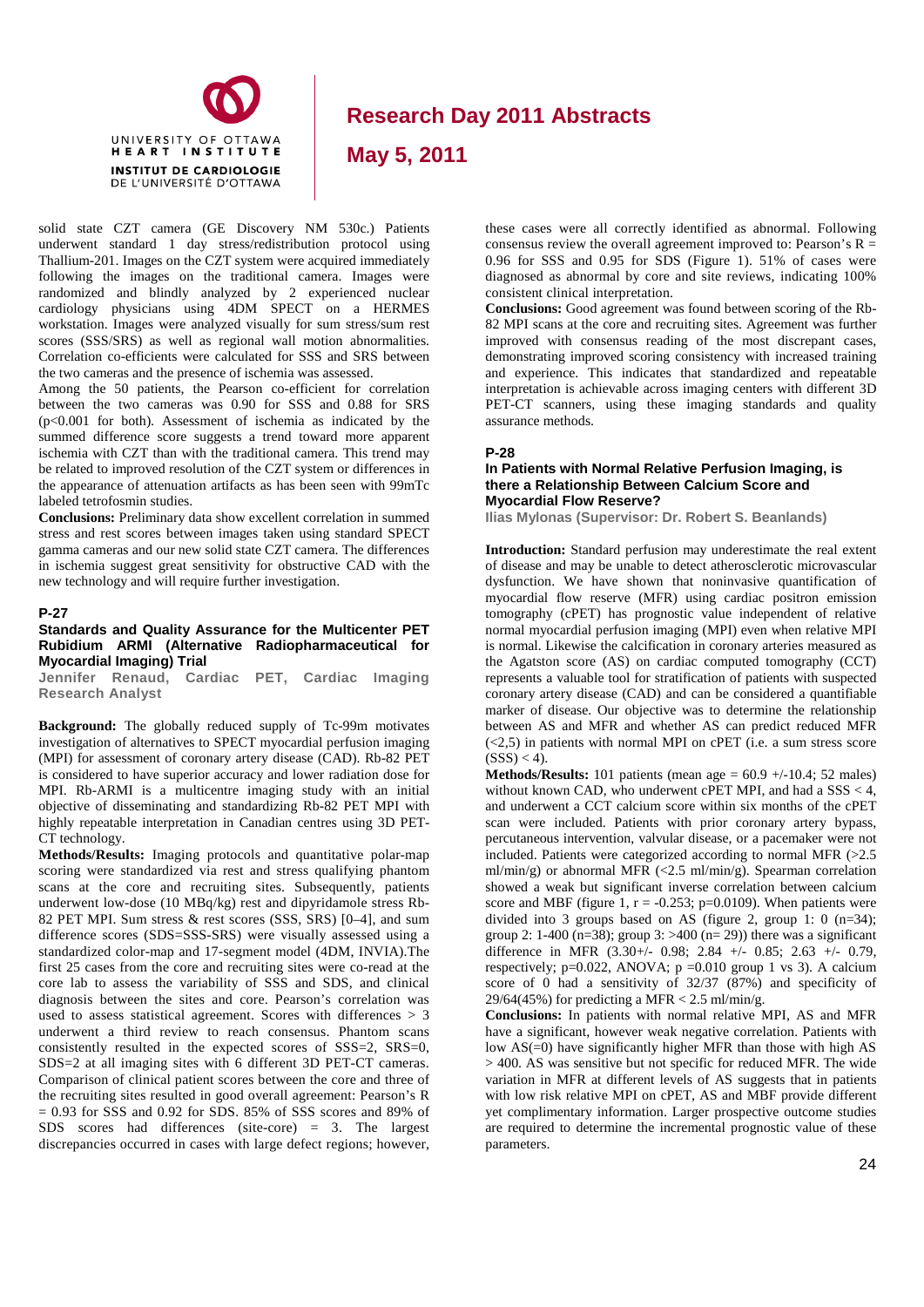solid state CZT camera (GE Discovery NM 530c.) Patients underwent standard 1 day stress/redistribution protocol using Thallium-201. Images on the CZT system were acquired immediately following the images on the traditional camera. Images were randomized and blindly analyzed by 2 experienced nuclear cardiology physicians using 4DM SPECT on a HERMES workstation. Images were analyzed visually for sum stress/sum rest scores (SSS/SRS) as well as regional wall motion abnormalities. Correlation co-efficients were calculated for SSS and SRS between the two cameras and the presence of ischemia was assessed.

Among the 50 patients, the Pearson co-efficient for correlation between the two cameras was 0.90 for SSS and 0.88 for SRS ($p<0.001$ for both). Assessment of ischemia as indicated by the summed difference score suggests a trend toward more apparent ischemia with CZT than with the traditional camera. This trend may be related to improved resolution of the CZT system or differences in the appearance of attenuation artifacts as has been seen with 99mTc labeled tetrofosmin studies.

**Conclusions:** Preliminary data show excellent correlation in summed stress and rest scores between images taken using standard SPECT gamma cameras and our new solid state CZT camera. The differences in ischemia suggest great sensitivity for obstructive CAD with the new technology and will require further investigation.

### P-27

### Standards and Quality Assurance for the Multicenter PET Rubidium ARMI (Alternative Radiopharmaceutical for Myocardial Imaging) Trial

**Jennifer Renaud, Cardiac PET, Cardiac Imaging Research Analyst**

**Background:** The globally reduced supply of Tc-99m motivates investigation of alternatives to SPECT myocardial perfusion imaging (MPI) for assessment of coronary artery disease (CAD). Rb-82 PET is considered to have superior accuracy and lower radiation dose for MPI. Rb-ARMI is a multicentre imaging study with an initial objective of disseminating and standardizing Rb-82 PET MPI with highly repeatable interpretation in Canadian centres using 3D PET-CT technology.

**Methods/Results:** Imaging protocols and quantitative polar-map scoring were standardized via rest and stress qualifying phantom scans at the core and recruiting sites. Subsequently, patients underwent low-dose (10 MBq/kg) rest and dipyridamole stress Rb-82 PET MPI. Sum stress & rest scores (SSS, SRS) [0–4], and sum difference scores (SDS=SSS-SRS) were visually assessed using a standardized color-map and 17-segment model (4DM, INVIA).The first 25 cases from the core and recruiting sites were co-read at the core lab to assess the variability of SSS and SDS, and clinical diagnosis between the sites and core. Pearson's correlation was used to assess statistical agreement. Scores with differences $> 3$ underwent a third review to reach consensus. Phantom scans consistently resulted in the expected scores of SSS=2, SRS=0, SDS=2 at all imaging sites with 6 different 3D PET-CT cameras. Comparison of clinical patient scores between the core and three of the recruiting sites resulted in good overall agreement: Pearson's R = 0.93 for SSS and 0.92 for SDS. 85% of SSS scores and 89% of SDS scores had differences (site-core) = 3. The largest discrepancies occurred in cases with large defect regions; however, these cases were all correctly identified as abnormal. Following consensus review the overall agreement improved to: Pearson's R = 0.96 for SSS and 0.95 for SDS (Figure 1). 51% of cases were diagnosed as abnormal by core and site reviews, indicating 100% consistent clinical interpretation.

**Conclusions:** Good agreement was found between scoring of the Rb-82 MPI scans at the core and recruiting sites. Agreement was further improved with consensus reading of the most discrepant cases, demonstrating improved scoring consistency with increased training and experience. This indicates that standardized and repeatable interpretation is achievable across imaging centers with different 3D PET-CT scanners, using these imaging standards and quality assurance methods.

### P-28

### In Patients with Normal Relative Perfusion Imaging, is there a Relationship Between Calcium Score and Myocardial Flow Reserve?

**Ilias Mylonas (Supervisor: Dr. Robert S. Beanlands)**

**Introduction:** Standard perfusion may underestimate the real extent of disease and may be unable to detect atherosclerotic microvascular dysfunction. We have shown that noninvasive quantification of myocardial flow reserve (MFR) using cardiac positron emission tomography (cPET) has prognostic value independent of relative normal myocardial perfusion imaging (MPI) even when relative MPI is normal. Likewise the calcification in coronary arteries measured as the Agatston score (AS) on cardiac computed tomography (CCT) represents a valuable tool for stratification of patients with suspected coronary artery disease (CAD) and can be considered a quantifiable marker of disease. Our objective was to determine the relationship between AS and MFR and whether AS can predict reduced MFR (<2,5) in patients with normal MPI on cPET (i.e. a sum stress score (SSS) < 4).

**Methods/Results:** 101 patients (mean age = 60.9 +/-10.4; 52 males) without known CAD, who underwent cPET MPI, and had a SSS < 4, and underwent a CCT calcium score within six months of the cPET scan were included. Patients with prior coronary artery bypass, percutaneous intervention, valvular disease, or a pacemaker were not included. Patients were categorized according to normal MFR (>2.5 ml/min/g) or abnormal MFR (<2.5 ml/min/g). Spearman correlation showed a weak but significant inverse correlation between calcium score and MBF (figure 1, $r = -0.253$; $p=0.0109$). When patients were divided into 3 groups based on AS (figure 2, group 1: 0 (n=34); group 2: 1-400 (n=38); group 3: >400 (n= 29)) there was a significant difference in MFR (3.30+/- 0.98; 2.84 +/- 0.85; 2.63 +/- 0.79, respectively; $p=0.022$, ANOVA; $p=0.010$ group 1 vs 3). A calcium score of 0 had a sensitivity of 32/37 (87%) and specificity of 29/64(45%) for predicting a MFR < 2.5 ml/min/g.

**Conclusions:** In patients with normal relative MPI, AS and MFR have a significant, however weak negative correlation. Patients with low AS(=0) have significantly higher MFR than those with high AS > 400. AS was sensitive but not specific for reduced MFR. The wide variation in MFR at different levels of AS suggests that in patients with low risk relative MPI on cPET, AS and MBF provide different yet complimentary information. Larger prospective outcome studies are required to determine the incremental prognostic value of these parameters.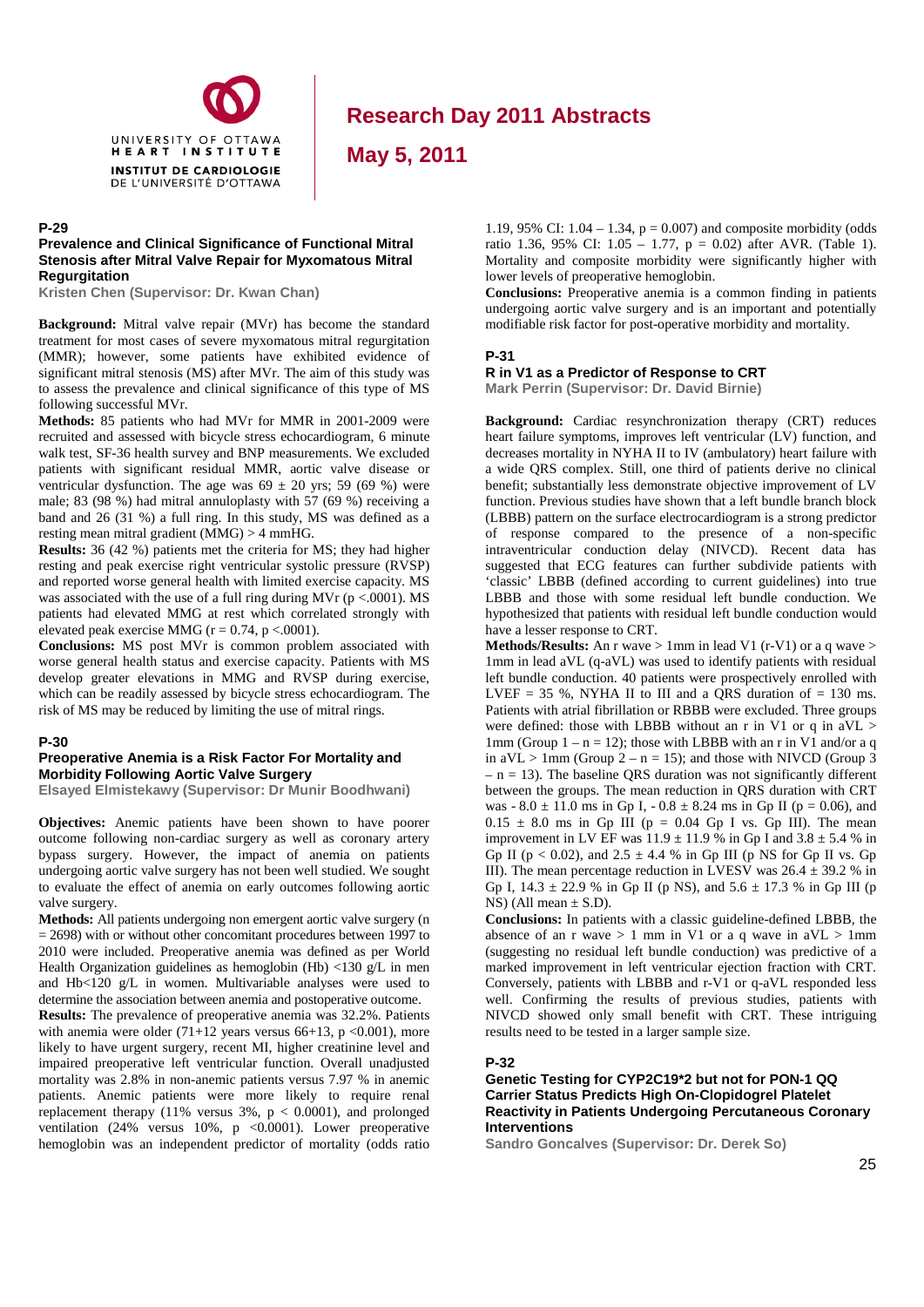**P-29**

### Prevalence and Clinical Significance of Functional Mitral Stenosis after Mitral Valve Repair for Myxomatous Mitral Regurgitation

**Kristen Chen (Supervisor: Dr. Kwan Chan)**

**Background:** Mitral valve repair (MVr) has become the standard treatment for most cases of severe myxomatous mitral regurgitation (MMR); however, some patients have exhibited evidence of significant mitral stenosis (MS) after MVr. The aim of this study was to assess the prevalence and clinical significance of this type of MS following successful MVr.

**Methods:** 85 patients who had MVr for MMR in 2001-2009 were recruited and assessed with bicycle stress echocardiogram, 6 minute walk test, SF-36 health survey and BNP measurements. We excluded patients with significant residual MMR, aortic valve disease or ventricular dysfunction. The age was 69 ± 20 yrs; 59 (69 %) were male; 83 (98 %) had mitral annuloplasty with 57 (69 %) receiving a band and 26 (31 %) a full ring. In this study, MS was defined as a resting mean mitral gradient (MMG) > 4 mmHG.

**Results:** 36 (42 %) patients met the criteria for MS; they had higher resting and peak exercise right ventricular systolic pressure (RVSP) and reported worse general health with limited exercise capacity. MS was associated with the use of a full ring during MVr ($p < .0001$). MS patients had elevated MMG at rest which correlated strongly with elevated peak exercise MMG ($r = 0.74$, $p < .0001$).

**Conclusions:** MS post MVr is common problem associated with worse general health status and exercise capacity. Patients with MS develop greater elevations in MMG and RVSP during exercise, which can be readily assessed by bicycle stress echocardiogram. The risk of MS may be reduced by limiting the use of mitral rings.

**P-30**

### Preoperative Anemia is a Risk Factor For Mortality and Morbidity Following Aortic Valve Surgery

**Elsayed Elmistekawy (Supervisor: Dr Munir Boodhwani)**

**Objectives:** Anemic patients have been shown to have poorer outcome following non-cardiac surgery as well as coronary artery bypass surgery. However, the impact of anemia on patients undergoing aortic valve surgery has not been well studied. We sought to evaluate the effect of anemia on early outcomes following aortic valve surgery.

**Methods:** All patients undergoing non emergent aortic valve surgery (n = 2698) with or without other concomitant procedures between 1997 to 2010 were included. Preoperative anemia was defined as per World Health Organization guidelines as hemoglobin (Hb) <130 g/L in men and Hb<120 g/L in women. Multivariable analyses were used to determine the association between anemia and postoperative outcome.

**Results:** The prevalence of preoperative anemia was 32.2%. Patients with anemia were older (71+12 years versus 66+13, $p < 0.001$), more likely to have urgent surgery, recent MI, higher creatinine level and impaired preoperative left ventricular function. Overall unadjusted mortality was 2.8% in non-anemic patients versus 7.97 % in anemic patients. Anemic patients were more likely to require renal replacement therapy (11% versus 3%, $p < 0.0001$), and prolonged ventilation (24% versus 10%, $p < 0.0001$). Lower preoperative hemoglobin was an independent predictor of mortality (odds ratio 1.19, 95% CI: 1.04 – 1.34, $p = 0.007$) and composite morbidity (odds ratio 1.36, 95% CI: 1.05 – 1.77, $p = 0.02$) after AVR. (Table 1). Mortality and composite morbidity were significantly higher with lower levels of preoperative hemoglobin.

**Conclusions:** Preoperative anemia is a common finding in patients undergoing aortic valve surgery and is an important and potentially modifiable risk factor for post-operative morbidity and mortality.

**P-31**

### R in V1 as a Predictor of Response to CRT

**Mark Perrin (Supervisor: Dr. David Birnie)**

**Background:** Cardiac resynchronization therapy (CRT) reduces heart failure symptoms, improves left ventricular (LV) function, and decreases mortality in NYHA II to IV (ambulatory) heart failure with a wide QRS complex. Still, one third of patients derive no clinical benefit; substantially less demonstrate objective improvement of LV function. Previous studies have shown that a left bundle branch block (LBBB) pattern on the surface electrocardiogram is a strong predictor of response compared to the presence of a non-specific intraventricular conduction delay (NIVCD). Recent data has suggested that ECG features can further subdivide patients with 'classic' LBBB (defined according to current guidelines) into true LBBB and those with some residual left bundle conduction. We hypothesized that patients with residual left bundle conduction would have a lesser response to CRT.

**Methods/Results:** An r wave > 1mm in lead V1 (r-V1) or a q wave > 1mm in lead aVL (q-aVL) was used to identify patients with residual left bundle conduction. 40 patients were prospectively enrolled with LVEF = 35 %, NYHA II to III and a QRS duration of = 130 ms. Patients with atrial fibrillation or RBBB were excluded. Three groups were defined: those with LBBB without an r in V1 or q in aVL > 1mm (Group 1 – n = 12); those with LBBB with an r in V1 and/or a q in aVL > 1mm (Group 2 – n = 15); and those with NIVCD (Group 3 – n = 13). The baseline QRS duration was not significantly different between the groups. The mean reduction in QRS duration with CRT was - 8.0 ± 11.0 ms in Gp I, - 0.8 ± 8.24 ms in Gp II ($p = 0.06$), and 0.15 ± 8.0 ms in Gp III ($p = 0.04$ Gp I vs. Gp III). The mean improvement in LV EF was 11.9 ± 11.9 % in Gp I and 3.8 ± 5.4 % in Gp II ($p < 0.02$), and 2.5 ± 4.4 % in Gp III (p NS for Gp II vs. Gp III). The mean percentage reduction in LVESV was 26.4 ± 39.2 % in Gp I, 14.3 ± 22.9 % in Gp II (p NS), and 5.6 ± 17.3 % in Gp III (p NS) (All mean ± S.D).

**Conclusions:** In patients with a classic guideline-defined LBBB, the absence of an r wave > 1 mm in V1 or a q wave in aVL > 1mm (suggesting no residual left bundle conduction) was predictive of a marked improvement in left ventricular ejection fraction with CRT. Conversely, patients with LBBB and r-V1 or q-aVL responded less well. Confirming the results of previous studies, patients with NIVCD showed only small benefit with CRT. These intriguing results need to be tested in a larger sample size.

**P-32**

### Genetic Testing for CYP2C19*2 but not for PON-1 QQ Carrier Status Predicts High On-Clopidogrel Platelet Reactivity in Patients Undergoing Percutaneous Coronary Interventions

**Sandro Goncalves (Supervisor: Dr. Derek So)**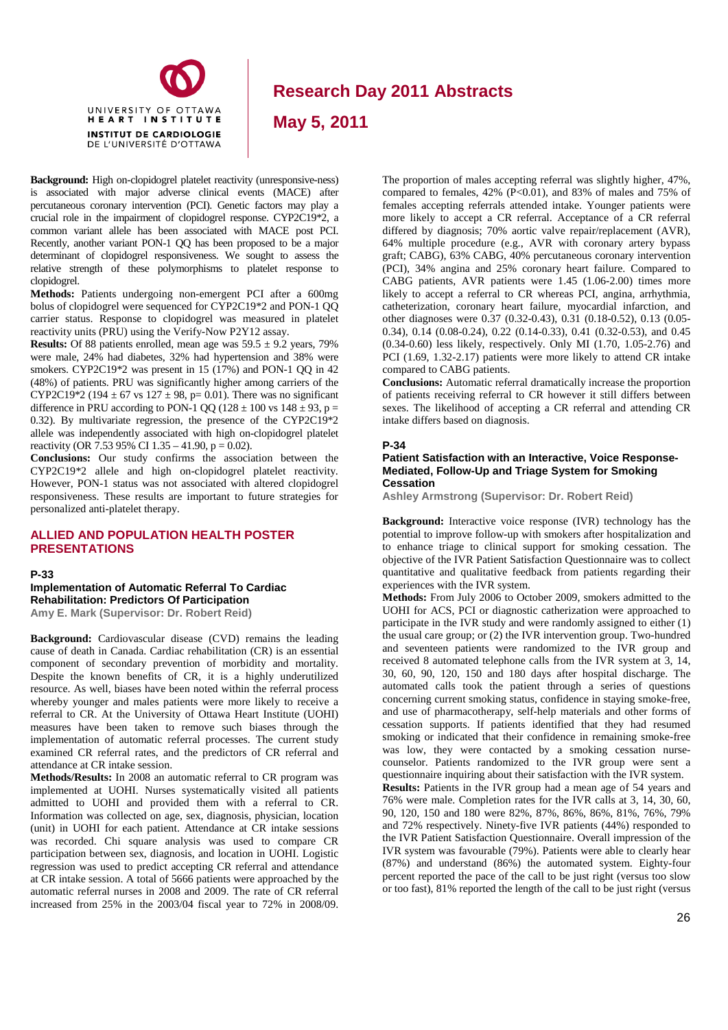**Background:** High on-clopidogrel platelet reactivity (unresponsive-ness) is associated with major adverse clinical events (MACE) after percutaneous coronary intervention (PCI). Genetic factors may play a crucial role in the impairment of clopidogrel response. CYP2C19*2, a common variant allele has been associated with MACE post PCI. Recently, another variant PON-1 QQ has been proposed to be a major determinant of clopidogrel responsiveness. We sought to assess the relative strength of these polymorphisms to platelet response to clopidogrel.

**Methods:** Patients undergoing non-emergent PCI after a 600mg bolus of clopidogrel were sequenced for CYP2C19*2 and PON-1 QQ carrier status. Response to clopidogrel was measured in platelet reactivity units (PRU) using the Verify-Now P2Y12 assay.

**Results:** Of 88 patients enrolled, mean age was $59.5 \pm 9.2$ years, 79% were male, 24% had diabetes, 32% had hypertension and 38% were smokers. CYP2C19*2 was present in 15 (17%) and PON-1 QQ in 42 (48%) of patients. PRU was significantly higher among carriers of the CYP2C19*2 ($194 \pm 67$ vs $127 \pm 98$, $p= 0.01$). There was no significant difference in PRU according to PON-1 QQ ($128 \pm 100$ vs $148 \pm 93$, $p = 0.32$). By multivariate regression, the presence of the CYP2C19*2 allele was independently associated with high on-clopidogrel platelet reactivity (OR 7.53 95% CI 1.35 – 41.90, $p = 0.02$).

**Conclusions:** Our study confirms the association between the CYP2C19*2 allele and high on-clopidogrel platelet reactivity. However, PON-1 status was not associated with altered clopidogrel responsiveness. These results are important to future strategies for personalized anti-platelet therapy.

## ALLIED AND POPULATION HEALTH POSTER PRESENTATIONS

### P-33

### Implementation of Automatic Referral To Cardiac Rehabilitation: Predictors Of Participation

**Amy E. Mark (Supervisor: Dr. Robert Reid)**

**Background:** Cardiovascular disease (CVD) remains the leading cause of death in Canada. Cardiac rehabilitation (CR) is an essential component of secondary prevention of morbidity and mortality. Despite the known benefits of CR, it is a highly underutilized resource. As well, biases have been noted within the referral process whereby younger and males patients were more likely to receive a referral to CR. At the University of Ottawa Heart Institute (UOHI) measures have been taken to remove such biases through the implementation of automatic referral processes. The current study examined CR referral rates, and the predictors of CR referral and attendance at CR intake session.

**Methods/Results:** In 2008 an automatic referral to CR program was implemented at UOHI. Nurses systematically visited all patients admitted to UOHI and provided them with a referral to CR. Information was collected on age, sex, diagnosis, physician, location (unit) in UOHI for each patient. Attendance at CR intake sessions was recorded. Chi square analysis was used to compare CR participation between sex, diagnosis, and location in UOHI. Logistic regression was used to predict accepting CR referral and attendance at CR intake session. A total of 5666 patients were approached by the automatic referral nurses in 2008 and 2009. The rate of CR referral increased from 25% in the 2003/04 fiscal year to 72% in 2008/09. The proportion of males accepting referral was slightly higher, 47%, compared to females, 42% ($P<0.01$), and 83% of males and 75% of females accepting referrals attended intake. Younger patients were more likely to accept a CR referral. Acceptance of a CR referral differed by diagnosis; 70% aortic valve repair/replacement (AVR), 64% multiple procedure (e.g., AVR with coronary artery bypass graft; CABG), 63% CABG, 40% percutaneous coronary intervention (PCI), 34% angina and 25% coronary heart failure. Compared to CABG patients, AVR patients were 1.45 (1.06-2.00) times more likely to accept a referral to CR whereas PCI, angina, arrhythmia, catheterization, coronary heart failure, myocardial infarction, and other diagnoses were 0.37 (0.32-0.43), 0.31 (0.18-0.52), 0.13 (0.05-0.34), 0.14 (0.08-0.24), 0.22 (0.14-0.33), 0.41 (0.32-0.53), and 0.45 (0.34-0.60) less likely, respectively. Only MI (1.70, 1.05-2.76) and PCI (1.69, 1.32-2.17) patients were more likely to attend CR intake compared to CABG patients.

**Conclusions:** Automatic referral dramatically increase the proportion of patients receiving referral to CR however it still differs between sexes. The likelihood of accepting a CR referral and attending CR intake differs based on diagnosis.

### P-34

### Patient Satisfaction with an Interactive, Voice Response-Mediated, Follow-Up and Triage System for Smoking Cessation

**Ashley Armstrong (Supervisor: Dr. Robert Reid)**

**Background:** Interactive voice response (IVR) technology has the potential to improve follow-up with smokers after hospitalization and to enhance triage to clinical support for smoking cessation. The objective of the IVR Patient Satisfaction Questionnaire was to collect quantitative and qualitative feedback from patients regarding their experiences with the IVR system.

**Methods:** From July 2006 to October 2009, smokers admitted to the UOHI for ACS, PCI or diagnostic catherization were approached to participate in the IVR study and were randomly assigned to either (1) the usual care group; or (2) the IVR intervention group. Two-hundred and seventeen patients were randomized to the IVR group and received 8 automated telephone calls from the IVR system at 3, 14, 30, 60, 90, 120, 150 and 180 days after hospital discharge. The automated calls took the patient through a series of questions concerning current smoking status, confidence in staying smoke-free, and use of pharmacotherapy, self-help materials and other forms of cessation supports. If patients identified that they had resumed smoking or indicated that their confidence in remaining smoke-free was low, they were contacted by a smoking cessation nurse-counselor. Patients randomized to the IVR group were sent a questionnaire inquiring about their satisfaction with the IVR system.

**Results:** Patients in the IVR group had a mean age of 54 years and 76% were male. Completion rates for the IVR calls at 3, 14, 30, 60, 90, 120, 150 and 180 days were 82%, 87%, 86%, 86%, 81%, 76%, 79% and 72% respectively. Ninety-five IVR patients (44%) responded to the IVR Patient Satisfaction Questionnaire. Overall impression of the IVR system was favourable (79%). Patients were able to clearly hear (87%) and understand (86%) the automated system. Eighty-four percent reported the pace of the call to be just right (versus too slow or too fast), 81% reported the length of the call to be just right (versus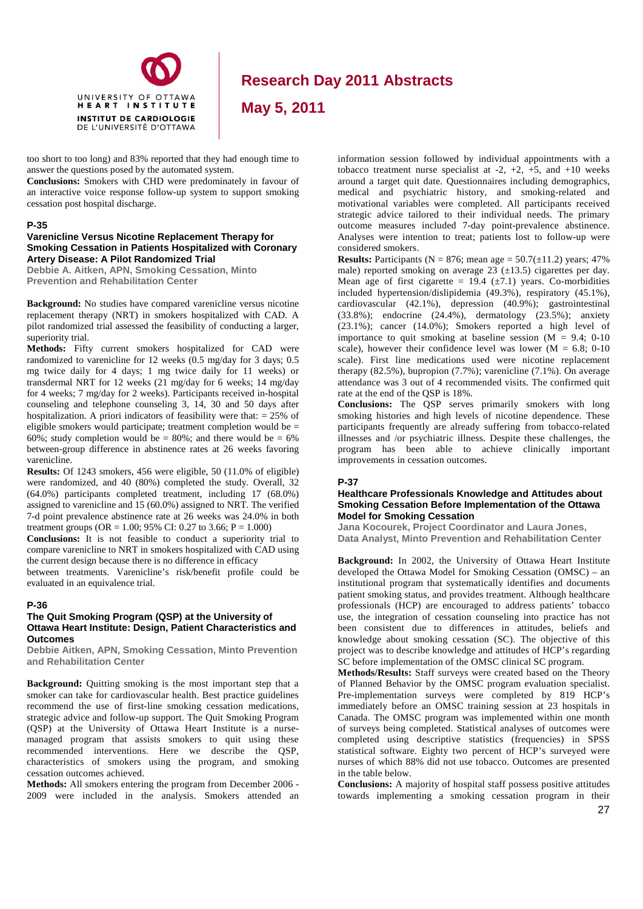too short to too long) and 83% reported that they had enough time to answer the questions posed by the automated system.

**Conclusions:** Smokers with CHD were predominately in favour of an interactive voice response follow-up system to support smoking cessation post hospital discharge.

### P-35

### Varenicline Versus Nicotine Replacement Therapy for Smoking Cessation in Patients Hospitalized with Coronary Artery Disease: A Pilot Randomized Trial

**Debbie A. Aitken, APN, Smoking Cessation, Minto Prevention and Rehabilitation Center**

**Background:** No studies have compared varenicline versus nicotine replacement therapy (NRT) in smokers hospitalized with CAD. A pilot randomized trial assessed the feasibility of conducting a larger, superiority trial.

**Methods:** Fifty current smokers hospitalized for CAD were randomized to varenicline for 12 weeks (0.5 mg/day for 3 days; 0.5 mg twice daily for 4 days; 1 mg twice daily for 11 weeks) or transdermal NRT for 12 weeks (21 mg/day for 6 weeks; 14 mg/day for 4 weeks; 7 mg/day for 2 weeks). Participants received in-hospital counseling and telephone counseling 3, 14, 30 and 50 days after hospitalization. A priori indicators of feasibility were that: = 25% of eligible smokers would participate; treatment completion would be = 60%; study completion would be = 80%; and there would be = 6% between-group difference in abstinence rates at 26 weeks favoring varenicline.

**Results:** Of 1243 smokers, 456 were eligible, 50 (11.0% of eligible) were randomized, and 40 (80%) completed the study. Overall, 32 (64.0%) participants completed treatment, including 17 (68.0%) assigned to varenicline and 15 (60.0%) assigned to NRT. The verified 7-d point prevalence abstinence rate at 26 weeks was 24.0% in both treatment groups (OR = 1.00; 95% CI: 0.27 to 3.66; P = 1.000)

**Conclusions:** It is not feasible to conduct a superiority trial to compare varenicline to NRT in smokers hospitalized with CAD using the current design because there is no difference in efficacy between treatments. Varenicline's risk/benefit profile could be evaluated in an equivalence trial.

### P-36

### The Quit Smoking Program (QSP) at the University of Ottawa Heart Institute: Design, Patient Characteristics and Outcomes

**Debbie Aitken, APN, Smoking Cessation, Minto Prevention and Rehabilitation Center**

**Background:** Quitting smoking is the most important step that a smoker can take for cardiovascular health. Best practice guidelines recommend the use of first-line smoking cessation medications, strategic advice and follow-up support. The Quit Smoking Program (QSP) at the University of Ottawa Heart Institute is a nurse-managed program that assists smokers to quit using these recommended interventions. Here we describe the QSP, characteristics of smokers using the program, and smoking cessation outcomes achieved.

**Methods:** All smokers entering the program from December 2006 - 2009 were included in the analysis. Smokers attended an information session followed by individual appointments with a tobacco treatment nurse specialist at -2, +2, +5, and +10 weeks around a target quit date. Questionnaires including demographics, medical and psychiatric history, and smoking-related and motivational variables were completed. All participants received strategic advice tailored to their individual needs. The primary outcome measures included 7-day point-prevalence abstinence. Analyses were intention to treat; patients lost to follow-up were considered smokers.

**Results:** Participants (N = 876; mean age = 50.7(±11.2) years; 47% male) reported smoking on average 23 (±13.5) cigarettes per day. Mean age of first cigarette = 19.4 (±7.1) years. Co-morbidities included hypertension/dislipidemia (49.3%), respiratory (45.1%), cardiovascular (42.1%), depression (40.9%); gastrointestinal (33.8%); endocrine (24.4%), dermatology (23.5%); anxiety (23.1%); cancer (14.0%); Smokers reported a high level of importance to quit smoking at baseline session (M = 9.4; 0-10 scale), however their confidence level was lower (M = 6.8; 0-10 scale). First line medications used were nicotine replacement therapy (82.5%), bupropion (7.7%); varenicline (7.1%). On average attendance was 3 out of 4 recommended visits. The confirmed quit rate at the end of the QSP is 18%.

**Conclusions:** The QSP serves primarily smokers with long smoking histories and high levels of nicotine dependence. These participants frequently are already suffering from tobacco-related illnesses and /or psychiatric illness. Despite these challenges, the program has been able to achieve clinically important improvements in cessation outcomes.

### P-37

### Healthcare Professionals Knowledge and Attitudes about Smoking Cessation Before Implementation of the Ottawa Model for Smoking Cessation

**Jana Kocourek, Project Coordinator and Laura Jones, Data Analyst, Minto Prevention and Rehabilitation Center**

**Background:** In 2002, the University of Ottawa Heart Institute developed the Ottawa Model for Smoking Cessation (OMSC) – an institutional program that systematically identifies and documents patient smoking status, and provides treatment. Although healthcare professionals (HCP) are encouraged to address patients' tobacco use, the integration of cessation counseling into practice has not been consistent due to differences in attitudes, beliefs and knowledge about smoking cessation (SC). The objective of this project was to describe knowledge and attitudes of HCP's regarding SC before implementation of the OMSC clinical SC program.

**Methods/Results:** Staff surveys were created based on the Theory of Planned Behavior by the OMSC program evaluation specialist. Pre-implementation surveys were completed by 819 HCP's immediately before an OMSC training session at 23 hospitals in Canada. The OMSC program was implemented within one month of surveys being completed. Statistical analyses of outcomes were completed using descriptive statistics (frequencies) in SPSS statistical software. Eighty two percent of HCP's surveyed were nurses of which 88% did not use tobacco. Outcomes are presented in the table below.

**Conclusions:** A majority of hospital staff possess positive attitudes towards implementing a smoking cessation program in their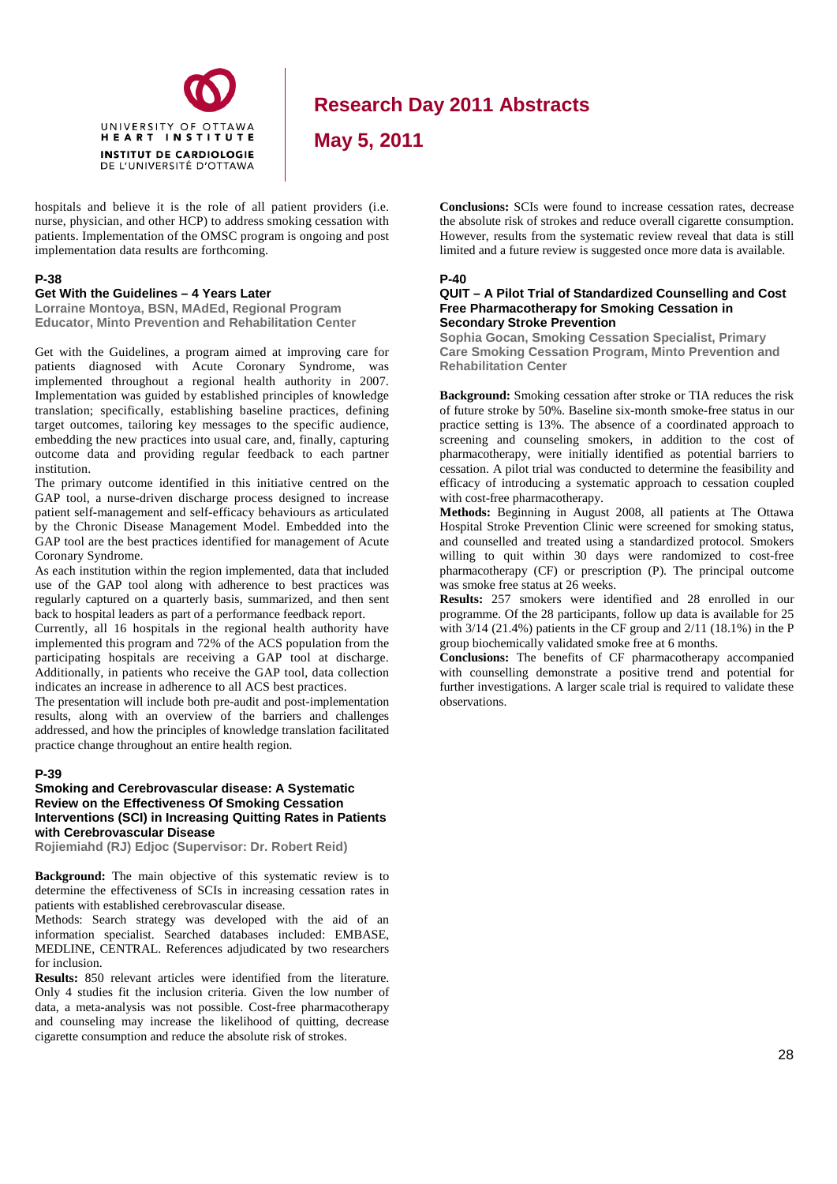hospitals and believe it is the role of all patient providers (i.e. nurse, physician, and other HCP) to address smoking cessation with patients. Implementation of the OMSC program is ongoing and post implementation data results are forthcoming.

## P-38

### Get With the Guidelines – 4 Years Later

**Lorraine Montoya, BSN, MAdEd, Regional Program Educator, Minto Prevention and Rehabilitation Center**

Get with the Guidelines, a program aimed at improving care for patients diagnosed with Acute Coronary Syndrome, was implemented throughout a regional health authority in 2007. Implementation was guided by established principles of knowledge translation; specifically, establishing baseline practices, defining target outcomes, tailoring key messages to the specific audience, embedding the new practices into usual care, and, finally, capturing outcome data and providing regular feedback to each partner institution.

The primary outcome identified in this initiative centred on the GAP tool, a nurse-driven discharge process designed to increase patient self-management and self-efficacy behaviours as articulated by the Chronic Disease Management Model. Embedded into the GAP tool are the best practices identified for management of Acute Coronary Syndrome.

As each institution within the region implemented, data that included use of the GAP tool along with adherence to best practices was regularly captured on a quarterly basis, summarized, and then sent back to hospital leaders as part of a performance feedback report.

Currently, all 16 hospitals in the regional health authority have implemented this program and 72% of the ACS population from the participating hospitals are receiving a GAP tool at discharge. Additionally, in patients who receive the GAP tool, data collection indicates an increase in adherence to all ACS best practices.

The presentation will include both pre-audit and post-implementation results, along with an overview of the barriers and challenges addressed, and how the principles of knowledge translation facilitated practice change throughout an entire health region.

## P-39

### Smoking and Cerebrovascular disease: A Systematic Review on the Effectiveness Of Smoking Cessation Interventions (SCI) in Increasing Quitting Rates in Patients with Cerebrovascular Disease

**Rojiemiahd (RJ) Edjoc (Supervisor: Dr. Robert Reid)**

**Background:** The main objective of this systematic review is to determine the effectiveness of SCIs in increasing cessation rates in patients with established cerebrovascular disease.

Methods: Search strategy was developed with the aid of an information specialist. Searched databases included: EMBASE, MEDLINE, CENTRAL. References adjudicated by two researchers for inclusion.

**Results:** 850 relevant articles were identified from the literature. Only 4 studies fit the inclusion criteria. Given the low number of data, a meta-analysis was not possible. Cost-free pharmacotherapy and counseling may increase the likelihood of quitting, decrease cigarette consumption and reduce the absolute risk of strokes.

**Conclusions:** SCIs were found to increase cessation rates, decrease the absolute risk of strokes and reduce overall cigarette consumption. However, results from the systematic review reveal that data is still limited and a future review is suggested once more data is available.

## P-40

### QUIT – A Pilot Trial of Standardized Counselling and Cost Free Pharmacotherapy for Smoking Cessation in Secondary Stroke Prevention

**Sophia Gocan, Smoking Cessation Specialist, Primary Care Smoking Cessation Program, Minto Prevention and Rehabilitation Center**

**Background:** Smoking cessation after stroke or TIA reduces the risk of future stroke by 50%. Baseline six-month smoke-free status in our practice setting is 13%. The absence of a coordinated approach to screening and counseling smokers, in addition to the cost of pharmacotherapy, were initially identified as potential barriers to cessation. A pilot trial was conducted to determine the feasibility and efficacy of introducing a systematic approach to cessation coupled with cost-free pharmacotherapy.

**Methods:** Beginning in August 2008, all patients at The Ottawa Hospital Stroke Prevention Clinic were screened for smoking status, and counselled and treated using a standardized protocol. Smokers willing to quit within 30 days were randomized to cost-free pharmacotherapy (CF) or prescription (P). The principal outcome was smoke free status at 26 weeks.

**Results:** 257 smokers were identified and 28 enrolled in our programme. Of the 28 participants, follow up data is available for 25 with 3/14 (21.4%) patients in the CF group and 2/11 (18.1%) in the P group biochemically validated smoke free at 6 months.

**Conclusions:** The benefits of CF pharmacotherapy accompanied with counselling demonstrate a positive trend and potential for further investigations. A larger scale trial is required to validate these observations.